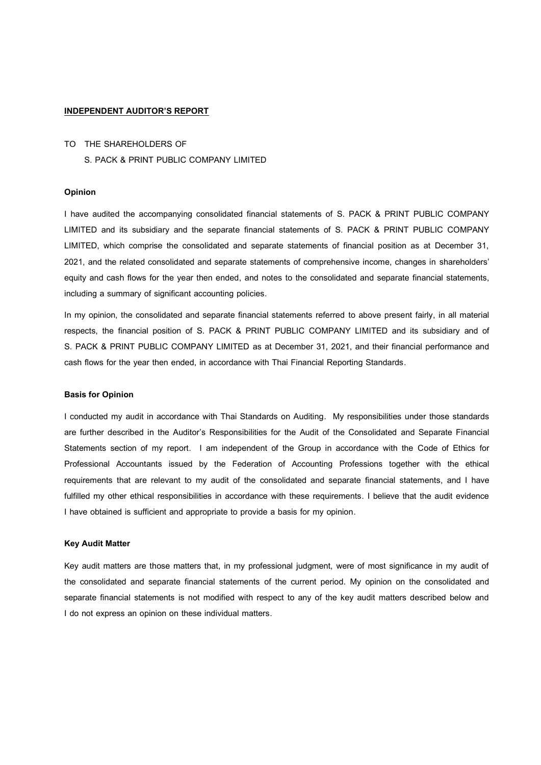## **INDEPENDENT AUDITOR'S REPORT**

TO THE SHAREHOLDERS OF

S. PACK & PRINT PUBLIC COMPANY LIMITED

### Opinion

I have audited the accompanying consolidated financial statements of S. PACK & PRINT PUBLIC COMPANY LIMITED and its subsidiary and the separate financial statements of S. PACK & PRINT PUBLIC COMPANY LIMITED, which comprise the consolidated and separate statements of financial position as at December 31, 2021, and the related consolidated and separate statements of comprehensive income, changes in shareholders' equity and cash flows for the year then ended, and notes to the consolidated and separate financial statements, including a summary of significant accounting policies.

In my opinion, the consolidated and separate financial statements referred to above present fairly, in all material respects, the financial position of S. PACK & PRINT PUBLIC COMPANY LIMITED and its subsidiary and of S. PACK & PRINT PUBLIC COMPANY LIMITED as at December 31, 2021, and their financial performance and cash flows for the year then ended, in accordance with Thai Financial Reporting Standards.

### Basis for Opinion

I conducted my audit in accordance with Thai Standards on Auditing. My responsibilities under those standards are further described in the Auditor's Responsibilities for the Audit of the Consolidated and Separate Financial Statements section of my report. I am independent of the Group in accordance with the Code of Ethics for Professional Accountants issued by the Federation of Accounting Professions together with the ethical requirements that are relevant to my audit of the consolidated and separate financial statements, and I have fulfilled my other ethical responsibilities in accordance with these requirements. I believe that the audit evidence I have obtained is sufficient and appropriate to provide a basis for my opinion.

### Key Audit Matter

Key audit matters are those matters that, in my professional judgment, were of most significance in my audit of the consolidated and separate financial statements of the current period. My opinion on the consolidated and separate financial statements is not modified with respect to any of the key audit matters described below and I do not express an opinion on these individual matters.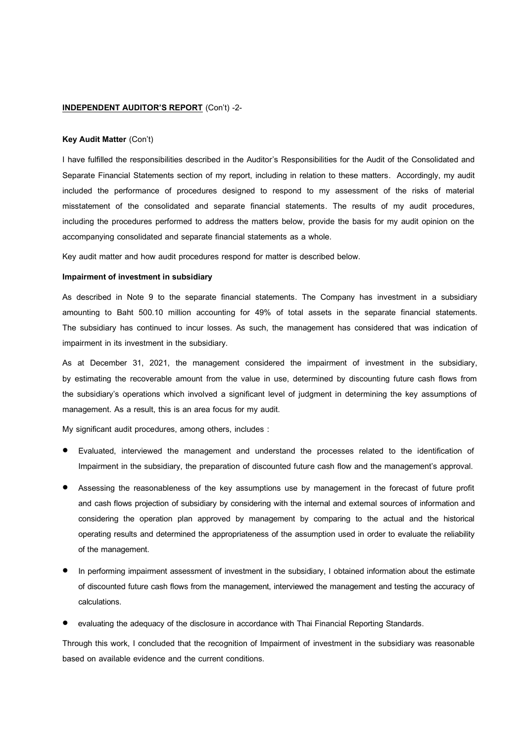**INDEPENDENT AUDITOR'S REPORT** (Con't) -2-

**Key Audit Matter** (Con't)

I have fulfilled the responsibilities described in the Auditor's Responsibilities for the Audit of the Consolidated and Separate Financial Statements section of my report, including in relation to these matters. Accordingly, my audit included the performance of procedures designed to respond to my assessment of the risks of material misstatement of the consolidated and separate financial statements. The results of my audit procedures, including the procedures performed to address the matters below, provide the basis for my audit opinion on the accompanying consolidated and separate financial statements as a whole.

Key audit matter and how audit procedures respond for matter is described below.

**Impairment of investment in subsidiary**

As described in Note 9 to the separate financial statements. The Company has investment in a subsidiary amounting to Baht 500.10 million accounting for 49% of total assets in the separate financial statements. The subsidiary has continued to incur losses. As such, the management has considered that was indication of impairment in its investment in the subsidiary.

As at December 31, 2021, the management considered the impairment of investment in the subsidiary, by estimating the recoverable amount from the value in use, determined by discounting future cash flows from the subsidiary's operations which involved a significant level of judgment in determining the key assumptions of management. As a result, this is an area focus for my audit.

My significant audit procedures, among others, includes :

- Evaluated, interviewed the management and understand the processes related to the identification of Impairment in the subsidiary, the preparation of discounted future cash flow and the management's approval.
- Assessing the reasonableness of the key assumptions use by management in the forecast of future profit and cash flows projection of subsidiary by considering with the internal and external sources of information and considering the operation plan approved by management by comparing to the actual and the historical operating results and determined the appropriateness of the assumption used in order to evaluate the reliability of the management.
- In performing impairment assessment of investment in the subsidiary, I obtained information about the estimate of discounted future cash flows from the management, interviewed the management and testing the accuracy of calculations.
- evaluating the adequacy of the disclosure in accordance with Thai Financial Reporting Standards.

Through this work, I concluded that the recognition of Impairment of investment in the subsidiary was reasonable based on available evidence and the current conditions.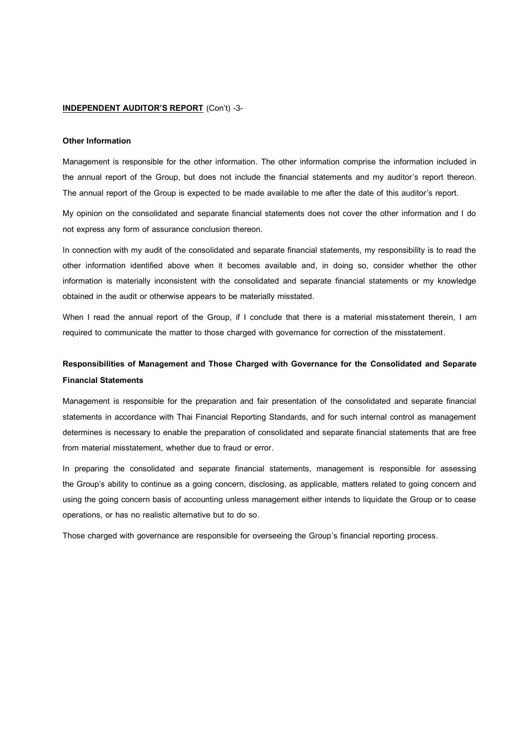**INDEPENDENT AUDITOR'S REPORT** (Con't) -3-

**Other Information**

Management is responsible for the other information. The other information comprise the information included in the annual report of the Group, but does not include the financial statements and my auditor's report thereon. The annual report of the Group is expected to be made available to me after the date of this auditor's report.

My opinion on the consolidated and separate financial statements does not cover the other information and I do not express any form of assurance conclusion thereon.

In connection with my audit of the consolidated and separate financial statements, my responsibility is to read the other information identified above when it becomes available and, in doing so, consider whether the other information is materially inconsistent with the consolidated and separate financial statements or my knowledge obtained in the audit or otherwise appears to be materially misstated.

When I read the annual report of the Group, if I conclude that there is a material misstatement therein, I am required to communicate the matter to those charged with governance for correction of the misstatement.

**Responsibilities of Management and Those Charged with Governance for the Consolidated and Separate Financial Statements**

Management is responsible for the preparation and fair presentation of the consolidated and separate financial statements in accordance with Thai Financial Reporting Standards, and for such internal control as management determines is necessary to enable the preparation of consolidated and separate financial statements that are free from material misstatement, whether due to fraud or error.

In preparing the consolidated and separate financial statements, management is responsible for assessing the Group's ability to continue as a going concern, disclosing, as applicable, matters related to going concern and using the going concern basis of accounting unless management either intends to liquidate the Group or to cease operations, or has no realistic alternative but to do so.

Those charged with governance are responsible for overseeing the Group's financial reporting process.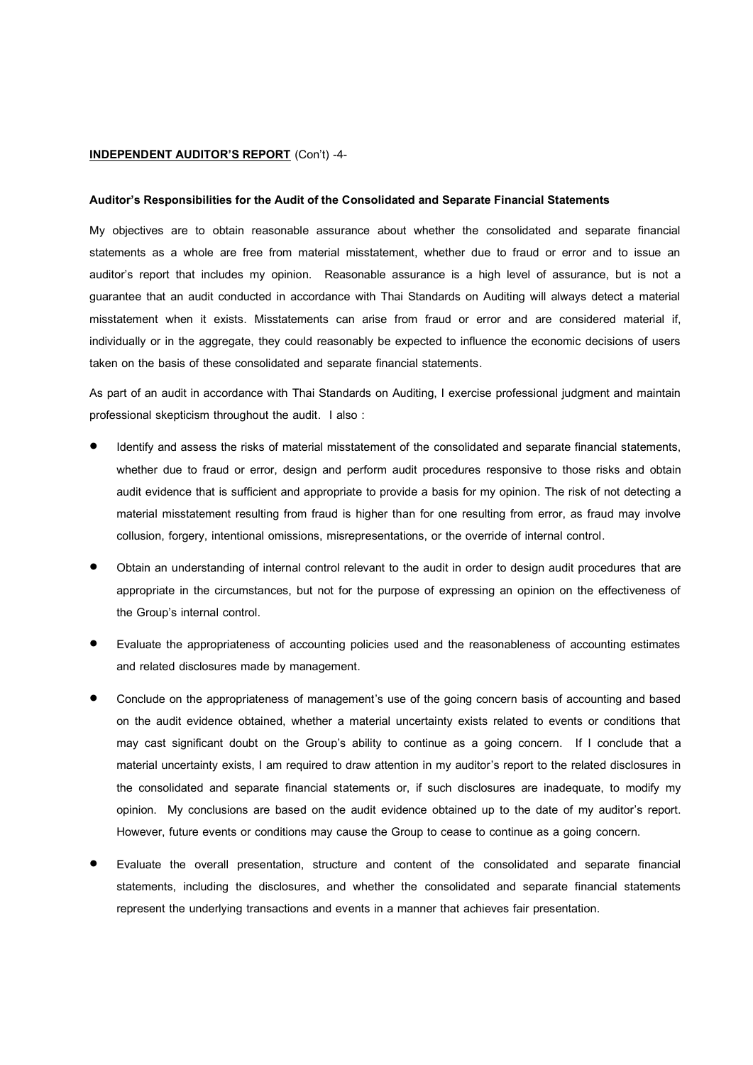**INDEPENDENT AUDITOR'S REPORT** (Con't) -4-

**Auditor's Responsibilities for the Audit of the Consolidated and Separate Financial Statements**

My objectives are to obtain reasonable assurance about whether the consolidated and separate financial statements as a whole are free from material misstatement, whether due to fraud or error and to issue an auditor's report that includes my opinion. Reasonable assurance is a high level of assurance, but is not a guarantee that an audit conducted in accordance with Thai Standards on Auditing will always detect a material misstatement when it exists. Misstatements can arise from fraud or error and are considered material if, individually or in the aggregate, they could reasonably be expected to influence the economic decisions of users taken on the basis of these consolidated and separate financial statements.

As part of an audit in accordance with Thai Standards on Auditing, I exercise professional judgment and maintain professional skepticism throughout the audit. I also :

- Identify and assess the risks of material misstatement of the consolidated and separate financial statements, whether due to fraud or error, design and perform audit procedures responsive to those risks and obtain audit evidence that is sufficient and appropriate to provide a basis for my opinion. The risk of not detecting a material misstatement resulting from fraud is higher than for one resulting from error, as fraud may involve collusion, forgery, intentional omissions, misrepresentations, or the override of internal control.
- Obtain an understanding of internal control relevant to the audit in order to design audit procedures that are appropriate in the circumstances, but not for the purpose of expressing an opinion on the effectiveness of the Group's internal control.
- Evaluate the appropriateness of accounting policies used and the reasonableness of accounting estimates and related disclosures made by management.
- Conclude on the appropriateness of management's use of the going concern basis of accounting and based on the audit evidence obtained, whether a material uncertainty exists related to events or conditions that may cast significant doubt on the Group's ability to continue as a going concern. If I conclude that a material uncertainty exists, I am required to draw attention in my auditor's report to the related disclosures in the consolidated and separate financial statements or, if such disclosures are inadequate, to modify my opinion. My conclusions are based on the audit evidence obtained up to the date of my auditor's report. However, future events or conditions may cause the Group to cease to continue as a going concern.
- Evaluate the overall presentation, structure and content of the consolidated and separate financial statements, including the disclosures, and whether the consolidated and separate financial statements represent the underlying transactions and events in a manner that achieves fair presentation.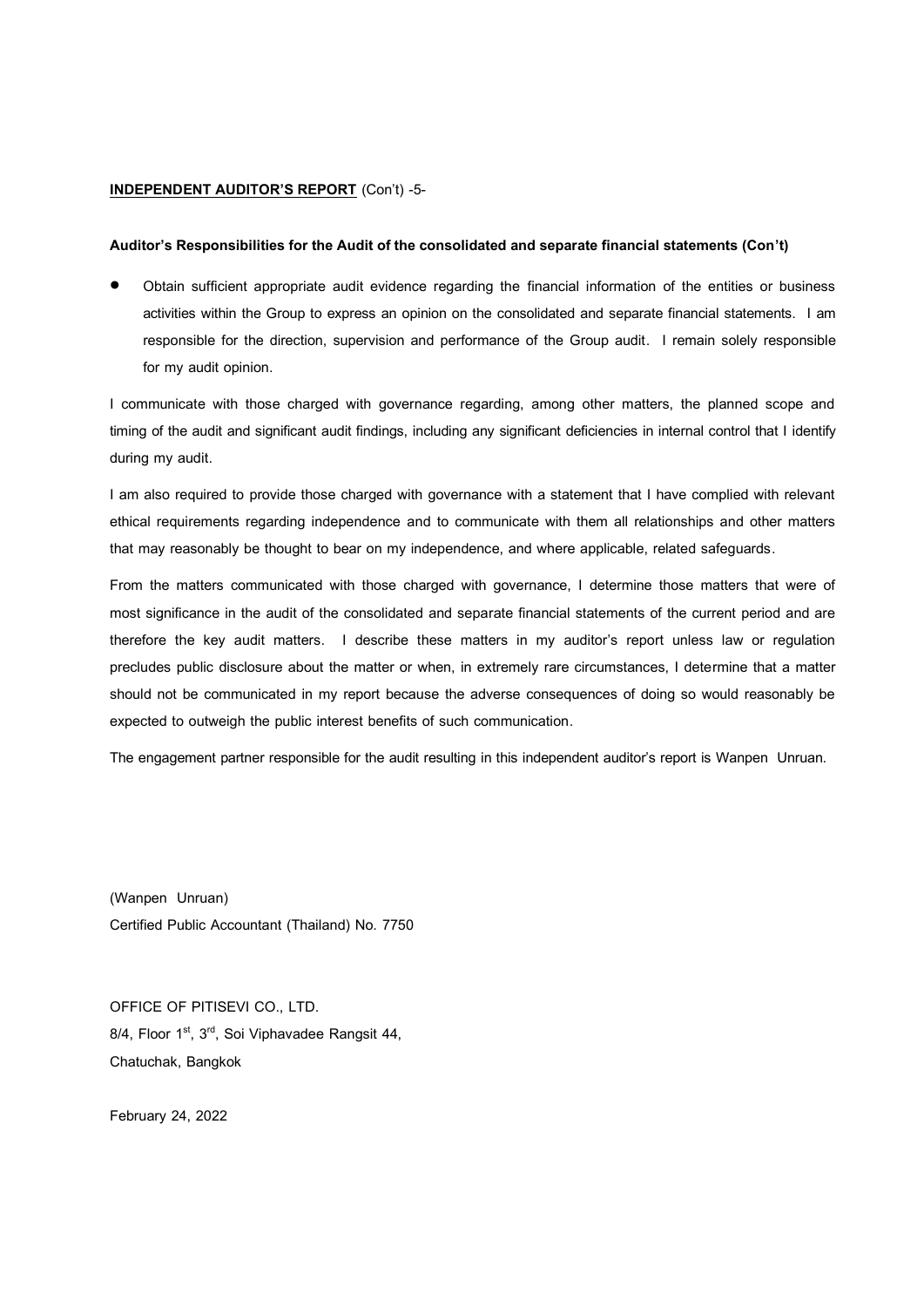**INDEPENDENT AUDITOR'S REPORT** (Con't) -5-

**Auditor's Responsibilities for the Audit of the consolidated and separate financial statements (Con't)**

- Obtain sufficient appropriate audit evidence regarding the financial information of the entities or business activities within the Group to express an opinion on the consolidated and separate financial statements. I am responsible for the direction, supervision and performance of the Group audit. I remain solely responsible for my audit opinion.

I communicate with those charged with governance regarding, among other matters, the planned scope and timing of the audit and significant audit findings, including any significant deficiencies in internal control that I identify during my audit.

I am also required to provide those charged with governance with a statement that I have complied with relevant ethical requirements regarding independence and to communicate with them all relationships and other matters that may reasonably be thought to bear on my independence, and where applicable, related safeguards.

From the matters communicated with those charged with governance, I determine those matters that were of most significance in the audit of the consolidated and separate financial statements of the current period and are therefore the key audit matters. I describe these matters in my auditor's report unless law or regulation precludes public disclosure about the matter or when, in extremely rare circumstances, I determine that a matter should not be communicated in my report because the adverse consequences of doing so would reasonably be expected to outweigh the public interest benefits of such communication.

The engagement partner responsible for the audit resulting in this independent auditor's report is Wanpen Unruan.

(Wanpen Unruan)
Certified Public Accountant (Thailand) No. 7750

OFFICE OF PITISEVI CO., LTD.
8/4, Floor 1st, 3rd, Soi Viphavadee Rangsit 44,
Chatuchak, Bangkok

February 24, 2022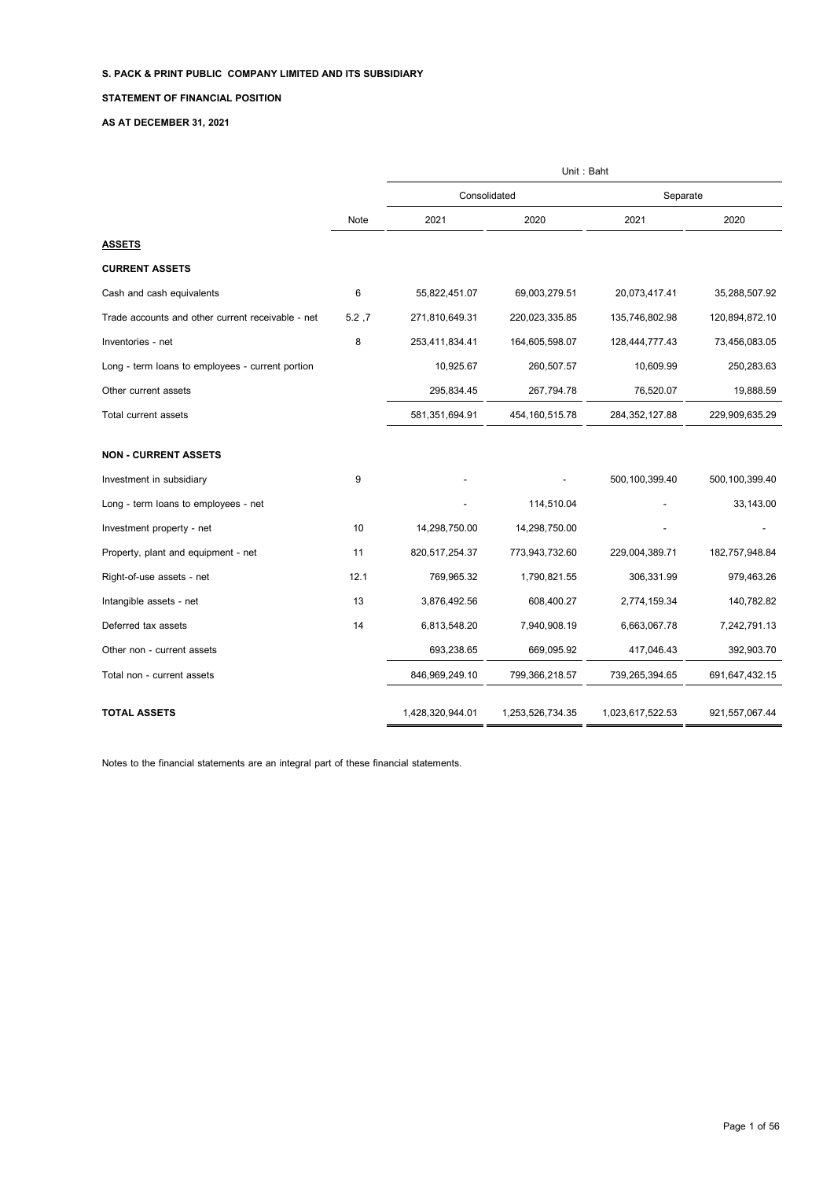**S. PACK & PRINT PUBLIC COMPANY LIMITED AND ITS SUBSIDIARY**

**STATEMENT OF FINANCIAL POSITION**

**AS AT DECEMBER 31, 2021**

| | | Unit : Baht | | | |
|---|---|---|---|---|---|
| | | Consolidated | | Separate | |
| | Note | 2021 | 2020 | 2021 | 2020 |
| **ASSETS** | | | | | |
| **CURRENT ASSETS** | | | | | |
| Cash and cash equivalents | 6 | 55,822,451.07 | 69,003,279.51 | 20,073,417.41 | 35,288,507.92 |
| Trade accounts and other current receivable - net | 5.2 ,7 | 271,810,649.31 | 220,023,335.85 | 135,746,802.98 | 120,894,872.10 |
| Inventories - net | 8 | 253,411,834.41 | 164,605,598.07 | 128,444,777.43 | 73,456,083.05 |
| Long - term loans to employees - current portion | | 10,925.67 | 260,507.57 | 10,609.99 | 250,283.63 |
| Other current assets | | 295,834.45 | 267,794.78 | 76,520.07 | 19,888.59 |
| Total current assets | | 581,351,694.91 | 454,160,515.78 | 284,352,127.88 | 229,909,635.29 |
| **NON - CURRENT ASSETS** | | | | | |
| Investment in subsidiary | 9 | - | - | 500,100,399.40 | 500,100,399.40 |
| Long - term loans to employees - net | | - | 114,510.04 | - | 33,143.00 |
| Investment property - net | 10 | 14,298,750.00 | 14,298,750.00 | - | - |
| Property, plant and equipment - net | 11 | 820,517,254.37 | 773,943,732.60 | 229,004,389.71 | 182,757,948.84 |
| Right-of-use assets - net | 12.1 | 769,965.32 | 1,790,821.55 | 306,331.99 | 979,463.26 |
| Intangible assets - net | 13 | 3,876,492.56 | 608,400.27 | 2,774,159.34 | 140,782.82 |
| Deferred tax assets | 14 | 6,813,548.20 | 7,940,908.19 | 6,663,067.78 | 7,242,791.13 |
| Other non - current assets | | 693,238.65 | 669,095.92 | 417,046.43 | 392,903.70 |
| Total non - current assets | | 846,969,249.10 | 799,366,218.57 | 739,265,394.65 | 691,647,432.15 |
| **TOTAL ASSETS** | | 1,428,320,944.01 | 1,253,526,734.35 | 1,023,617,522.53 | 921,557,067.44 |

Notes to the financial statements are an integral part of these financial statements.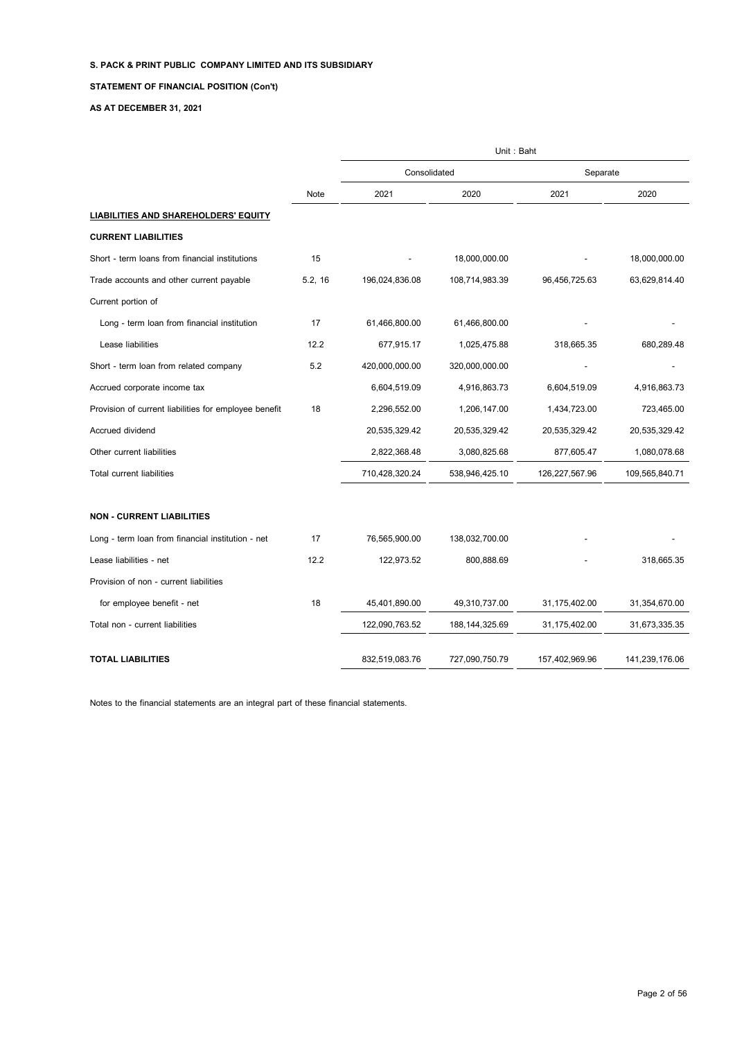**S. PACK & PRINT PUBLIC COMPANY LIMITED AND ITS SUBSIDIARY**

**STATEMENT OF FINANCIAL POSITION (Con't)**

**AS AT DECEMBER 31, 2021**

| | | Unit : Baht | | | |
|---|---|---|---|---|---|
| | | Consolidated | | Separate | |
| | Note | 2021 | 2020 | 2021 | 2020 |
| **LIABILITIES AND SHAREHOLDERS' EQUITY** | | | | | |
| **CURRENT LIABILITIES** | | | | | |
| Short - term loans from financial institutions | 15 | - | 18,000,000.00 | - | 18,000,000.00 |
| Trade accounts and other current payable | 5.2, 16 | 196,024,836.08 | 108,714,983.39 | 96,456,725.63 | 63,629,814.40 |
| Current portion of | | | | | |
| Long - term loan from financial institution | 17 | 61,466,800.00 | 61,466,800.00 | - | - |
| Lease liabilities | 12.2 | 677,915.17 | 1,025,475.88 | 318,665.35 | 680,289.48 |
| Short - term loan from related company | 5.2 | 420,000,000.00 | 320,000,000.00 | - | - |
| Accrued corporate income tax | | 6,604,519.09 | 4,916,863.73 | 6,604,519.09 | 4,916,863.73 |
| Provision of current liabilities for employee benefit | 18 | 2,296,552.00 | 1,206,147.00 | 1,434,723.00 | 723,465.00 |
| Accrued dividend | | 20,535,329.42 | 20,535,329.42 | 20,535,329.42 | 20,535,329.42 |
| Other current liabilities | | 2,822,368.48 | 3,080,825.68 | 877,605.47 | 1,080,078.68 |
| Total current liabilities | | 710,428,320.24 | 538,946,425.10 | 126,227,567.96 | 109,565,840.71 |
| **NON - CURRENT LIABILITIES** | | | | | |
| Long - term loan from financial institution - net | 17 | 76,565,900.00 | 138,032,700.00 | - | - |
| Lease liabilities - net | 12.2 | 122,973.52 | 800,888.69 | - | 318,665.35 |
| Provision of non - current liabilities | | | | | |
| for employee benefit - net | 18 | 45,401,890.00 | 49,310,737.00 | 31,175,402.00 | 31,354,670.00 |
| Total non - current liabilities | | 122,090,763.52 | 188,144,325.69 | 31,175,402.00 | 31,673,335.35 |
| **TOTAL LIABILITIES** | | 832,519,083.76 | 727,090,750.79 | 157,402,969.96 | 141,239,176.06 |

Notes to the financial statements are an integral part of these financial statements.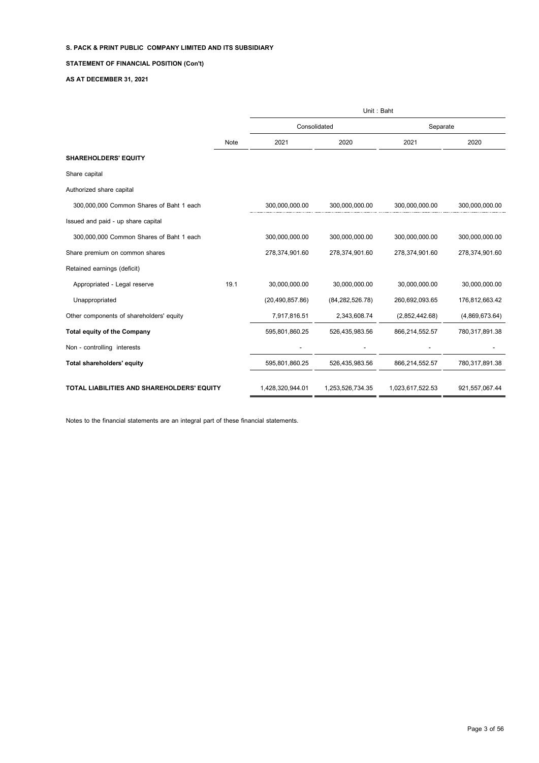**S. PACK & PRINT PUBLIC COMPANY LIMITED AND ITS SUBSIDIARY**

**STATEMENT OF FINANCIAL POSITION (Con't)**

**AS AT DECEMBER 31, 2021**

| | | Unit : Baht | | | |
|---|---|---|---|---|---|
| | | Consolidated | | Separate | |
| | Note | 2021 | 2020 | 2021 | 2020 |
| **SHAREHOLDERS' EQUITY** | | | | | |
| Share capital | | | | | |
| Authorized share capital | | | | | |
| 300,000,000 Common Shares of Baht 1 each | | 300,000,000.00 | 300,000,000.00 | 300,000,000.00 | 300,000,000.00 |
| Issued and paid - up share capital | | | | | |
| 300,000,000 Common Shares of Baht 1 each | | 300,000,000.00 | 300,000,000.00 | 300,000,000.00 | 300,000,000.00 |
| Share premium on common shares | | 278,374,901.60 | 278,374,901.60 | 278,374,901.60 | 278,374,901.60 |
| Retained earnings (deficit) | | | | | |
| Appropriated - Legal reserve | 19.1 | 30,000,000.00 | 30,000,000.00 | 30,000,000.00 | 30,000,000.00 |
| Unappropriated | | (20,490,857.86) | (84,282,526.78) | 260,692,093.65 | 176,812,663.42 |
| Other components of shareholders' equity | | 7,917,816.51 | 2,343,608.74 | (2,852,442.68) | (4,869,673.64) |
| **Total equity of the Company** | | 595,801,860.25 | 526,435,983.56 | 866,214,552.57 | 780,317,891.38 |
| Non - controlling interests | | - | - | - | - |
| **Total shareholders' equity** | | 595,801,860.25 | 526,435,983.56 | 866,214,552.57 | 780,317,891.38 |
| **TOTAL LIABILITIES AND SHAREHOLDERS' EQUITY** | | 1,428,320,944.01 | 1,253,526,734.35 | 1,023,617,522.53 | 921,557,067.44 |

Notes to the financial statements are an integral part of these financial statements.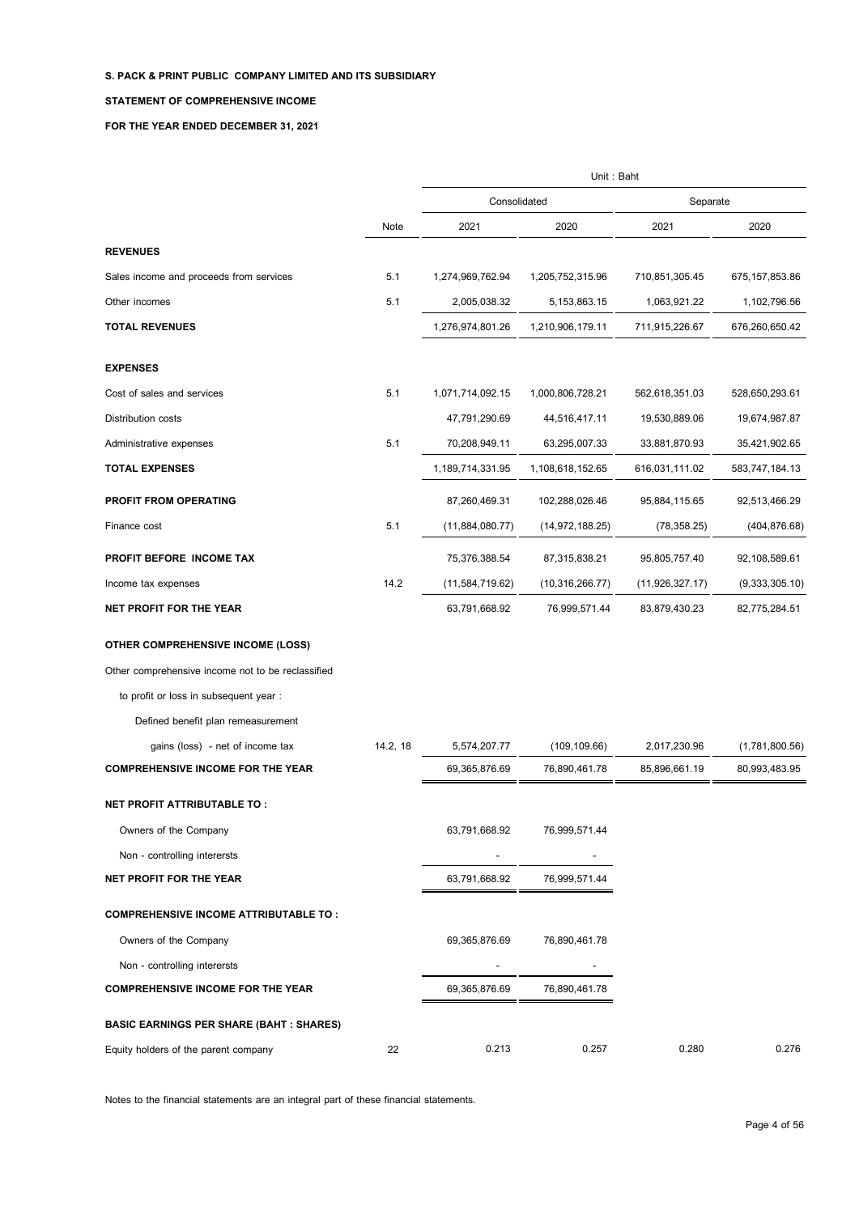**S. PACK & PRINT PUBLIC COMPANY LIMITED AND ITS SUBSIDIARY**

**STATEMENT OF COMPREHENSIVE INCOME**

**FOR THE YEAR ENDED DECEMBER 31, 2021**

| | | Unit : Baht | | | |
|---|---|---|---|---|---|
| | | Consolidated | | Separate | |
| | Note | 2021 | 2020 | 2021 | 2020 |
| **REVENUES** | | | | | |
| Sales income and proceeds from services | 5.1 | 1,274,969,762.94 | 1,205,752,315.96 | 710,851,305.45 | 675,157,853.86 |
| Other incomes | 5.1 | 2,005,038.32 | 5,153,863.15 | 1,063,921.22 | 1,102,796.56 |
| **TOTAL REVENUES** | | 1,276,974,801.26 | 1,210,906,179.11 | 711,915,226.67 | 676,260,650.42 |
| **EXPENSES** | | | | | |
| Cost of sales and services | 5.1 | 1,071,714,092.15 | 1,000,806,728.21 | 562,618,351.03 | 528,650,293.61 |
| Distribution costs | | 47,791,290.69 | 44,516,417.11 | 19,530,889.06 | 19,674,987.87 |
| Administrative expenses | 5.1 | 70,208,949.11 | 63,295,007.33 | 33,881,870.93 | 35,421,902.65 |
| **TOTAL EXPENSES** | | 1,189,714,331.95 | 1,108,618,152.65 | 616,031,111.02 | 583,747,184.13 |
| **PROFIT FROM OPERATING** | | 87,260,469.31 | 102,288,026.46 | 95,884,115.65 | 92,513,466.29 |
| Finance cost | 5.1 | (11,884,080.77) | (14,972,188.25) | (78,358.25) | (404,876.68) |
| **PROFIT BEFORE INCOME TAX** | | 75,376,388.54 | 87,315,838.21 | 95,805,757.40 | 92,108,589.61 |
| Income tax expenses | 14.2 | (11,584,719.62) | (10,316,266.77) | (11,926,327.17) | (9,333,305.10) |
| **NET PROFIT FOR THE YEAR** | | 63,791,668.92 | 76,999,571.44 | 83,879,430.23 | 82,775,284.51 |
| **OTHER COMPREHENSIVE INCOME (LOSS)** | | | | | |
| Other comprehensive income not to be reclassified | | | | | |
| to profit or loss in subsequent year : | | | | | |
| Defined benefit plan remeasurement | | | | | |
| gains (loss) - net of income tax | 14.2, 18 | 5,574,207.77 | (109,109.66) | 2,017,230.96 | (1,781,800.56) |
| **COMPREHENSIVE INCOME FOR THE YEAR** | | 69,365,876.69 | 76,890,461.78 | 85,896,661.19 | 80,993,483.95 |
| **NET PROFIT ATTRIBUTABLE TO :** | | | | | |
| Owners of the Company | | 63,791,668.92 | 76,999,571.44 | | |
| Non - controlling interersts | | - | - | | |
| **NET PROFIT FOR THE YEAR** | | 63,791,668.92 | 76,999,571.44 | | |
| **COMPREHENSIVE INCOME ATTRIBUTABLE TO :** | | | | | |
| Owners of the Company | | 69,365,876.69 | 76,890,461.78 | | |
| Non - controlling interersts | | - | - | | |
| **COMPREHENSIVE INCOME FOR THE YEAR** | | 69,365,876.69 | 76,890,461.78 | | |
| **BASIC EARNINGS PER SHARE (BAHT : SHARES)** | | | | | |
| Equity holders of the parent company | 22 | 0.213 | 0.257 | 0.280 | 0.276 |

Notes to the financial statements are an integral part of these financial statements.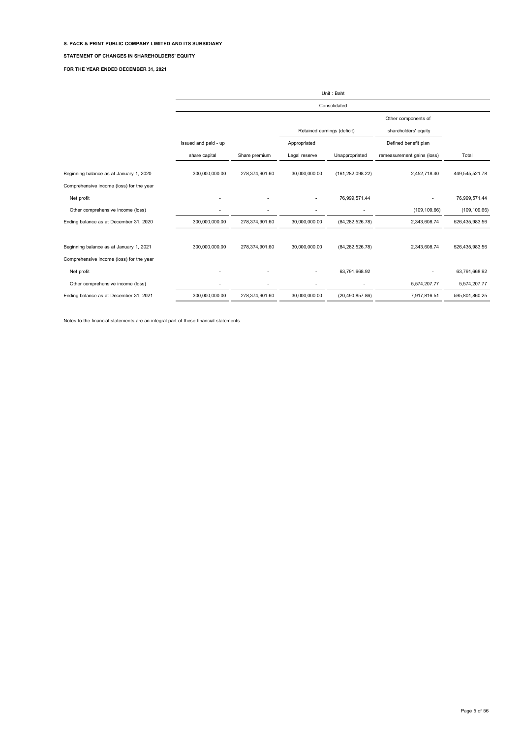**S. PACK & PRINT PUBLIC COMPANY LIMITED AND ITS SUBSIDIARY**

**STATEMENT OF CHANGES IN SHAREHOLDERS' EQUITY**

**FOR THE YEAR ENDED DECEMBER 31, 2021**

| | Unit : Baht | | | | | |
|---|---|---|---|---|---|---|
| | Consolidated | | | | | |
| | | | | | Other components of | |
| | | | Retained earnings (deficit) | | shareholders' equity | |
| | Issued and paid - up | | Appropriated | | Defined benefit plan | |
| | share capital | Share premium | Legal reserve | Unappropriated | remeasurement gains (loss) | Total |
| Beginning balance as at January 1, 2020 | 300,000,000.00 | 278,374,901.60 | 30,000,000.00 | (161,282,098.22) | 2,452,718.40 | 449,545,521.78 |
| Comprehensive income (loss) for the year | | | | | | |
| Net profit | - | - | - | 76,999,571.44 | - | 76,999,571.44 |
| Other comprehensive income (loss) | - | - | - | - | (109,109.66) | (109,109.66) |
| Ending balance as at December 31, 2020 | 300,000,000.00 | 278,374,901.60 | 30,000,000.00 | (84,282,526.78) | 2,343,608.74 | 526,435,983.56 |
| Beginning balance as at January 1, 2021 | 300,000,000.00 | 278,374,901.60 | 30,000,000.00 | (84,282,526.78) | 2,343,608.74 | 526,435,983.56 |
| Comprehensive income (loss) for the year | | | | | | |
| Net profit | - | - | - | 63,791,668.92 | - | 63,791,668.92 |
| Other comprehensive income (loss) | - | - | - | - | 5,574,207.77 | 5,574,207.77 |
| Ending balance as at December 31, 2021 | 300,000,000.00 | 278,374,901.60 | 30,000,000.00 | (20,490,857.86) | 7,917,816.51 | 595,801,860.25 |

Notes to the financial statements are an integral part of these financial statements.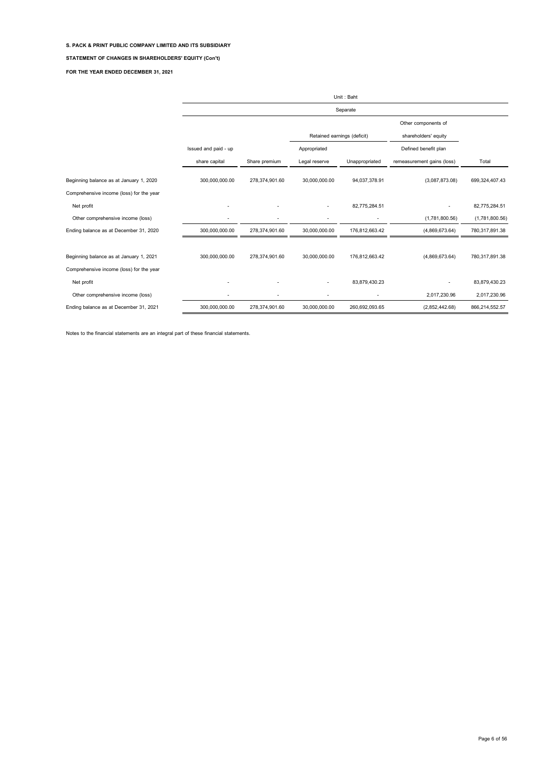**S. PACK & PRINT PUBLIC COMPANY LIMITED AND ITS SUBSIDIARY**

**STATEMENT OF CHANGES IN SHAREHOLDERS' EQUITY (Con't)**

**FOR THE YEAR ENDED DECEMBER 31, 2021**

Unit : Baht

| | Separate | | | | | |
|---|---|---|---|---|---|---|
| | | | | | Other components of | |
| | | | Retained earnings (deficit) | | shareholders' equity | |
| | Issued and paid - up | | Appropriated | | Defined benefit plan | |
| | share capital | Share premium | Legal reserve | Unappropriated | remeasurement gains (loss) | Total |
| Beginning balance as at January 1, 2020 | 300,000,000.00 | 278,374,901.60 | 30,000,000.00 | 94,037,378.91 | (3,087,873.08) | 699,324,407.43 |
| Comprehensive income (loss) for the year | | | | | | |
| Net profit | - | - | - | 82,775,284.51 | - | 82,775,284.51 |
| Other comprehensive income (loss) | - | - | - | - | (1,781,800.56) | (1,781,800.56) |
| Ending balance as at December 31, 2020 | 300,000,000.00 | 278,374,901.60 | 30,000,000.00 | 176,812,663.42 | (4,869,673.64) | 780,317,891.38 |
| | | | | | | |
| Beginning balance as at January 1, 2021 | 300,000,000.00 | 278,374,901.60 | 30,000,000.00 | 176,812,663.42 | (4,869,673.64) | 780,317,891.38 |
| Comprehensive income (loss) for the year | | | | | | |
| Net profit | - | - | - | 83,879,430.23 | - | 83,879,430.23 |
| Other comprehensive income (loss) | - | - | - | - | 2,017,230.96 | 2,017,230.96 |
| Ending balance as at December 31, 2021 | 300,000,000.00 | 278,374,901.60 | 30,000,000.00 | 260,692,093.65 | (2,852,442.68) | 866,214,552.57 |

Notes to the financial statements are an integral part of these financial statements.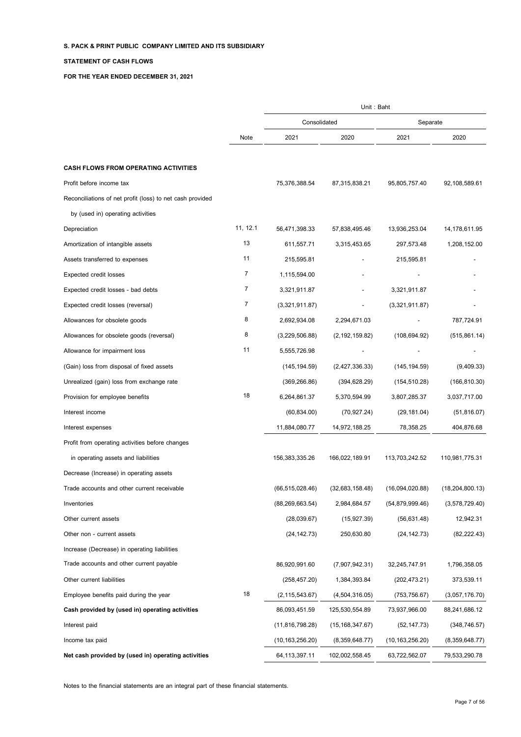**S. PACK & PRINT PUBLIC COMPANY LIMITED AND ITS SUBSIDIARY**

**STATEMENT OF CASH FLOWS**

**FOR THE YEAR ENDED DECEMBER 31, 2021**

| | | Unit : Baht | | | |
|---|---|---|---|---|---|
| | | Consolidated | | Separate | |
| | Note | 2021 | 2020 | 2021 | 2020 |
| **CASH FLOWS FROM OPERATING ACTIVITIES** | | | | | |
| Profit before income tax | | 75,376,388.54 | 87,315,838.21 | 95,805,757.40 | 92,108,589.61 |
| Reconciliations of net profit (loss) to net cash provided | | | | | |
| by (used in) operating activities | | | | | |
| Depreciation | 11, 12.1 | 56,471,398.33 | 57,838,495.46 | 13,936,253.04 | 14,178,611.95 |
| Amortization of intangible assets | 13 | 611,557.71 | 3,315,453.65 | 297,573.48 | 1,208,152.00 |
| Assets transferred to expenses | 11 | 215,595.81 | - | 215,595.81 | - |
| Expected credit losses | 7 | 1,115,594.00 | - | - | - |
| Expected credit losses - bad debts | 7 | 3,321,911.87 | - | 3,321,911.87 | - |
| Expected credit losses (reversal) | 7 | (3,321,911.87) | - | (3,321,911.87) | - |
| Allowances for obsolete goods | 8 | 2,692,934.08 | 2,294,671.03 | - | 787,724.91 |
| Allowances for obsolete goods (reversal) | 8 | (3,229,506.88) | (2,192,159.82) | (108,694.92) | (515,861.14) |
| Allowance for impairment loss | 11 | 5,555,726.98 | - | - | - |
| (Gain) loss from disposal of fixed assets | | (145,194.59) | (2,427,336.33) | (145,194.59) | (9,409.33) |
| Unrealized (gain) loss from exchange rate | | (369,266.86) | (394,628.29) | (154,510.28) | (166,810.30) |
| Provision for employee benefits | 18 | 6,264,861.37 | 5,370,594.99 | 3,807,285.37 | 3,037,717.00 |
| Interest income | | (60,834.00) | (70,927.24) | (29,181.04) | (51,816.07) |
| Interest expenses | | 11,884,080.77 | 14,972,188.25 | 78,358.25 | 404,876.68 |
| Profit from operating activities before changes | | | | | |
| in operating assets and liabilities | | 156,383,335.26 | 166,022,189.91 | 113,703,242.52 | 110,981,775.31 |
| Decrease (Increase) in operating assets | | | | | |
| Trade accounts and other current receivable | | (66,515,028.46) | (32,683,158.48) | (16,094,020.88) | (18,204,800.13) |
| Inventories | | (88,269,663.54) | 2,984,684.57 | (54,879,999.46) | (3,578,729.40) |
| Other current assets | | (28,039.67) | (15,927.39) | (56,631.48) | 12,942.31 |
| Other non - current assets | | (24,142.73) | 250,630.80 | (24,142.73) | (82,222.43) |
| Increase (Decrease) in operating liabilities | | | | | |
| Trade accounts and other current payable | | 86,920,991.60 | (7,907,942.31) | 32,245,747.91 | 1,796,358.05 |
| Other current liabilities | | (258,457.20) | 1,384,393.84 | (202,473.21) | 373,539.11 |
| Employee benefits paid during the year | 18 | (2,115,543.67) | (4,504,316.05) | (753,756.67) | (3,057,176.70) |
| **Cash provided by (used in) operating activities** | | 86,093,451.59 | 125,530,554.89 | 73,937,966.00 | 88,241,686.12 |
| Interest paid | | (11,816,798.28) | (15,168,347.67) | (52,147.73) | (348,746.57) |
| Income tax paid | | (10,163,256.20) | (8,359,648.77) | (10,163,256.20) | (8,359,648.77) |
| **Net cash provided by (used in) operating activities** | | 64,113,397.11 | 102,002,558.45 | 63,722,562.07 | 79,533,290.78 |

Notes to the financial statements are an integral part of these financial statements.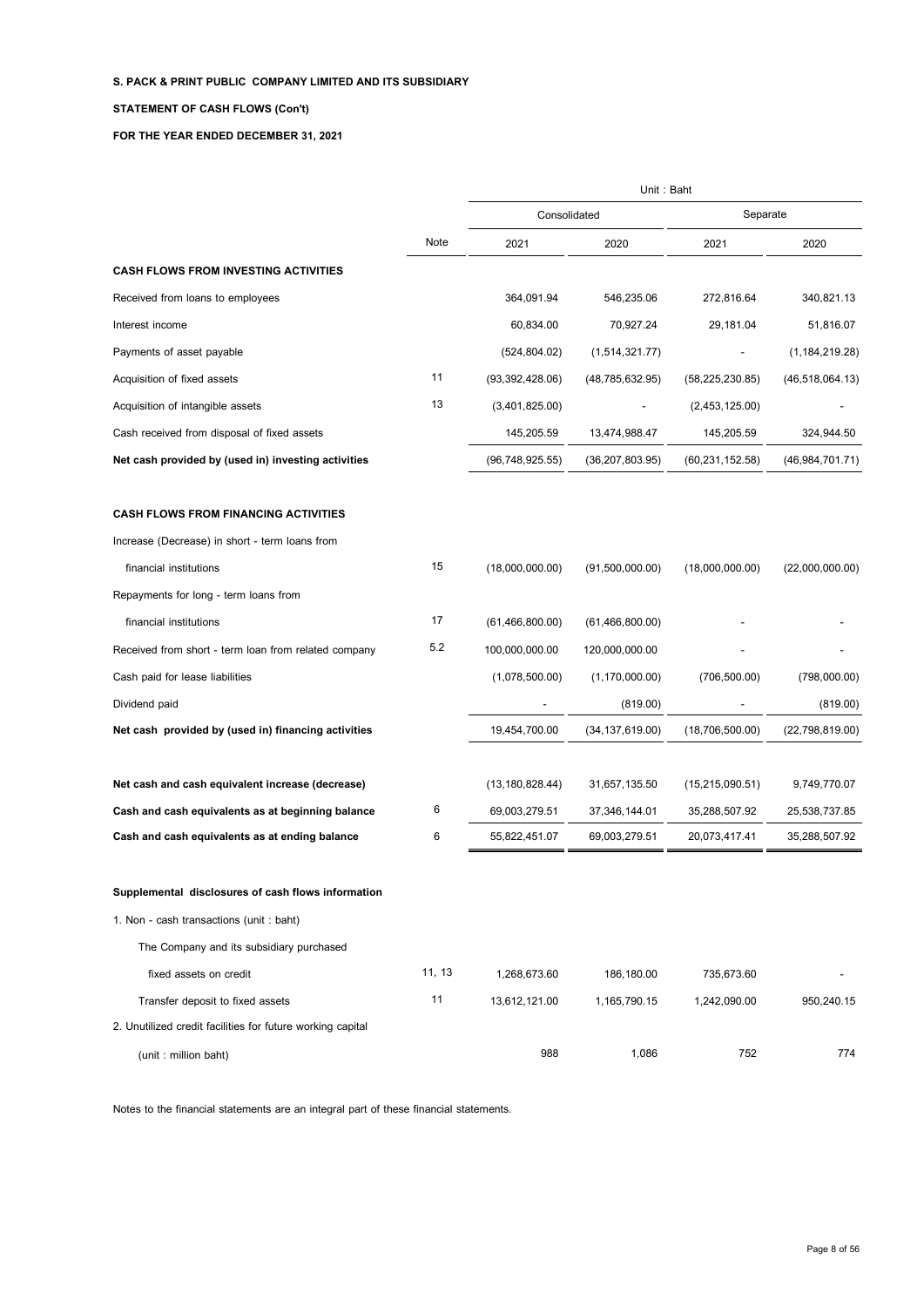**S. PACK & PRINT PUBLIC COMPANY LIMITED AND ITS SUBSIDIARY**

**STATEMENT OF CASH FLOWS (Con't)**

**FOR THE YEAR ENDED DECEMBER 31, 2021**

| | | Unit : Baht | | | |
|---|---|---|---|---|---|
| | | Consolidated | | Separate | |
| | Note | 2021 | 2020 | 2021 | 2020 |
| **CASH FLOWS FROM INVESTING ACTIVITIES** | | | | | |
| Received from loans to employees | | 364,091.94 | 546,235.06 | 272,816.64 | 340,821.13 |
| Interest income | | 60,834.00 | 70,927.24 | 29,181.04 | 51,816.07 |
| Payments of asset payable | | (524,804.02) | (1,514,321.77) | - | (1,184,219.28) |
| Acquisition of fixed assets | 11 | (93,392,428.06) | (48,785,632.95) | (58,225,230.85) | (46,518,064.13) |
| Acquisition of intangible assets | 13 | (3,401,825.00) | - | (2,453,125.00) | - |
| Cash received from disposal of fixed assets | | 145,205.59 | 13,474,988.47 | 145,205.59 | 324,944.50 |
| **Net cash provided by (used in) investing activities** | | (96,748,925.55) | (36,207,803.95) | (60,231,152.58) | (46,984,701.71) |
| **CASH FLOWS FROM FINANCING ACTIVITIES** | | | | | |
| Increase (Decrease) in short - term loans from | | | | | |
| financial institutions | 15 | (18,000,000.00) | (91,500,000.00) | (18,000,000.00) | (22,000,000.00) |
| Repayments for long - term loans from | | | | | |
| financial institutions | 17 | (61,466,800.00) | (61,466,800.00) | - | - |
| Received from short - term loan from related company | 5.2 | 100,000,000.00 | 120,000,000.00 | - | - |
| Cash paid for lease liabilities | | (1,078,500.00) | (1,170,000.00) | (706,500.00) | (798,000.00) |
| Dividend paid | | - | (819.00) | - | (819.00) |
| **Net cash provided by (used in) financing activities** | | 19,454,700.00 | (34,137,619.00) | (18,706,500.00) | (22,798,819.00) |
| **Net cash and cash equivalent increase (decrease)** | | (13,180,828.44) | 31,657,135.50 | (15,215,090.51) | 9,749,770.07 |
| **Cash and cash equivalents as at beginning balance** | 6 | 69,003,279.51 | 37,346,144.01 | 35,288,507.92 | 25,538,737.85 |
| **Cash and cash equivalents as at ending balance** | 6 | 55,822,451.07 | 69,003,279.51 | 20,073,417.41 | 35,288,507.92 |
| **Supplemental disclosures of cash flows information** | | | | | |
| 1. Non - cash transactions (unit : baht) | | | | | |
| The Company and its subsidiary purchased | | | | | |
| fixed assets on credit | 11, 13 | 1,268,673.60 | 186,180.00 | 735,673.60 | - |
| Transfer deposit to fixed assets | 11 | 13,612,121.00 | 1,165,790.15 | 1,242,090.00 | 950,240.15 |
| 2. Unutilized credit facilities for future working capital | | | | | |
| (unit : million baht) | | 988 | 1,086 | 752 | 774 |

Notes to the financial statements are an integral part of these financial statements.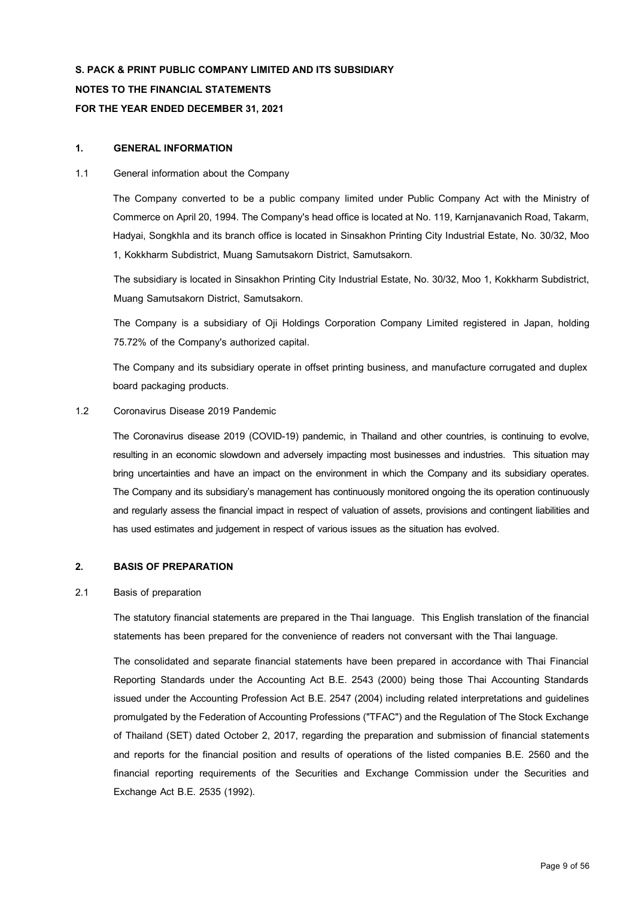**S. PACK & PRINT PUBLIC COMPANY LIMITED AND ITS SUBSIDIARY**

**NOTES TO THE FINANCIAL STATEMENTS**

**FOR THE YEAR ENDED DECEMBER 31, 2021**

## 1. GENERAL INFORMATION

1.1 General information about the Company

The Company converted to be a public company limited under Public Company Act with the Ministry of Commerce on April 20, 1994. The Company's head office is located at No. 119, Karnjanavanich Road, Takarm, Hadyai, Songkhla and its branch office is located in Sinsakhon Printing City Industrial Estate, No. 30/32, Moo 1, Kokkharm Subdistrict, Muang Samutsakorn District, Samutsakorn.

The subsidiary is located in Sinsakhon Printing City Industrial Estate, No. 30/32, Moo 1, Kokkharm Subdistrict, Muang Samutsakorn District, Samutsakorn.

The Company is a subsidiary of Oji Holdings Corporation Company Limited registered in Japan, holding 75.72% of the Company's authorized capital.

The Company and its subsidiary operate in offset printing business, and manufacture corrugated and duplex board packaging products.

1.2 Coronavirus Disease 2019 Pandemic

The Coronavirus disease 2019 (COVID-19) pandemic, in Thailand and other countries, is continuing to evolve, resulting in an economic slowdown and adversely impacting most businesses and industries. This situation may bring uncertainties and have an impact on the environment in which the Company and its subsidiary operates. The Company and its subsidiary's management has continuously monitored ongoing the its operation continuously and regularly assess the financial impact in respect of valuation of assets, provisions and contingent liabilities and has used estimates and judgement in respect of various issues as the situation has evolved.

## 2. BASIS OF PREPARATION

2.1 Basis of preparation

The statutory financial statements are prepared in the Thai language. This English translation of the financial statements has been prepared for the convenience of readers not conversant with the Thai language.

The consolidated and separate financial statements have been prepared in accordance with Thai Financial Reporting Standards under the Accounting Act B.E. 2543 (2000) being those Thai Accounting Standards issued under the Accounting Profession Act B.E. 2547 (2004) including related interpretations and guidelines promulgated by the Federation of Accounting Professions ("TFAC") and the Regulation of The Stock Exchange of Thailand (SET) dated October 2, 2017, regarding the preparation and submission of financial statements and reports for the financial position and results of operations of the listed companies B.E. 2560 and the financial reporting requirements of the Securities and Exchange Commission under the Securities and Exchange Act B.E. 2535 (1992).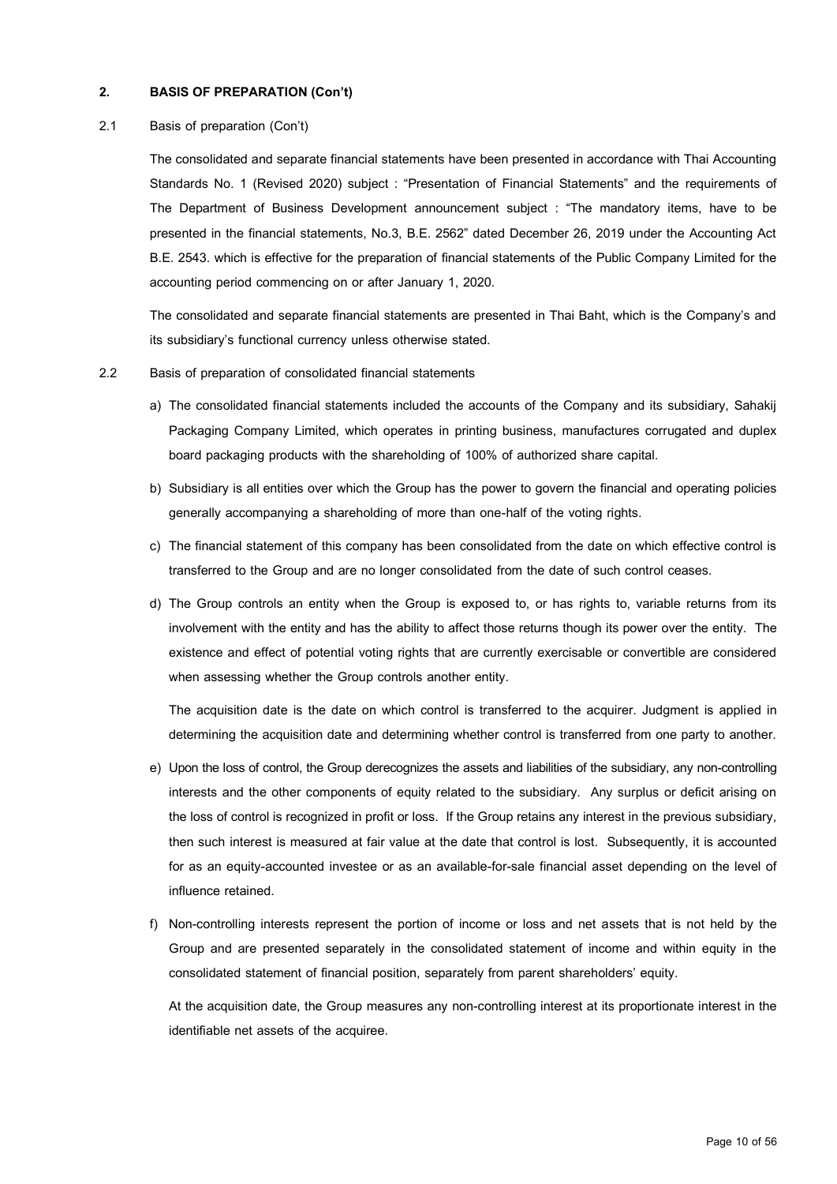## 2. BASIS OF PREPARATION (Con't)

### 2.1 Basis of preparation (Con't)

The consolidated and separate financial statements have been presented in accordance with Thai Accounting Standards No. 1 (Revised 2020) subject : "Presentation of Financial Statements" and the requirements of The Department of Business Development announcement subject : "The mandatory items, have to be presented in the financial statements, No.3, B.E. 2562" dated December 26, 2019 under the Accounting Act B.E. 2543. which is effective for the preparation of financial statements of the Public Company Limited for the accounting period commencing on or after January 1, 2020.

The consolidated and separate financial statements are presented in Thai Baht, which is the Company's and its subsidiary's functional currency unless otherwise stated.

### 2.2 Basis of preparation of consolidated financial statements

a) The consolidated financial statements included the accounts of the Company and its subsidiary, Sahakij Packaging Company Limited, which operates in printing business, manufactures corrugated and duplex board packaging products with the shareholding of 100% of authorized share capital.

b) Subsidiary is all entities over which the Group has the power to govern the financial and operating policies generally accompanying a shareholding of more than one-half of the voting rights.

c) The financial statement of this company has been consolidated from the date on which effective control is transferred to the Group and are no longer consolidated from the date of such control ceases.

d) The Group controls an entity when the Group is exposed to, or has rights to, variable returns from its involvement with the entity and has the ability to affect those returns though its power over the entity. The existence and effect of potential voting rights that are currently exercisable or convertible are considered when assessing whether the Group controls another entity.

The acquisition date is the date on which control is transferred to the acquirer. Judgment is applied in determining the acquisition date and determining whether control is transferred from one party to another.

e) Upon the loss of control, the Group derecognizes the assets and liabilities of the subsidiary, any non-controlling interests and the other components of equity related to the subsidiary. Any surplus or deficit arising on the loss of control is recognized in profit or loss. If the Group retains any interest in the previous subsidiary, then such interest is measured at fair value at the date that control is lost. Subsequently, it is accounted for as an equity-accounted investee or as an available-for-sale financial asset depending on the level of influence retained.

f) Non-controlling interests represent the portion of income or loss and net assets that is not held by the Group and are presented separately in the consolidated statement of income and within equity in the consolidated statement of financial position, separately from parent shareholders' equity.

At the acquisition date, the Group measures any non-controlling interest at its proportionate interest in the identifiable net assets of the acquiree.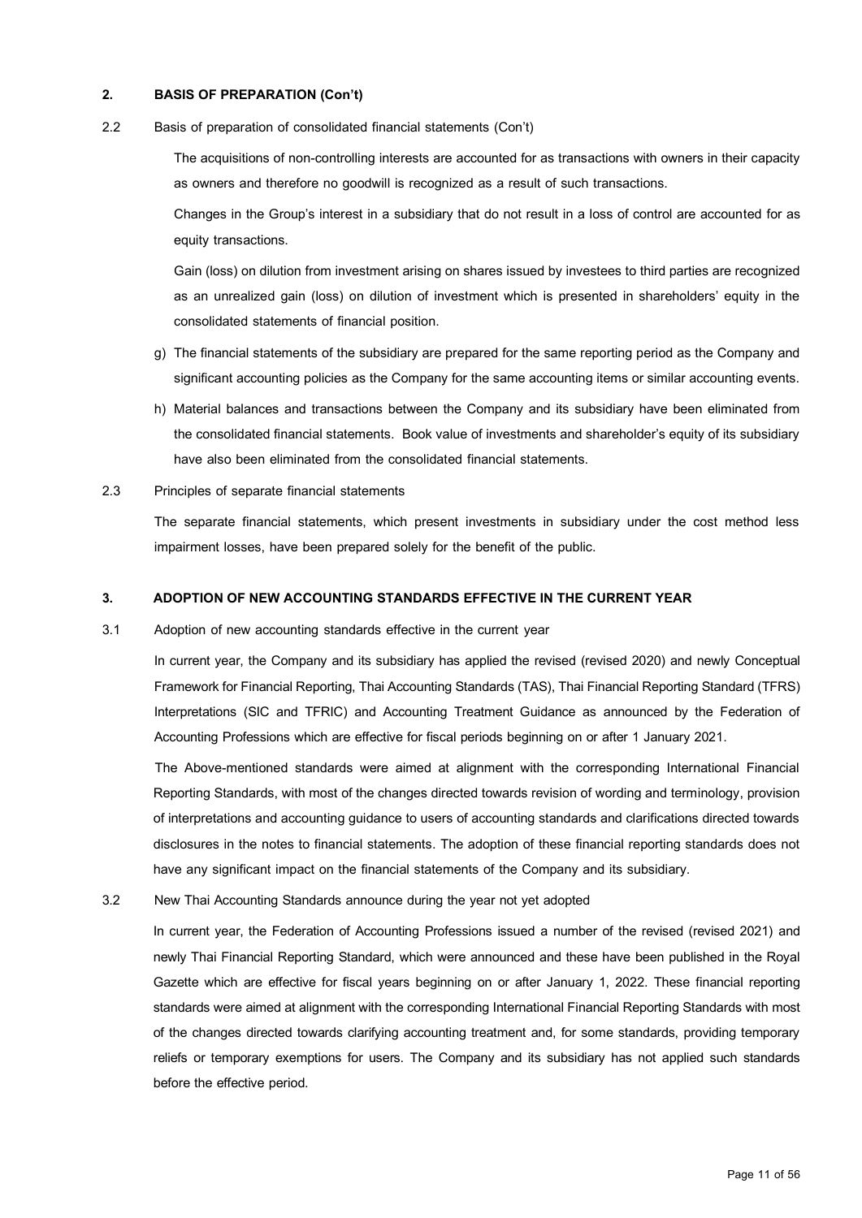## 2. BASIS OF PREPARATION (Con't)

2.2 Basis of preparation of consolidated financial statements (Con't)

The acquisitions of non-controlling interests are accounted for as transactions with owners in their capacity as owners and therefore no goodwill is recognized as a result of such transactions.

Changes in the Group's interest in a subsidiary that do not result in a loss of control are accounted for as equity transactions.

Gain (loss) on dilution from investment arising on shares issued by investees to third parties are recognized as an unrealized gain (loss) on dilution of investment which is presented in shareholders' equity in the consolidated statements of financial position.

g) The financial statements of the subsidiary are prepared for the same reporting period as the Company and significant accounting policies as the Company for the same accounting items or similar accounting events.

h) Material balances and transactions between the Company and its subsidiary have been eliminated from the consolidated financial statements. Book value of investments and shareholder's equity of its subsidiary have also been eliminated from the consolidated financial statements.

2.3 Principles of separate financial statements

The separate financial statements, which present investments in subsidiary under the cost method less impairment losses, have been prepared solely for the benefit of the public.

## 3. ADOPTION OF NEW ACCOUNTING STANDARDS EFFECTIVE IN THE CURRENT YEAR

3.1 Adoption of new accounting standards effective in the current year

In current year, the Company and its subsidiary has applied the revised (revised 2020) and newly Conceptual Framework for Financial Reporting, Thai Accounting Standards (TAS), Thai Financial Reporting Standard (TFRS) Interpretations (SIC and TFRIC) and Accounting Treatment Guidance as announced by the Federation of Accounting Professions which are effective for fiscal periods beginning on or after 1 January 2021.

The Above-mentioned standards were aimed at alignment with the corresponding International Financial Reporting Standards, with most of the changes directed towards revision of wording and terminology, provision of interpretations and accounting guidance to users of accounting standards and clarifications directed towards disclosures in the notes to financial statements. The adoption of these financial reporting standards does not have any significant impact on the financial statements of the Company and its subsidiary.

3.2 New Thai Accounting Standards announce during the year not yet adopted

In current year, the Federation of Accounting Professions issued a number of the revised (revised 2021) and newly Thai Financial Reporting Standard, which were announced and these have been published in the Royal Gazette which are effective for fiscal years beginning on or after January 1, 2022. These financial reporting standards were aimed at alignment with the corresponding International Financial Reporting Standards with most of the changes directed towards clarifying accounting treatment and, for some standards, providing temporary reliefs or temporary exemptions for users. The Company and its subsidiary has not applied such standards before the effective period.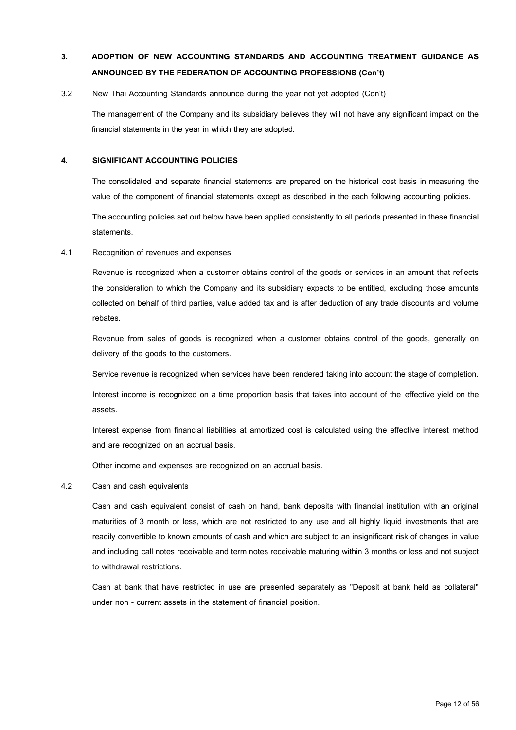## 3. ADOPTION OF NEW ACCOUNTING STANDARDS AND ACCOUNTING TREATMENT GUIDANCE AS ANNOUNCED BY THE FEDERATION OF ACCOUNTING PROFESSIONS (Con't)

3.2 New Thai Accounting Standards announce during the year not yet adopted (Con't)

The management of the Company and its subsidiary believes they will not have any significant impact on the financial statements in the year in which they are adopted.

## 4. SIGNIFICANT ACCOUNTING POLICIES

The consolidated and separate financial statements are prepared on the historical cost basis in measuring the value of the component of financial statements except as described in the each following accounting policies.

The accounting policies set out below have been applied consistently to all periods presented in these financial statements.

4.1 Recognition of revenues and expenses

Revenue is recognized when a customer obtains control of the goods or services in an amount that reflects the consideration to which the Company and its subsidiary expects to be entitled, excluding those amounts collected on behalf of third parties, value added tax and is after deduction of any trade discounts and volume rebates.

Revenue from sales of goods is recognized when a customer obtains control of the goods, generally on delivery of the goods to the customers.

Service revenue is recognized when services have been rendered taking into account the stage of completion.

Interest income is recognized on a time proportion basis that takes into account of the effective yield on the assets.

Interest expense from financial liabilities at amortized cost is calculated using the effective interest method and are recognized on an accrual basis.

Other income and expenses are recognized on an accrual basis.

4.2 Cash and cash equivalents

Cash and cash equivalent consist of cash on hand, bank deposits with financial institution with an original maturities of 3 month or less, which are not restricted to any use and all highly liquid investments that are readily convertible to known amounts of cash and which are subject to an insignificant risk of changes in value and including call notes receivable and term notes receivable maturing within 3 months or less and not subject to withdrawal restrictions.

Cash at bank that have restricted in use are presented separately as "Deposit at bank held as collateral" under non - current assets in the statement of financial position.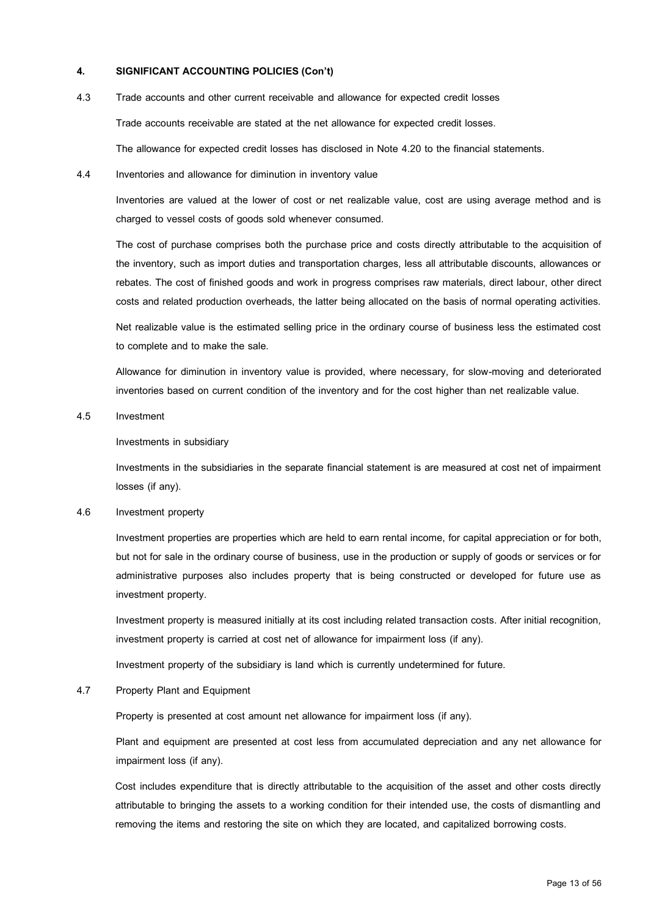**4. SIGNIFICANT ACCOUNTING POLICIES (Con't)**

4.3 Trade accounts and other current receivable and allowance for expected credit losses

Trade accounts receivable are stated at the net allowance for expected credit losses.

The allowance for expected credit losses has disclosed in Note 4.20 to the financial statements.

4.4 Inventories and allowance for diminution in inventory value

Inventories are valued at the lower of cost or net realizable value, cost are using average method and is charged to vessel costs of goods sold whenever consumed.

The cost of purchase comprises both the purchase price and costs directly attributable to the acquisition of the inventory, such as import duties and transportation charges, less all attributable discounts, allowances or rebates. The cost of finished goods and work in progress comprises raw materials, direct labour, other direct costs and related production overheads, the latter being allocated on the basis of normal operating activities.

Net realizable value is the estimated selling price in the ordinary course of business less the estimated cost to complete and to make the sale.

Allowance for diminution in inventory value is provided, where necessary, for slow-moving and deteriorated inventories based on current condition of the inventory and for the cost higher than net realizable value.

4.5 Investment

Investments in subsidiary

Investments in the subsidiaries in the separate financial statement is are measured at cost net of impairment losses (if any).

4.6 Investment property

Investment properties are properties which are held to earn rental income, for capital appreciation or for both, but not for sale in the ordinary course of business, use in the production or supply of goods or services or for administrative purposes also includes property that is being constructed or developed for future use as investment property.

Investment property is measured initially at its cost including related transaction costs. After initial recognition, investment property is carried at cost net of allowance for impairment loss (if any).

Investment property of the subsidiary is land which is currently undetermined for future.

4.7 Property Plant and Equipment

Property is presented at cost amount net allowance for impairment loss (if any).

Plant and equipment are presented at cost less from accumulated depreciation and any net allowance for impairment loss (if any).

Cost includes expenditure that is directly attributable to the acquisition of the asset and other costs directly attributable to bringing the assets to a working condition for their intended use, the costs of dismantling and removing the items and restoring the site on which they are located, and capitalized borrowing costs.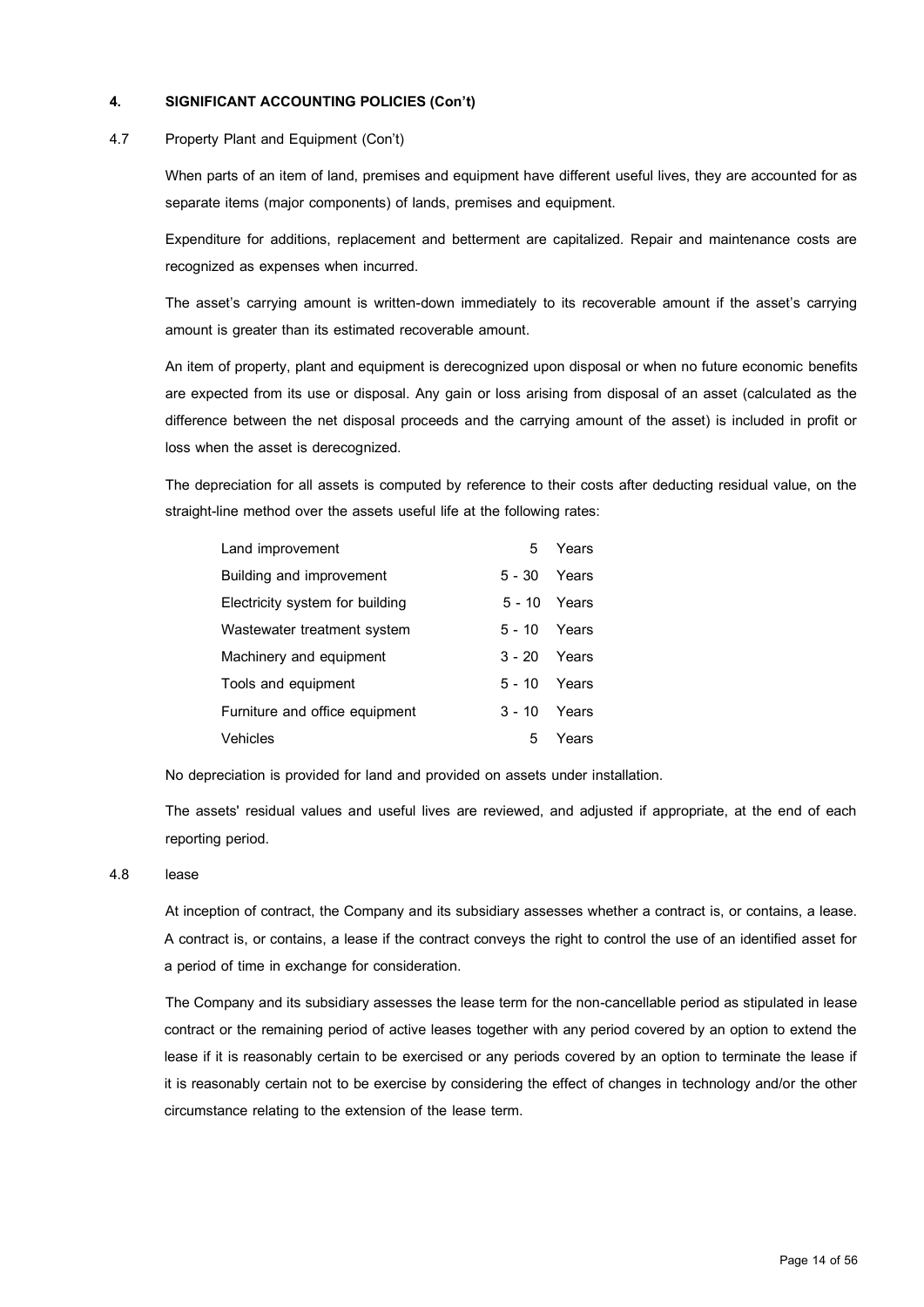**4. SIGNIFICANT ACCOUNTING POLICIES (Con't)**

4.7 Property Plant and Equipment (Con't)

When parts of an item of land, premises and equipment have different useful lives, they are accounted for as separate items (major components) of lands, premises and equipment.

Expenditure for additions, replacement and betterment are capitalized. Repair and maintenance costs are recognized as expenses when incurred.

The asset's carrying amount is written-down immediately to its recoverable amount if the asset's carrying amount is greater than its estimated recoverable amount.

An item of property, plant and equipment is derecognized upon disposal or when no future economic benefits are expected from its use or disposal. Any gain or loss arising from disposal of an asset (calculated as the difference between the net disposal proceeds and the carrying amount of the asset) is included in profit or loss when the asset is derecognized.

The depreciation for all assets is computed by reference to their costs after deducting residual value, on the straight-line method over the assets useful life at the following rates:

| | | |
|---|---|---|
| Land improvement | 5 | Years |
| Building and improvement | 5 - 30 | Years |
| Electricity system for building | 5 - 10 | Years |
| Wastewater treatment system | 5 - 10 | Years |
| Machinery and equipment | 3 - 20 | Years |
| Tools and equipment | 5 - 10 | Years |
| Furniture and office equipment | 3 - 10 | Years |
| Vehicles | 5 | Years |

No depreciation is provided for land and provided on assets under installation.

The assets' residual values and useful lives are reviewed, and adjusted if appropriate, at the end of each reporting period.

4.8 lease

At inception of contract, the Company and its subsidiary assesses whether a contract is, or contains, a lease. A contract is, or contains, a lease if the contract conveys the right to control the use of an identified asset for a period of time in exchange for consideration.

The Company and its subsidiary assesses the lease term for the non-cancellable period as stipulated in lease contract or the remaining period of active leases together with any period covered by an option to extend the lease if it is reasonably certain to be exercised or any periods covered by an option to terminate the lease if it is reasonably certain not to be exercise by considering the effect of changes in technology and/or the other circumstance relating to the extension of the lease term.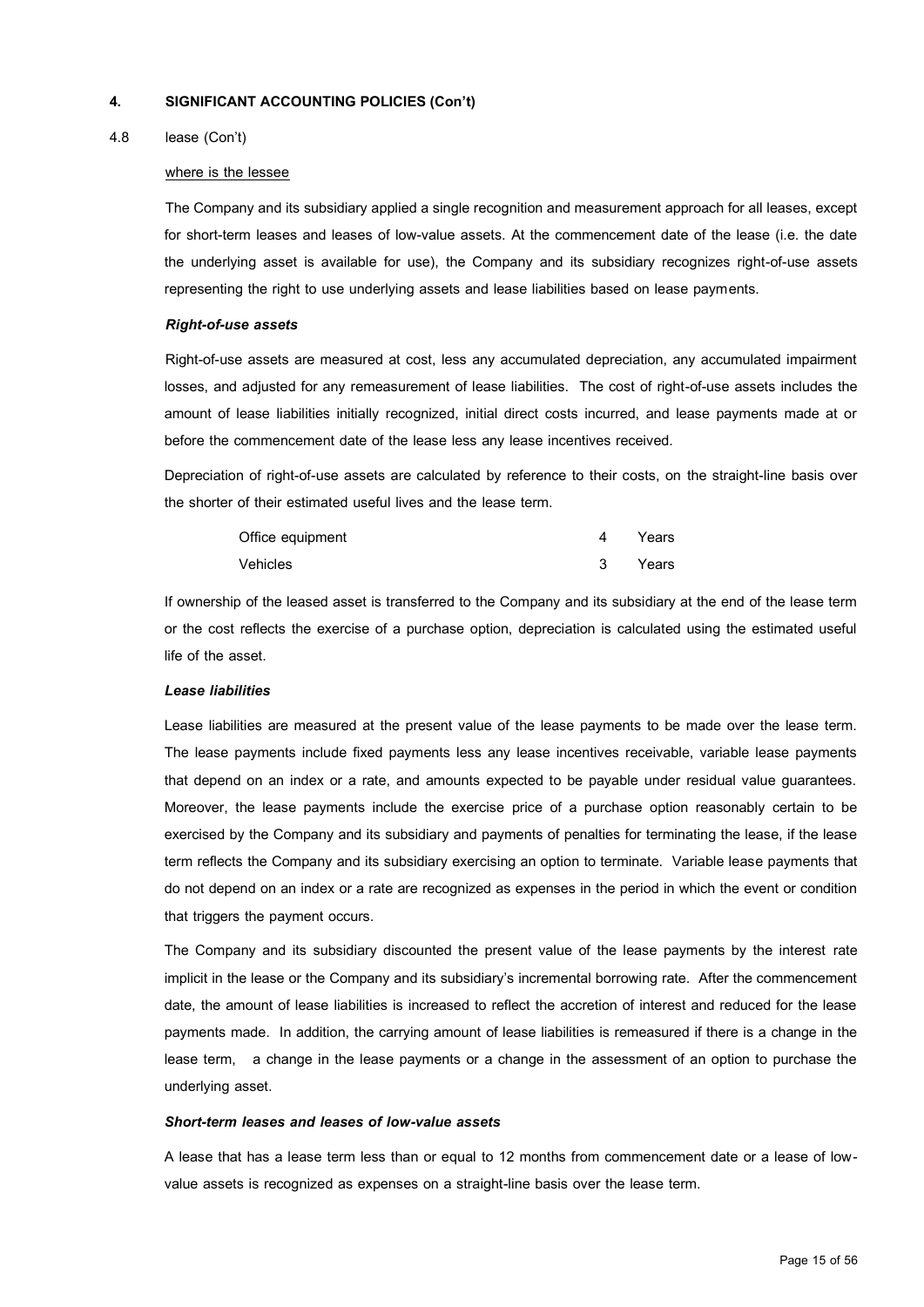## 4. SIGNIFICANT ACCOUNTING POLICIES (Con't)

### 4.8 lease (Con't)

where is the lessee

The Company and its subsidiary applied a single recognition and measurement approach for all leases, except for short-term leases and leases of low-value assets. At the commencement date of the lease (i.e. the date the underlying asset is available for use), the Company and its subsidiary recognizes right-of-use assets representing the right to use underlying assets and lease liabilities based on lease payments.

***Right-of-use assets***

Right-of-use assets are measured at cost, less any accumulated depreciation, any accumulated impairment losses, and adjusted for any remeasurement of lease liabilities. The cost of right-of-use assets includes the amount of lease liabilities initially recognized, initial direct costs incurred, and lease payments made at or before the commencement date of the lease less any lease incentives received.

Depreciation of right-of-use assets are calculated by reference to their costs, on the straight-line basis over the shorter of their estimated useful lives and the lease term.

| | | |
|---|---|---|
| Office equipment | 4 | Years |
| Vehicles | 3 | Years |

If ownership of the leased asset is transferred to the Company and its subsidiary at the end of the lease term or the cost reflects the exercise of a purchase option, depreciation is calculated using the estimated useful life of the asset.

***Lease liabilities***

Lease liabilities are measured at the present value of the lease payments to be made over the lease term. The lease payments include fixed payments less any lease incentives receivable, variable lease payments that depend on an index or a rate, and amounts expected to be payable under residual value guarantees. Moreover, the lease payments include the exercise price of a purchase option reasonably certain to be exercised by the Company and its subsidiary and payments of penalties for terminating the lease, if the lease term reflects the Company and its subsidiary exercising an option to terminate. Variable lease payments that do not depend on an index or a rate are recognized as expenses in the period in which the event or condition that triggers the payment occurs.

The Company and its subsidiary discounted the present value of the lease payments by the interest rate implicit in the lease or the Company and its subsidiary's incremental borrowing rate. After the commencement date, the amount of lease liabilities is increased to reflect the accretion of interest and reduced for the lease payments made. In addition, the carrying amount of lease liabilities is remeasured if there is a change in the lease term, a change in the lease payments or a change in the assessment of an option to purchase the underlying asset.

***Short-term leases and leases of low-value assets***

A lease that has a lease term less than or equal to 12 months from commencement date or a lease of low-value assets is recognized as expenses on a straight-line basis over the lease term.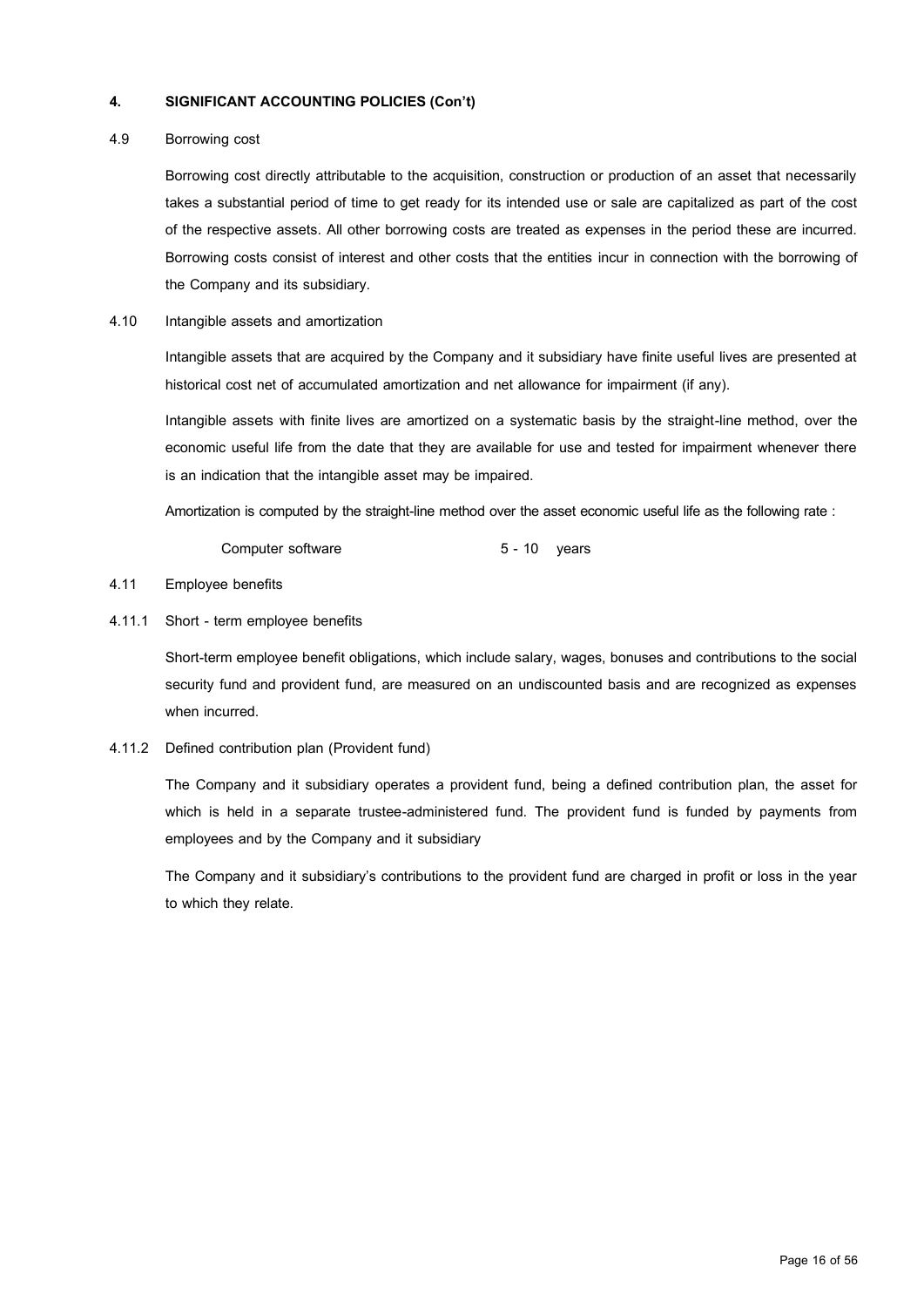## 4. SIGNIFICANT ACCOUNTING POLICIES (Con't)

### 4.9 Borrowing cost

Borrowing cost directly attributable to the acquisition, construction or production of an asset that necessarily takes a substantial period of time to get ready for its intended use or sale are capitalized as part of the cost of the respective assets. All other borrowing costs are treated as expenses in the period these are incurred. Borrowing costs consist of interest and other costs that the entities incur in connection with the borrowing of the Company and its subsidiary.

### 4.10 Intangible assets and amortization

Intangible assets that are acquired by the Company and it subsidiary have finite useful lives are presented at historical cost net of accumulated amortization and net allowance for impairment (if any).

Intangible assets with finite lives are amortized on a systematic basis by the straight-line method, over the economic useful life from the date that they are available for use and tested for impairment whenever there is an indication that the intangible asset may be impaired.

Amortization is computed by the straight-line method over the asset economic useful life as the following rate :

| | |
|---|---|
| Computer software | 5 - 10 years |

### 4.11 Employee benefits

#### 4.11.1 Short - term employee benefits

Short-term employee benefit obligations, which include salary, wages, bonuses and contributions to the social security fund and provident fund, are measured on an undiscounted basis and are recognized as expenses when incurred.

#### 4.11.2 Defined contribution plan (Provident fund)

The Company and it subsidiary operates a provident fund, being a defined contribution plan, the asset for which is held in a separate trustee-administered fund. The provident fund is funded by payments from employees and by the Company and it subsidiary

The Company and it subsidiary's contributions to the provident fund are charged in profit or loss in the year to which they relate.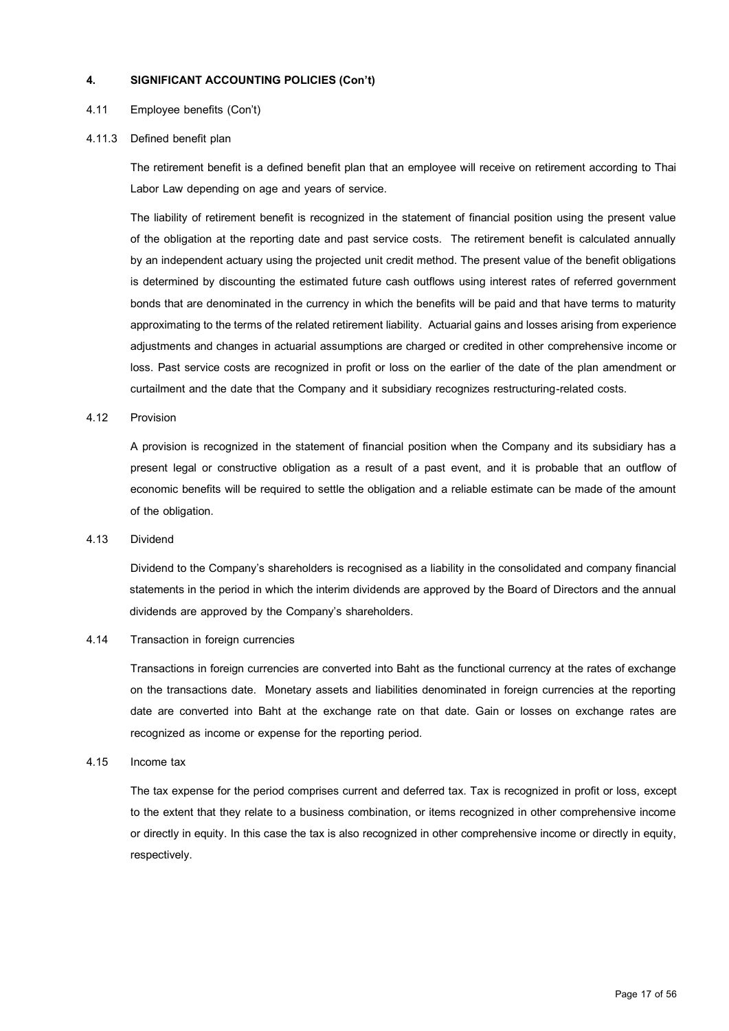## 4. SIGNIFICANT ACCOUNTING POLICIES (Con't)

### 4.11 Employee benefits (Con't)

#### 4.11.3 Defined benefit plan

The retirement benefit is a defined benefit plan that an employee will receive on retirement according to Thai Labor Law depending on age and years of service.

The liability of retirement benefit is recognized in the statement of financial position using the present value of the obligation at the reporting date and past service costs. The retirement benefit is calculated annually by an independent actuary using the projected unit credit method. The present value of the benefit obligations is determined by discounting the estimated future cash outflows using interest rates of referred government bonds that are denominated in the currency in which the benefits will be paid and that have terms to maturity approximating to the terms of the related retirement liability. Actuarial gains and losses arising from experience adjustments and changes in actuarial assumptions are charged or credited in other comprehensive income or loss. Past service costs are recognized in profit or loss on the earlier of the date of the plan amendment or curtailment and the date that the Company and it subsidiary recognizes restructuring-related costs.

### 4.12 Provision

A provision is recognized in the statement of financial position when the Company and its subsidiary has a present legal or constructive obligation as a result of a past event, and it is probable that an outflow of economic benefits will be required to settle the obligation and a reliable estimate can be made of the amount of the obligation.

### 4.13 Dividend

Dividend to the Company's shareholders is recognised as a liability in the consolidated and company financial statements in the period in which the interim dividends are approved by the Board of Directors and the annual dividends are approved by the Company's shareholders.

### 4.14 Transaction in foreign currencies

Transactions in foreign currencies are converted into Baht as the functional currency at the rates of exchange on the transactions date. Monetary assets and liabilities denominated in foreign currencies at the reporting date are converted into Baht at the exchange rate on that date. Gain or losses on exchange rates are recognized as income or expense for the reporting period.

### 4.15 Income tax

The tax expense for the period comprises current and deferred tax. Tax is recognized in profit or loss, except to the extent that they relate to a business combination, or items recognized in other comprehensive income or directly in equity. In this case the tax is also recognized in other comprehensive income or directly in equity, respectively.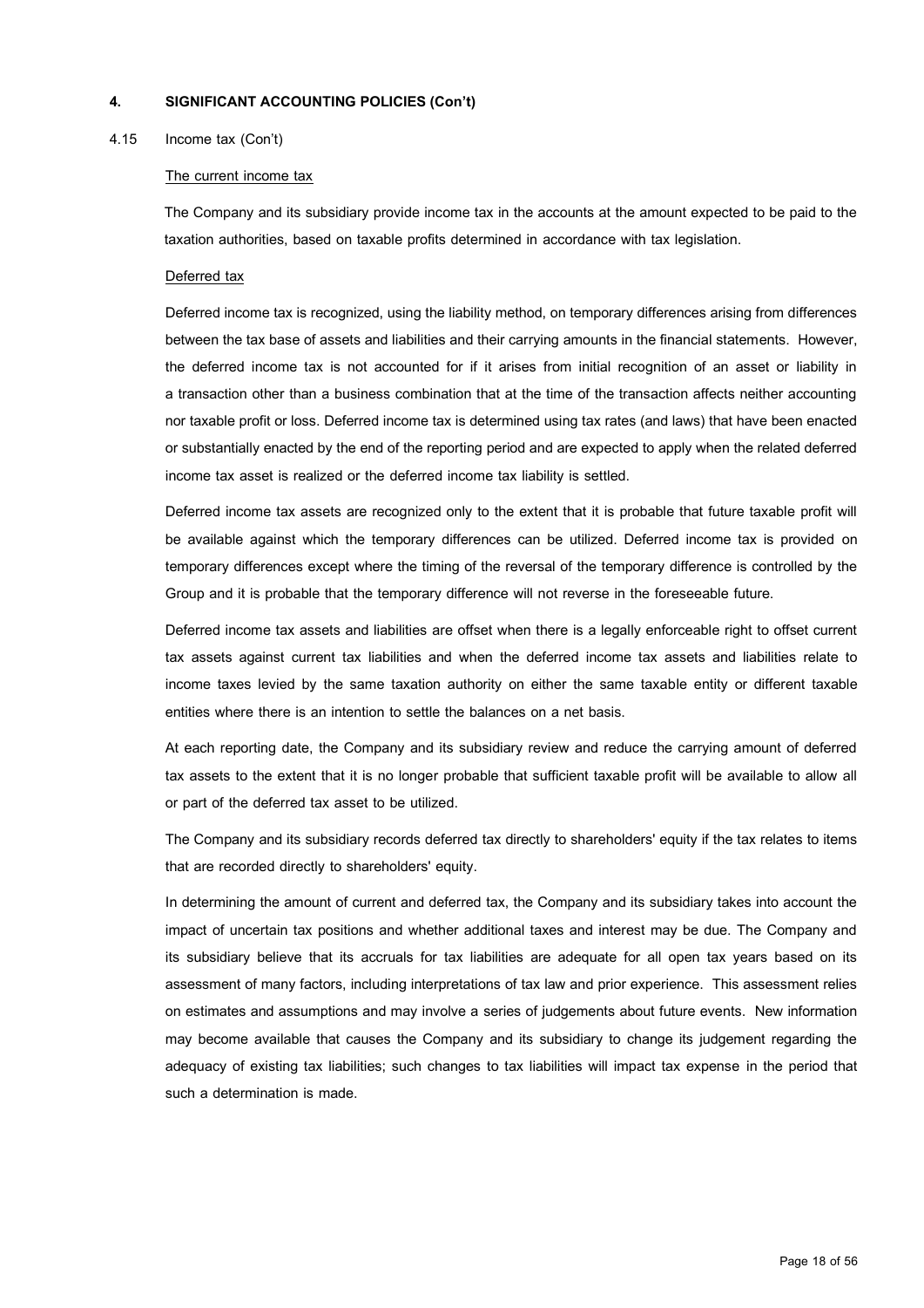**4. SIGNIFICANT ACCOUNTING POLICIES (Con't)**

4.15 Income tax (Con't)

The current income tax

The Company and its subsidiary provide income tax in the accounts at the amount expected to be paid to the taxation authorities, based on taxable profits determined in accordance with tax legislation.

Deferred tax

Deferred income tax is recognized, using the liability method, on temporary differences arising from differences between the tax base of assets and liabilities and their carrying amounts in the financial statements. However, the deferred income tax is not accounted for if it arises from initial recognition of an asset or liability in a transaction other than a business combination that at the time of the transaction affects neither accounting nor taxable profit or loss. Deferred income tax is determined using tax rates (and laws) that have been enacted or substantially enacted by the end of the reporting period and are expected to apply when the related deferred income tax asset is realized or the deferred income tax liability is settled.

Deferred income tax assets are recognized only to the extent that it is probable that future taxable profit will be available against which the temporary differences can be utilized. Deferred income tax is provided on temporary differences except where the timing of the reversal of the temporary difference is controlled by the Group and it is probable that the temporary difference will not reverse in the foreseeable future.

Deferred income tax assets and liabilities are offset when there is a legally enforceable right to offset current tax assets against current tax liabilities and when the deferred income tax assets and liabilities relate to income taxes levied by the same taxation authority on either the same taxable entity or different taxable entities where there is an intention to settle the balances on a net basis.

At each reporting date, the Company and its subsidiary review and reduce the carrying amount of deferred tax assets to the extent that it is no longer probable that sufficient taxable profit will be available to allow all or part of the deferred tax asset to be utilized.

The Company and its subsidiary records deferred tax directly to shareholders' equity if the tax relates to items that are recorded directly to shareholders' equity.

In determining the amount of current and deferred tax, the Company and its subsidiary takes into account the impact of uncertain tax positions and whether additional taxes and interest may be due. The Company and its subsidiary believe that its accruals for tax liabilities are adequate for all open tax years based on its assessment of many factors, including interpretations of tax law and prior experience. This assessment relies on estimates and assumptions and may involve a series of judgements about future events. New information may become available that causes the Company and its subsidiary to change its judgement regarding the adequacy of existing tax liabilities; such changes to tax liabilities will impact tax expense in the period that such a determination is made.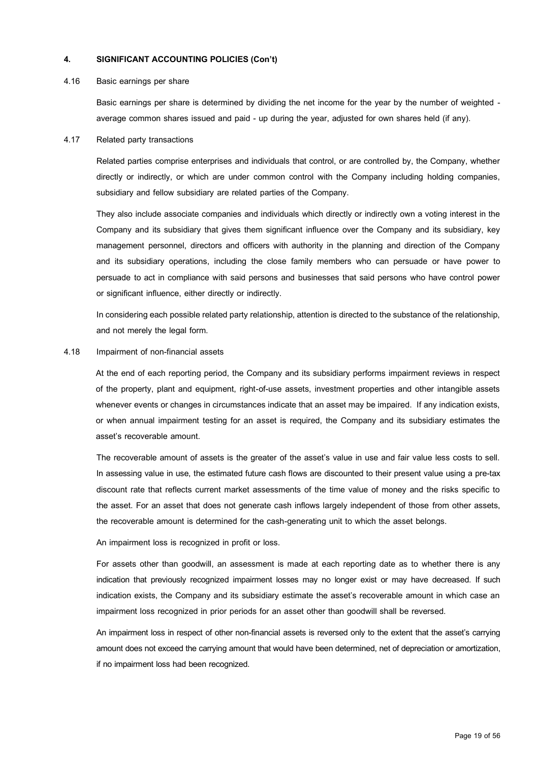## 4. SIGNIFICANT ACCOUNTING POLICIES (Con't)

### 4.16 Basic earnings per share

Basic earnings per share is determined by dividing the net income for the year by the number of weighted - average common shares issued and paid - up during the year, adjusted for own shares held (if any).

### 4.17 Related party transactions

Related parties comprise enterprises and individuals that control, or are controlled by, the Company, whether directly or indirectly, or which are under common control with the Company including holding companies, subsidiary and fellow subsidiary are related parties of the Company.

They also include associate companies and individuals which directly or indirectly own a voting interest in the Company and its subsidiary that gives them significant influence over the Company and its subsidiary, key management personnel, directors and officers with authority in the planning and direction of the Company and its subsidiary operations, including the close family members who can persuade or have power to persuade to act in compliance with said persons and businesses that said persons who have control power or significant influence, either directly or indirectly.

In considering each possible related party relationship, attention is directed to the substance of the relationship, and not merely the legal form.

### 4.18 Impairment of non-financial assets

At the end of each reporting period, the Company and its subsidiary performs impairment reviews in respect of the property, plant and equipment, right-of-use assets, investment properties and other intangible assets whenever events or changes in circumstances indicate that an asset may be impaired. If any indication exists, or when annual impairment testing for an asset is required, the Company and its subsidiary estimates the asset's recoverable amount.

The recoverable amount of assets is the greater of the asset's value in use and fair value less costs to sell. In assessing value in use, the estimated future cash flows are discounted to their present value using a pre-tax discount rate that reflects current market assessments of the time value of money and the risks specific to the asset. For an asset that does not generate cash inflows largely independent of those from other assets, the recoverable amount is determined for the cash-generating unit to which the asset belongs.

An impairment loss is recognized in profit or loss.

For assets other than goodwill, an assessment is made at each reporting date as to whether there is any indication that previously recognized impairment losses may no longer exist or may have decreased. If such indication exists, the Company and its subsidiary estimate the asset's recoverable amount in which case an impairment loss recognized in prior periods for an asset other than goodwill shall be reversed.

An impairment loss in respect of other non-financial assets is reversed only to the extent that the asset's carrying amount does not exceed the carrying amount that would have been determined, net of depreciation or amortization, if no impairment loss had been recognized.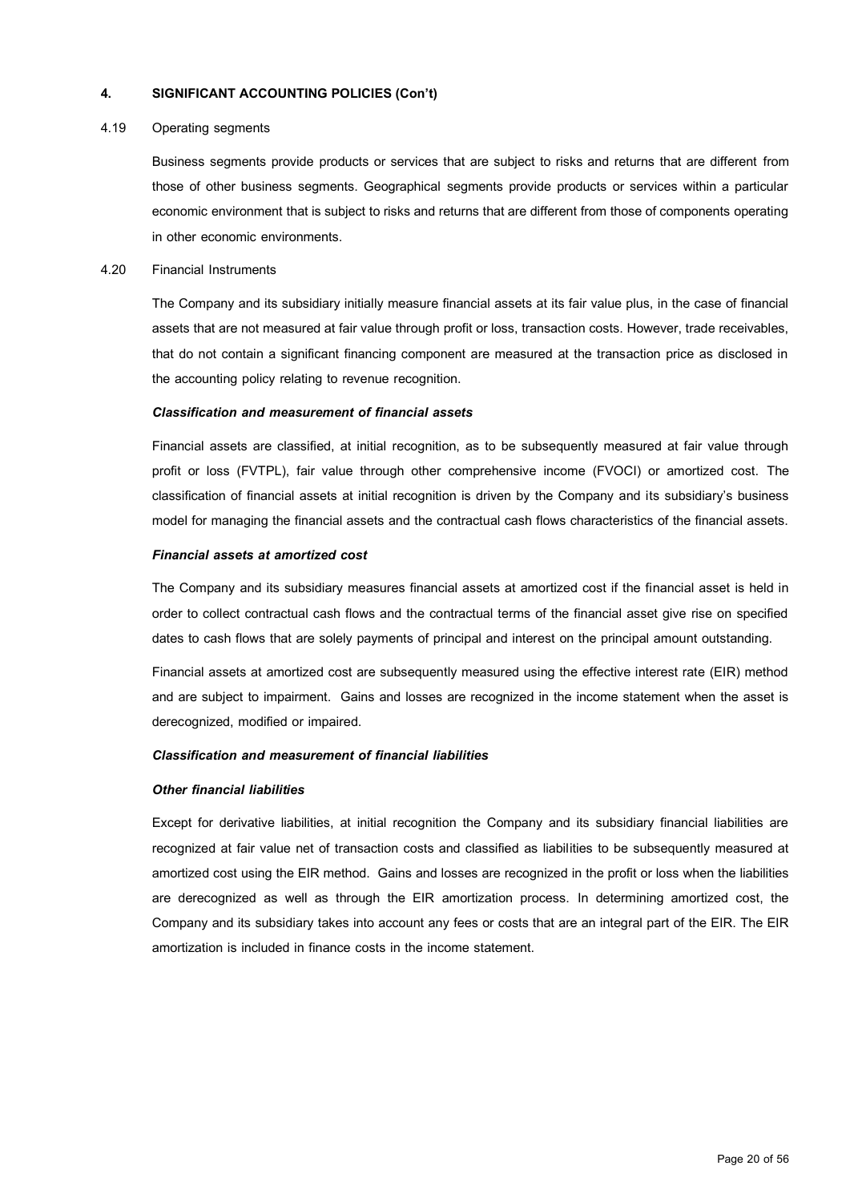## 4. SIGNIFICANT ACCOUNTING POLICIES (Con't)

### 4.19 Operating segments

Business segments provide products or services that are subject to risks and returns that are different from those of other business segments. Geographical segments provide products or services within a particular economic environment that is subject to risks and returns that are different from those of components operating in other economic environments.

### 4.20 Financial Instruments

The Company and its subsidiary initially measure financial assets at its fair value plus, in the case of financial assets that are not measured at fair value through profit or loss, transaction costs. However, trade receivables, that do not contain a significant financing component are measured at the transaction price as disclosed in the accounting policy relating to revenue recognition.

***Classification and measurement of financial assets***

Financial assets are classified, at initial recognition, as to be subsequently measured at fair value through profit or loss (FVTPL), fair value through other comprehensive income (FVOCI) or amortized cost. The classification of financial assets at initial recognition is driven by the Company and its subsidiary's business model for managing the financial assets and the contractual cash flows characteristics of the financial assets.

***Financial assets at amortized cost***

The Company and its subsidiary measures financial assets at amortized cost if the financial asset is held in order to collect contractual cash flows and the contractual terms of the financial asset give rise on specified dates to cash flows that are solely payments of principal and interest on the principal amount outstanding.

Financial assets at amortized cost are subsequently measured using the effective interest rate (EIR) method and are subject to impairment. Gains and losses are recognized in the income statement when the asset is derecognized, modified or impaired.

***Classification and measurement of financial liabilities***

***Other financial liabilities***

Except for derivative liabilities, at initial recognition the Company and its subsidiary financial liabilities are recognized at fair value net of transaction costs and classified as liabilities to be subsequently measured at amortized cost using the EIR method. Gains and losses are recognized in the profit or loss when the liabilities are derecognized as well as through the EIR amortization process. In determining amortized cost, the Company and its subsidiary takes into account any fees or costs that are an integral part of the EIR. The EIR amortization is included in finance costs in the income statement.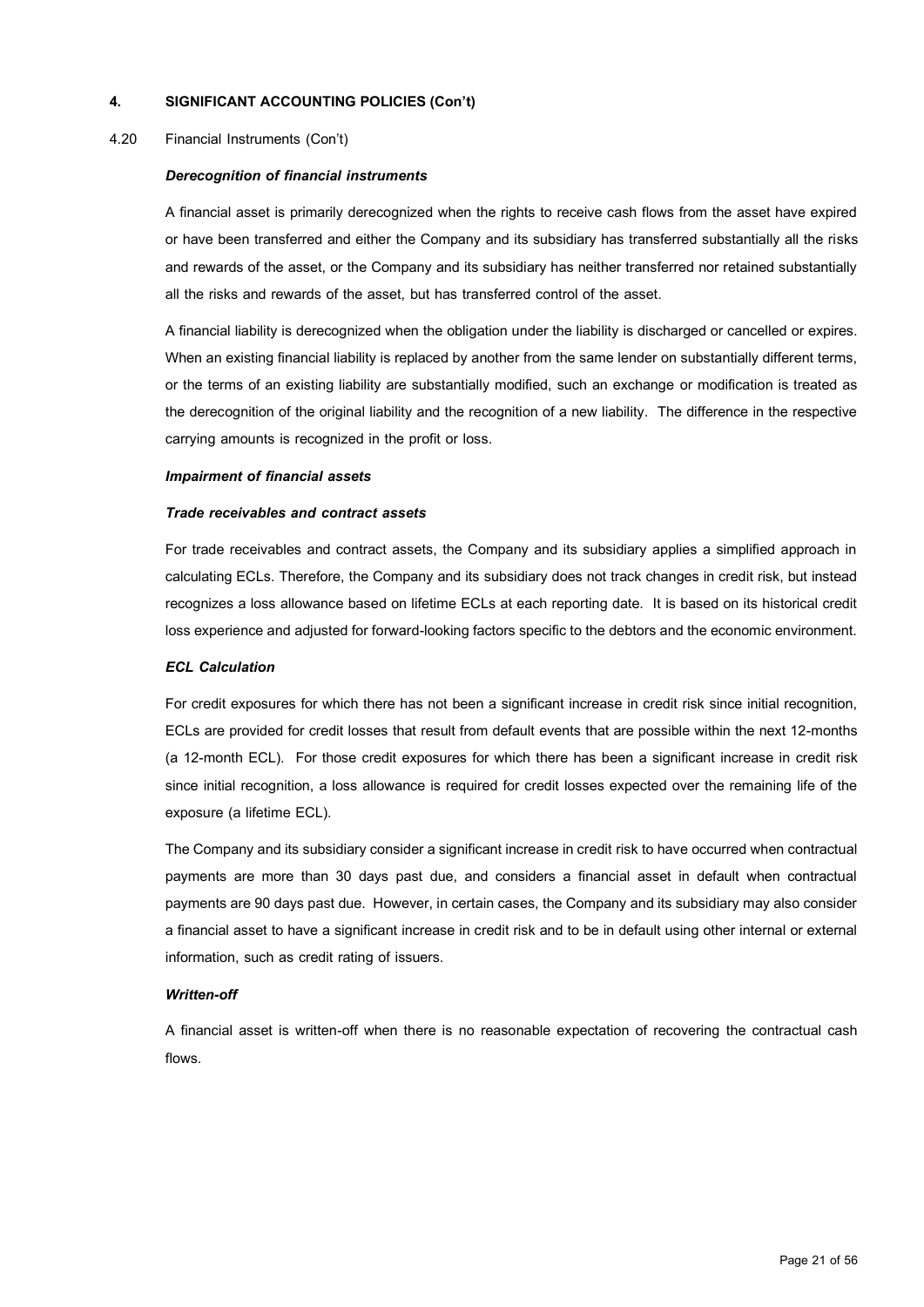## 4. SIGNIFICANT ACCOUNTING POLICIES (Con't)

4.20 Financial Instruments (Con't)

***Derecognition of financial instruments***

A financial asset is primarily derecognized when the rights to receive cash flows from the asset have expired or have been transferred and either the Company and its subsidiary has transferred substantially all the risks and rewards of the asset, or the Company and its subsidiary has neither transferred nor retained substantially all the risks and rewards of the asset, but has transferred control of the asset.

A financial liability is derecognized when the obligation under the liability is discharged or cancelled or expires. When an existing financial liability is replaced by another from the same lender on substantially different terms, or the terms of an existing liability are substantially modified, such an exchange or modification is treated as the derecognition of the original liability and the recognition of a new liability. The difference in the respective carrying amounts is recognized in the profit or loss.

***Impairment of financial assets***

***Trade receivables and contract assets***

For trade receivables and contract assets, the Company and its subsidiary applies a simplified approach in calculating ECLs. Therefore, the Company and its subsidiary does not track changes in credit risk, but instead recognizes a loss allowance based on lifetime ECLs at each reporting date. It is based on its historical credit loss experience and adjusted for forward-looking factors specific to the debtors and the economic environment.

***ECL Calculation***

For credit exposures for which there has not been a significant increase in credit risk since initial recognition, ECLs are provided for credit losses that result from default events that are possible within the next 12-months (a 12-month ECL). For those credit exposures for which there has been a significant increase in credit risk since initial recognition, a loss allowance is required for credit losses expected over the remaining life of the exposure (a lifetime ECL).

The Company and its subsidiary consider a significant increase in credit risk to have occurred when contractual payments are more than 30 days past due, and considers a financial asset in default when contractual payments are 90 days past due. However, in certain cases, the Company and its subsidiary may also consider a financial asset to have a significant increase in credit risk and to be in default using other internal or external information, such as credit rating of issuers.

***Written-off***

A financial asset is written-off when there is no reasonable expectation of recovering the contractual cash flows.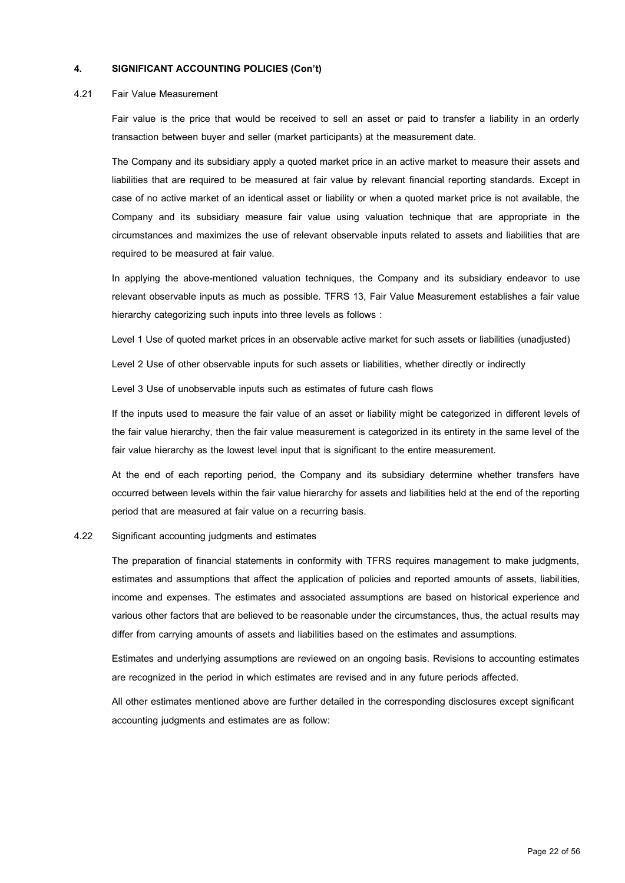## 4. SIGNIFICANT ACCOUNTING POLICIES (Con't)

### 4.21 Fair Value Measurement

Fair value is the price that would be received to sell an asset or paid to transfer a liability in an orderly transaction between buyer and seller (market participants) at the measurement date.

The Company and its subsidiary apply a quoted market price in an active market to measure their assets and liabilities that are required to be measured at fair value by relevant financial reporting standards. Except in case of no active market of an identical asset or liability or when a quoted market price is not available, the Company and its subsidiary measure fair value using valuation technique that are appropriate in the circumstances and maximizes the use of relevant observable inputs related to assets and liabilities that are required to be measured at fair value.

In applying the above-mentioned valuation techniques, the Company and its subsidiary endeavor to use relevant observable inputs as much as possible. TFRS 13, Fair Value Measurement establishes a fair value hierarchy categorizing such inputs into three levels as follows :

Level 1 Use of quoted market prices in an observable active market for such assets or liabilities (unadjusted)

Level 2 Use of other observable inputs for such assets or liabilities, whether directly or indirectly

Level 3 Use of unobservable inputs such as estimates of future cash flows

If the inputs used to measure the fair value of an asset or liability might be categorized in different levels of the fair value hierarchy, then the fair value measurement is categorized in its entirety in the same level of the fair value hierarchy as the lowest level input that is significant to the entire measurement.

At the end of each reporting period, the Company and its subsidiary determine whether transfers have occurred between levels within the fair value hierarchy for assets and liabilities held at the end of the reporting period that are measured at fair value on a recurring basis.

### 4.22 Significant accounting judgments and estimates

The preparation of financial statements in conformity with TFRS requires management to make judgments, estimates and assumptions that affect the application of policies and reported amounts of assets, liabilities, income and expenses. The estimates and associated assumptions are based on historical experience and various other factors that are believed to be reasonable under the circumstances, thus, the actual results may differ from carrying amounts of assets and liabilities based on the estimates and assumptions.

Estimates and underlying assumptions are reviewed on an ongoing basis. Revisions to accounting estimates are recognized in the period in which estimates are revised and in any future periods affected.

All other estimates mentioned above are further detailed in the corresponding disclosures except significant accounting judgments and estimates are as follow: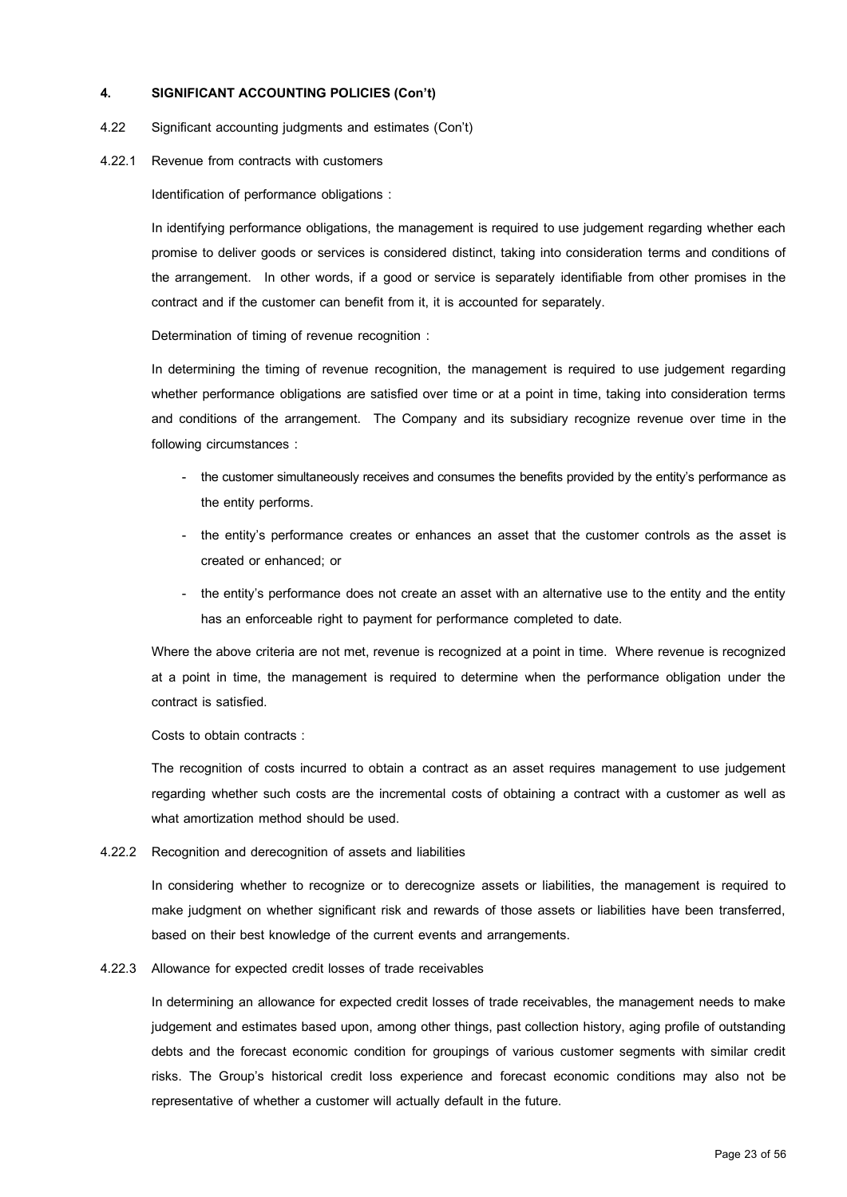## 4. SIGNIFICANT ACCOUNTING POLICIES (Con't)

4.22 Significant accounting judgments and estimates (Con't)

### 4.22.1 Revenue from contracts with customers

Identification of performance obligations :

In identifying performance obligations, the management is required to use judgement regarding whether each promise to deliver goods or services is considered distinct, taking into consideration terms and conditions of the arrangement. In other words, if a good or service is separately identifiable from other promises in the contract and if the customer can benefit from it, it is accounted for separately.

Determination of timing of revenue recognition :

In determining the timing of revenue recognition, the management is required to use judgement regarding whether performance obligations are satisfied over time or at a point in time, taking into consideration terms and conditions of the arrangement. The Company and its subsidiary recognize revenue over time in the following circumstances :

- the customer simultaneously receives and consumes the benefits provided by the entity's performance as the entity performs.
- the entity's performance creates or enhances an asset that the customer controls as the asset is created or enhanced; or
- the entity's performance does not create an asset with an alternative use to the entity and the entity has an enforceable right to payment for performance completed to date.

Where the above criteria are not met, revenue is recognized at a point in time. Where revenue is recognized at a point in time, the management is required to determine when the performance obligation under the contract is satisfied.

Costs to obtain contracts :

The recognition of costs incurred to obtain a contract as an asset requires management to use judgement regarding whether such costs are the incremental costs of obtaining a contract with a customer as well as what amortization method should be used.

### 4.22.2 Recognition and derecognition of assets and liabilities

In considering whether to recognize or to derecognize assets or liabilities, the management is required to make judgment on whether significant risk and rewards of those assets or liabilities have been transferred, based on their best knowledge of the current events and arrangements.

### 4.22.3 Allowance for expected credit losses of trade receivables

In determining an allowance for expected credit losses of trade receivables, the management needs to make judgement and estimates based upon, among other things, past collection history, aging profile of outstanding debts and the forecast economic condition for groupings of various customer segments with similar credit risks. The Group's historical credit loss experience and forecast economic conditions may also not be representative of whether a customer will actually default in the future.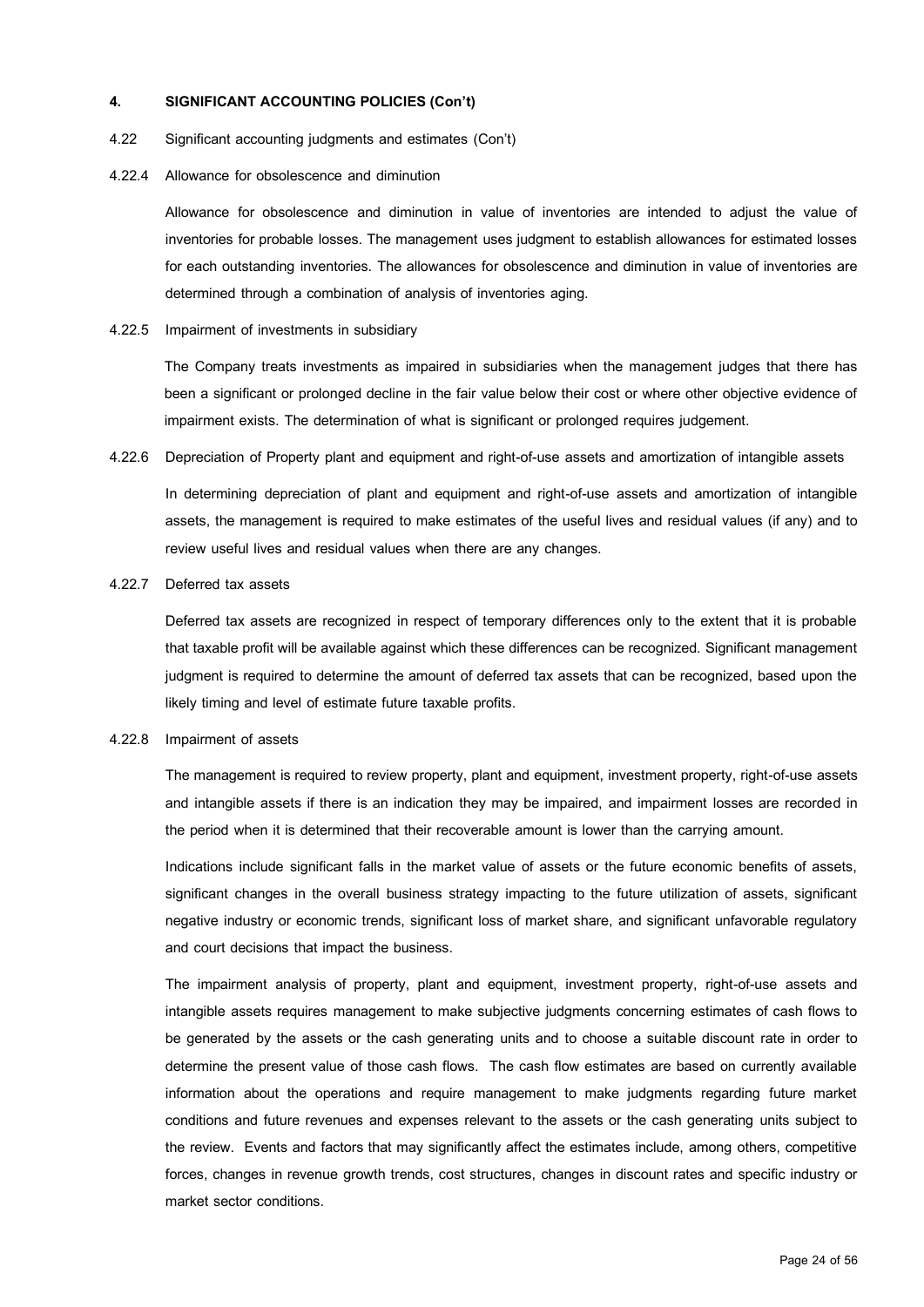## 4. SIGNIFICANT ACCOUNTING POLICIES (Con't)

### 4.22 Significant accounting judgments and estimates (Con't)

#### 4.22.4 Allowance for obsolescence and diminution

Allowance for obsolescence and diminution in value of inventories are intended to adjust the value of inventories for probable losses. The management uses judgment to establish allowances for estimated losses for each outstanding inventories. The allowances for obsolescence and diminution in value of inventories are determined through a combination of analysis of inventories aging.

#### 4.22.5 Impairment of investments in subsidiary

The Company treats investments as impaired in subsidiaries when the management judges that there has been a significant or prolonged decline in the fair value below their cost or where other objective evidence of impairment exists. The determination of what is significant or prolonged requires judgement.

#### 4.22.6 Depreciation of Property plant and equipment and right-of-use assets and amortization of intangible assets

In determining depreciation of plant and equipment and right-of-use assets and amortization of intangible assets, the management is required to make estimates of the useful lives and residual values (if any) and to review useful lives and residual values when there are any changes.

#### 4.22.7 Deferred tax assets

Deferred tax assets are recognized in respect of temporary differences only to the extent that it is probable that taxable profit will be available against which these differences can be recognized. Significant management judgment is required to determine the amount of deferred tax assets that can be recognized, based upon the likely timing and level of estimate future taxable profits.

#### 4.22.8 Impairment of assets

The management is required to review property, plant and equipment, investment property, right-of-use assets and intangible assets if there is an indication they may be impaired, and impairment losses are recorded in the period when it is determined that their recoverable amount is lower than the carrying amount.

Indications include significant falls in the market value of assets or the future economic benefits of assets, significant changes in the overall business strategy impacting to the future utilization of assets, significant negative industry or economic trends, significant loss of market share, and significant unfavorable regulatory and court decisions that impact the business.

The impairment analysis of property, plant and equipment, investment property, right-of-use assets and intangible assets requires management to make subjective judgments concerning estimates of cash flows to be generated by the assets or the cash generating units and to choose a suitable discount rate in order to determine the present value of those cash flows. The cash flow estimates are based on currently available information about the operations and require management to make judgments regarding future market conditions and future revenues and expenses relevant to the assets or the cash generating units subject to the review. Events and factors that may significantly affect the estimates include, among others, competitive forces, changes in revenue growth trends, cost structures, changes in discount rates and specific industry or market sector conditions.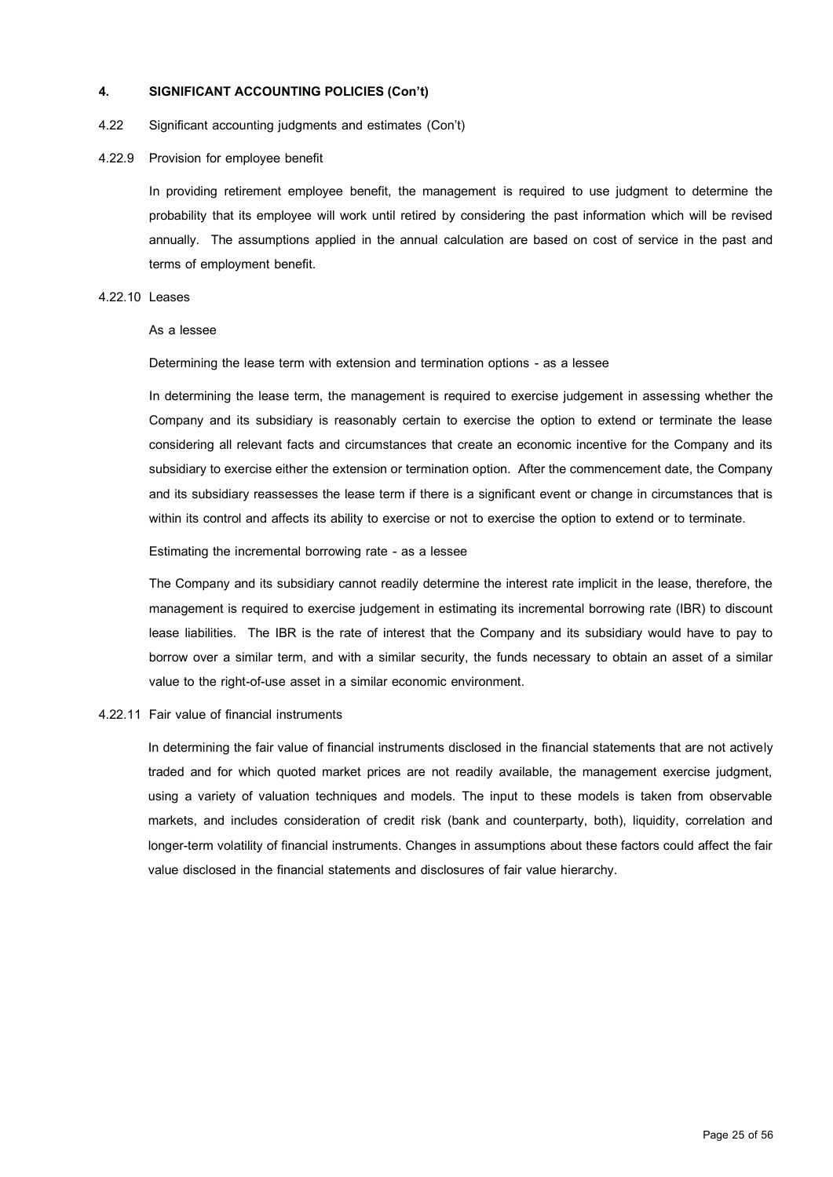## 4. SIGNIFICANT ACCOUNTING POLICIES (Con't)

### 4.22 Significant accounting judgments and estimates (Con't)

#### 4.22.9 Provision for employee benefit

In providing retirement employee benefit, the management is required to use judgment to determine the probability that its employee will work until retired by considering the past information which will be revised annually. The assumptions applied in the annual calculation are based on cost of service in the past and terms of employment benefit.

#### 4.22.10 Leases

As a lessee

Determining the lease term with extension and termination options - as a lessee

In determining the lease term, the management is required to exercise judgement in assessing whether the Company and its subsidiary is reasonably certain to exercise the option to extend or terminate the lease considering all relevant facts and circumstances that create an economic incentive for the Company and its subsidiary to exercise either the extension or termination option. After the commencement date, the Company and its subsidiary reassesses the lease term if there is a significant event or change in circumstances that is within its control and affects its ability to exercise or not to exercise the option to extend or to terminate.

Estimating the incremental borrowing rate - as a lessee

The Company and its subsidiary cannot readily determine the interest rate implicit in the lease, therefore, the management is required to exercise judgement in estimating its incremental borrowing rate (IBR) to discount lease liabilities. The IBR is the rate of interest that the Company and its subsidiary would have to pay to borrow over a similar term, and with a similar security, the funds necessary to obtain an asset of a similar value to the right-of-use asset in a similar economic environment.

#### 4.22.11 Fair value of financial instruments

In determining the fair value of financial instruments disclosed in the financial statements that are not actively traded and for which quoted market prices are not readily available, the management exercise judgment, using a variety of valuation techniques and models. The input to these models is taken from observable markets, and includes consideration of credit risk (bank and counterparty, both), liquidity, correlation and longer-term volatility of financial instruments. Changes in assumptions about these factors could affect the fair value disclosed in the financial statements and disclosures of fair value hierarchy.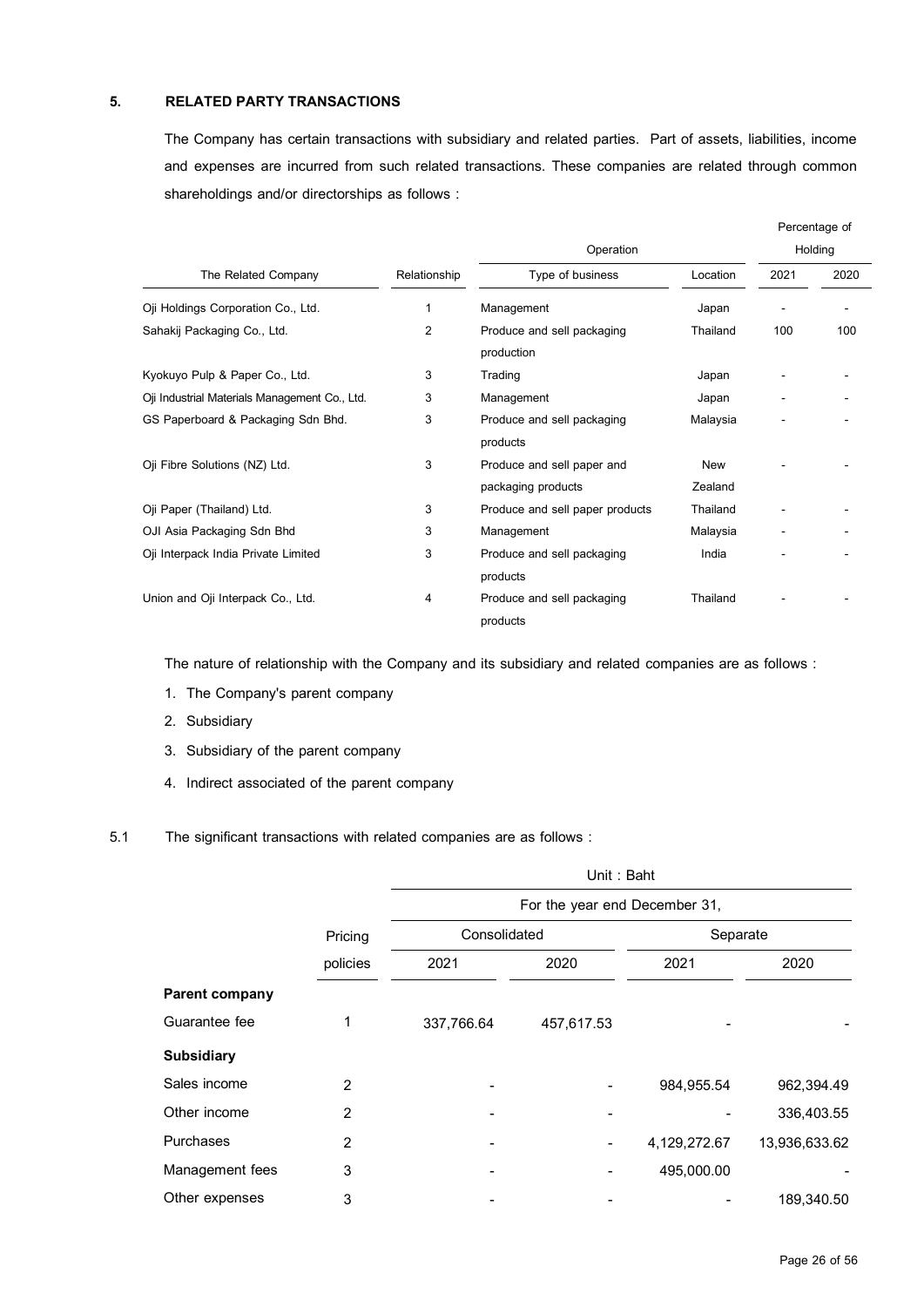## 5. RELATED PARTY TRANSACTIONS

The Company has certain transactions with subsidiary and related parties. Part of assets, liabilities, income and expenses are incurred from such related transactions. These companies are related through common shareholdings and/or directorships as follows :

| The Related Company | Relationship | Operation | | Percentage of Holding | |
|---|---|---|---|---|---|
| | | Type of business | Location | 2021 | 2020 |
| Oji Holdings Corporation Co., Ltd. | 1 | Management | Japan | - | - |
| Sahakij Packaging Co., Ltd. | 2 | Produce and sell packaging production | Thailand | 100 | 100 |
| Kyokuyo Pulp & Paper Co., Ltd. | 3 | Trading | Japan | - | - |
| Oji Industrial Materials Management Co., Ltd. | 3 | Management | Japan | - | - |
| GS Paperboard & Packaging Sdn Bhd. | 3 | Produce and sell packaging products | Malaysia | - | - |
| Oji Fibre Solutions (NZ) Ltd. | 3 | Produce and sell paper and packaging products | New Zealand | - | - |
| Oji Paper (Thailand) Ltd. | 3 | Produce and sell paper products | Thailand | - | - |
| OJI Asia Packaging Sdn Bhd | 3 | Management | Malaysia | - | - |
| Oji Interpack India Private Limited | 3 | Produce and sell packaging products | India | - | - |
| Union and Oji Interpack Co., Ltd. | 4 | Produce and sell packaging products | Thailand | - | - |

The nature of relationship with the Company and its subsidiary and related companies are as follows :

1. The Company's parent company
2. Subsidiary
3. Subsidiary of the parent company
4. Indirect associated of the parent company

5.1 The significant transactions with related companies are as follows :

| | Pricing policies | Unit : Baht | | | |
|---|---|---|---|---|---|
| | | For the year end December 31, | | | |
| | | Consolidated | | Separate | |
| | | 2021 | 2020 | 2021 | 2020 |
| **Parent company** | | | | | |
| Guarantee fee | 1 | 337,766.64 | 457,617.53 | - | - |
| **Subsidiary** | | | | | |
| Sales income | 2 | - | - | 984,955.54 | 962,394.49 |
| Other income | 2 | - | - | - | 336,403.55 |
| Purchases | 2 | - | - | 4,129,272.67 | 13,936,633.62 |
| Management fees | 3 | - | - | 495,000.00 | - |
| Other expenses | 3 | - | - | - | 189,340.50 |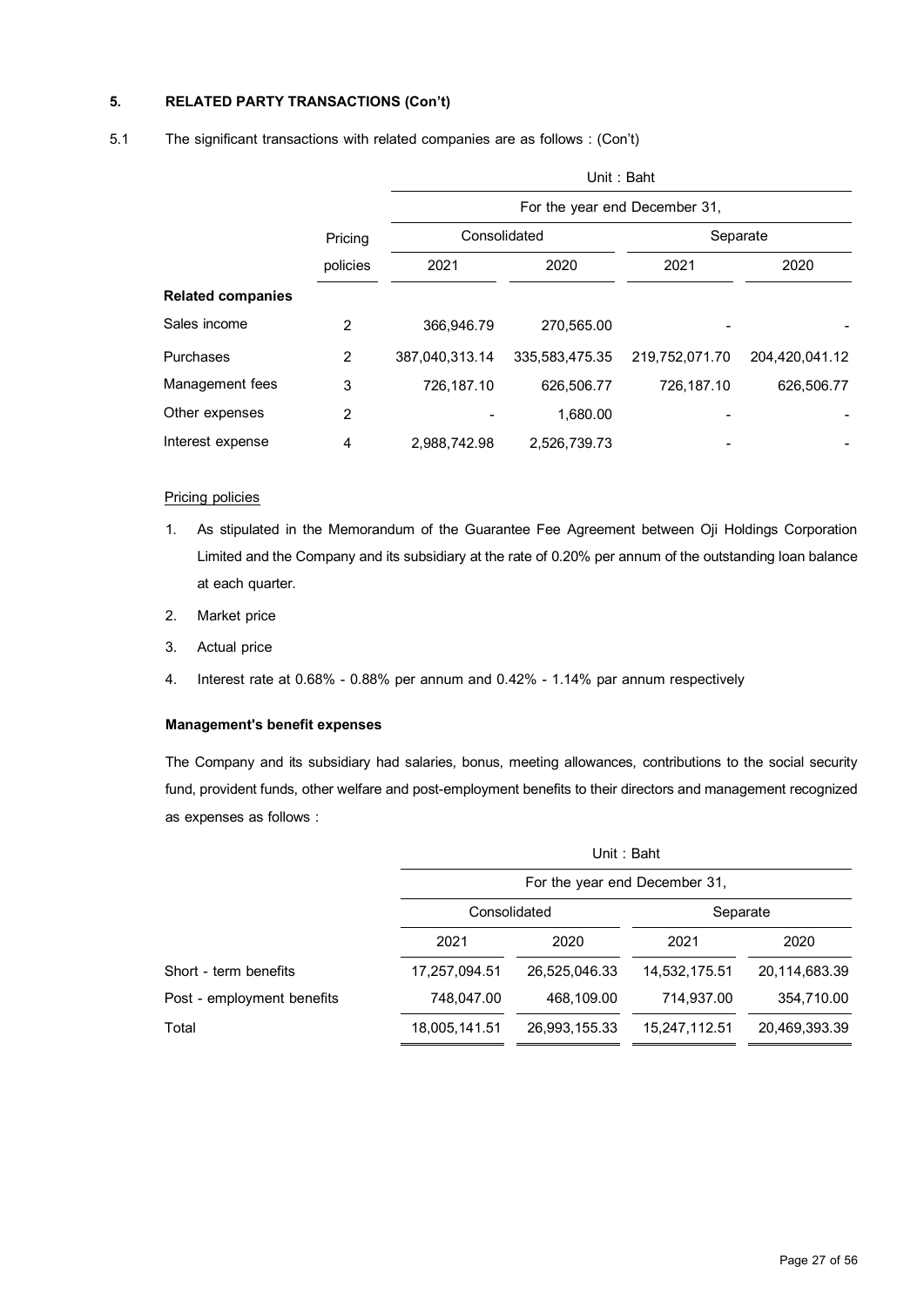**5. RELATED PARTY TRANSACTIONS (Con't)**

5.1 The significant transactions with related companies are as follows : (Con't)

| | | Unit : Baht | | | |
|---|---|---|---|---|---|
| | | For the year end December 31, | | | |
| | Pricing | Consolidated | | Separate | |
| | policies | 2021 | 2020 | 2021 | 2020 |
| **Related companies** | | | | | |
| Sales income | 2 | 366,946.79 | 270,565.00 | - | - |
| Purchases | 2 | 387,040,313.14 | 335,583,475.35 | 219,752,071.70 | 204,420,041.12 |
| Management fees | 3 | 726,187.10 | 626,506.77 | 726,187.10 | 626,506.77 |
| Other expenses | 2 | - | 1,680.00 | - | - |
| Interest expense | 4 | 2,988,742.98 | 2,526,739.73 | - | - |

Pricing policies

1. As stipulated in the Memorandum of the Guarantee Fee Agreement between Oji Holdings Corporation Limited and the Company and its subsidiary at the rate of 0.20% per annum of the outstanding loan balance at each quarter.
2. Market price
3. Actual price
4. Interest rate at 0.68% - 0.88% per annum and 0.42% - 1.14% par annum respectively

**Management's benefit expenses**

The Company and its subsidiary had salaries, bonus, meeting allowances, contributions to the social security fund, provident funds, other welfare and post-employment benefits to their directors and management recognized as expenses as follows :

| | Unit : Baht | | | |
|---|---|---|---|---|
| | For the year end December 31, | | | |
| | Consolidated | | Separate | |
| | 2021 | 2020 | 2021 | 2020 |
| Short - term benefits | 17,257,094.51 | 26,525,046.33 | 14,532,175.51 | 20,114,683.39 |
| Post - employment benefits | 748,047.00 | 468,109.00 | 714,937.00 | 354,710.00 |
| Total | 18,005,141.51 | 26,993,155.33 | 15,247,112.51 | 20,469,393.39 |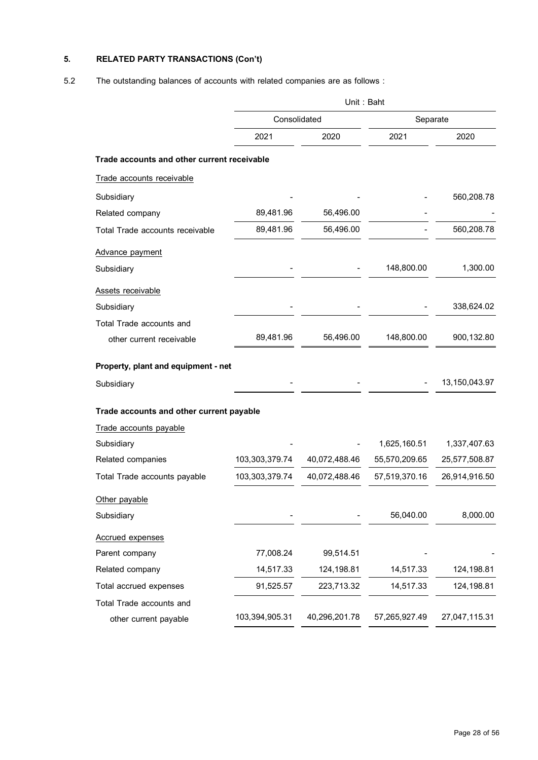## 5. RELATED PARTY TRANSACTIONS (Con't)

5.2 The outstanding balances of accounts with related companies are as follows :

| | Unit : Baht | | | |
|---|---|---|---|---|
| | Consolidated | | Separate | |
| | 2021 | 2020 | 2021 | 2020 |
| **Trade accounts and other current receivable** | | | | |
| Trade accounts receivable | | | | |
| Subsidiary | - | - | - | 560,208.78 |
| Related company | 89,481.96 | 56,496.00 | - | - |
| Total Trade accounts receivable | 89,481.96 | 56,496.00 | - | 560,208.78 |
| Advance payment | | | | |
| Subsidiary | - | - | 148,800.00 | 1,300.00 |
| Assets receivable | | | | |
| Subsidiary | - | - | - | 338,624.02 |
| Total Trade accounts and other current receivable | 89,481.96 | 56,496.00 | 148,800.00 | 900,132.80 |
| **Property, plant and equipment - net** | | | | |
| Subsidiary | - | - | - | 13,150,043.97 |
| **Trade accounts and other current payable** | | | | |
| Trade accounts payable | | | | |
| Subsidiary | - | - | 1,625,160.51 | 1,337,407.63 |
| Related companies | 103,303,379.74 | 40,072,488.46 | 55,570,209.65 | 25,577,508.87 |
| Total Trade accounts payable | 103,303,379.74 | 40,072,488.46 | 57,519,370.16 | 26,914,916.50 |
| Other payable | | | | |
| Subsidiary | - | - | 56,040.00 | 8,000.00 |
| Accrued expenses | | | | |
| Parent company | 77,008.24 | 99,514.51 | - | - |
| Related company | 14,517.33 | 124,198.81 | 14,517.33 | 124,198.81 |
| Total accrued expenses | 91,525.57 | 223,713.32 | 14,517.33 | 124,198.81 |
| Total Trade accounts and other current payable | 103,394,905.31 | 40,296,201.78 | 57,265,927.49 | 27,047,115.31 |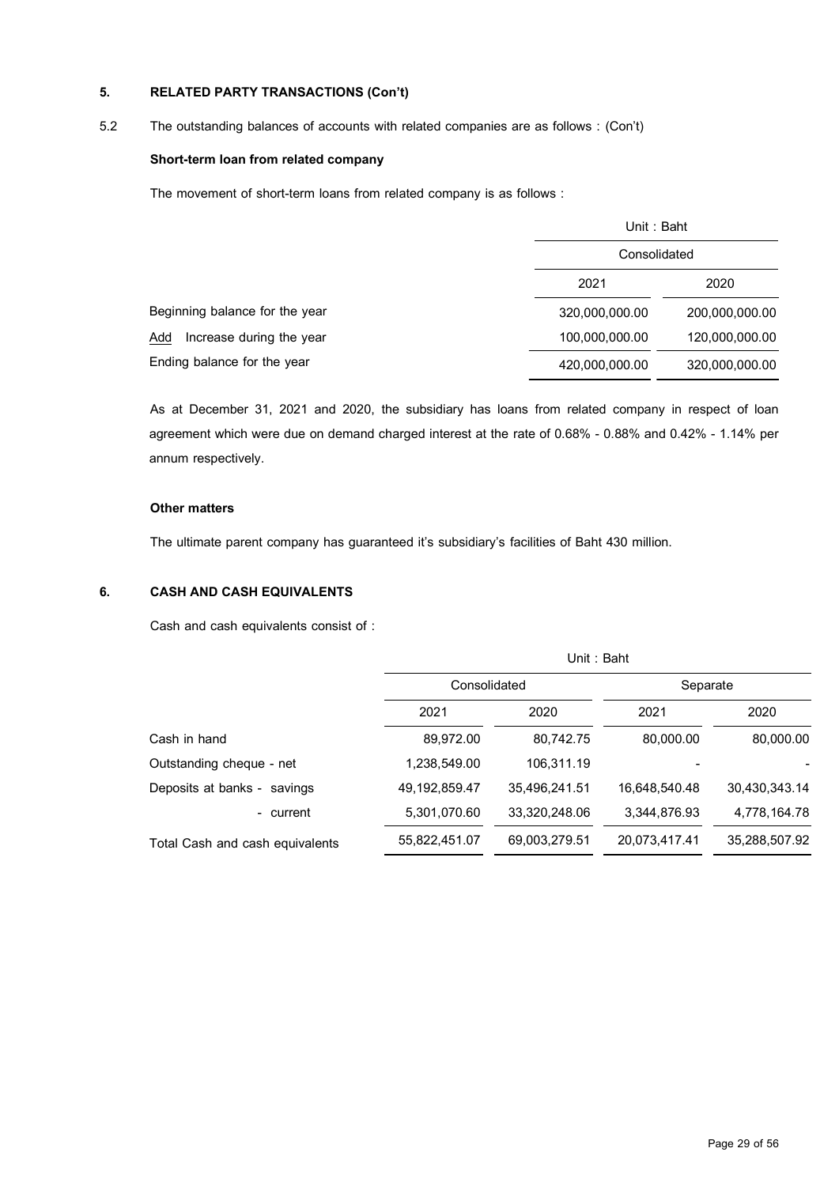## 5. RELATED PARTY TRANSACTIONS (Con't)

5.2 The outstanding balances of accounts with related companies are as follows : (Con't)

**Short-term loan from related company**

The movement of short-term loans from related company is as follows :

| | Unit : Baht | |
|---|---|---|
| | Consolidated | |
| | 2021 | 2020 |
| Beginning balance for the year | 320,000,000.00 | 200,000,000.00 |
| Add Increase during the year | 100,000,000.00 | 120,000,000.00 |
| Ending balance for the year | 420,000,000.00 | 320,000,000.00 |

As at December 31, 2021 and 2020, the subsidiary has loans from related company in respect of loan agreement which were due on demand charged interest at the rate of 0.68% - 0.88% and 0.42% - 1.14% per annum respectively.

**Other matters**

The ultimate parent company has guaranteed it's subsidiary's facilities of Baht 430 million.

## 6. CASH AND CASH EQUIVALENTS

Cash and cash equivalents consist of :

| | Unit : Baht | | | |
|---|---|---|---|---|
| | Consolidated | | Separate | |
| | 2021 | 2020 | 2021 | 2020 |
| Cash in hand | 89,972.00 | 80,742.75 | 80,000.00 | 80,000.00 |
| Outstanding cheque - net | 1,238,549.00 | 106,311.19 | - | - |
| Deposits at banks - savings | 49,192,859.47 | 35,496,241.51 | 16,648,540.48 | 30,430,343.14 |
| - current | 5,301,070.60 | 33,320,248.06 | 3,344,876.93 | 4,778,164.78 |
| Total Cash and cash equivalents | 55,822,451.07 | 69,003,279.51 | 20,073,417.41 | 35,288,507.92 |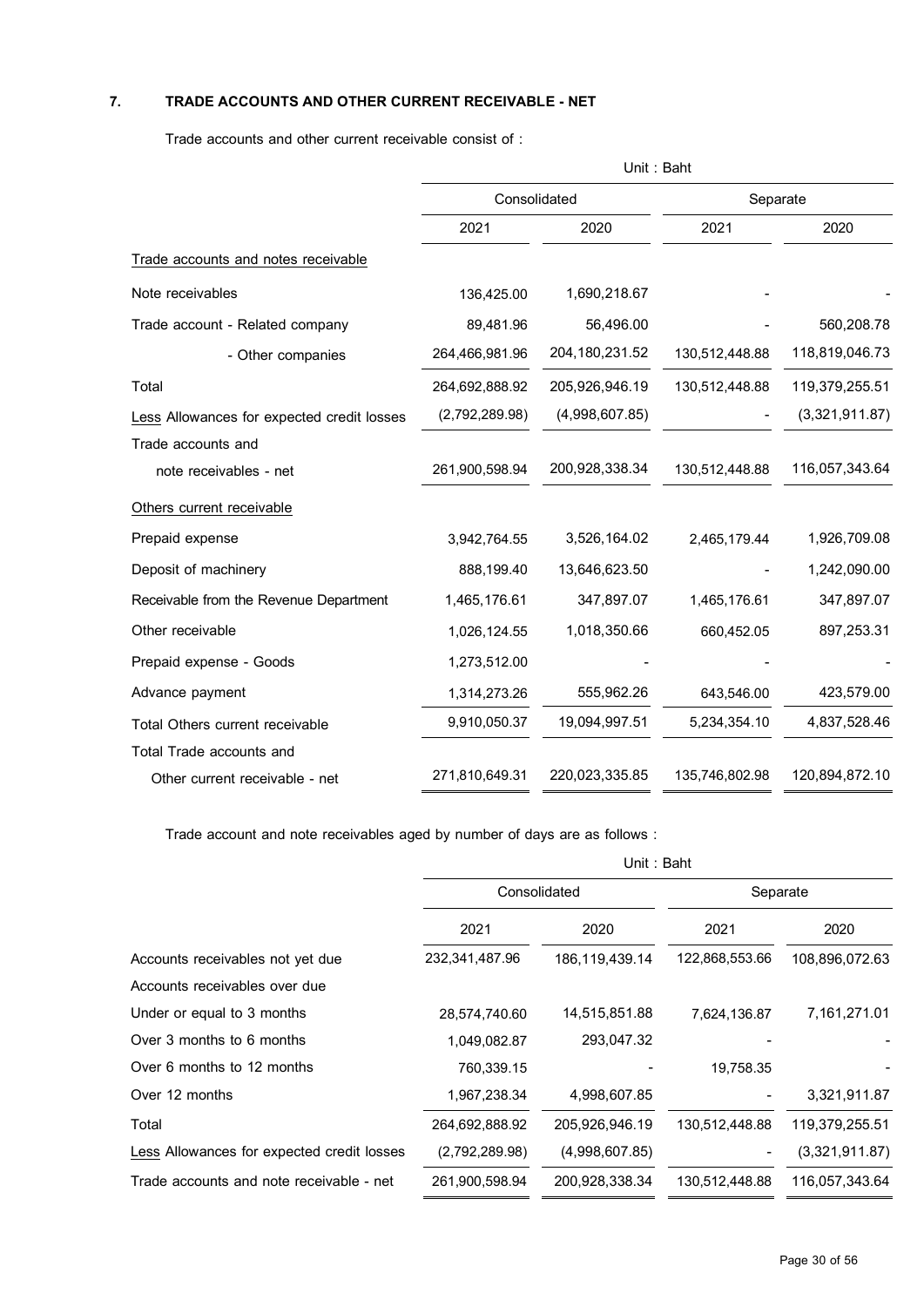## 7. TRADE ACCOUNTS AND OTHER CURRENT RECEIVABLE - NET

Trade accounts and other current receivable consist of :

| | Unit : Baht | | | |
|---|---|---|---|---|
| | Consolidated | | Separate | |
| | 2021 | 2020 | 2021 | 2020 |
| Trade accounts and notes receivable | | | | |
| Note receivables | 136,425.00 | 1,690,218.67 | - | - |
| Trade account - Related company | 89,481.96 | 56,496.00 | - | 560,208.78 |
| - Other companies | 264,466,981.96 | 204,180,231.52 | 130,512,448.88 | 118,819,046.73 |
| Total | 264,692,888.92 | 205,926,946.19 | 130,512,448.88 | 119,379,255.51 |
| Less Allowances for expected credit losses | (2,792,289.98) | (4,998,607.85) | - | (3,321,911.87) |
| Trade accounts and note receivables - net | 261,900,598.94 | 200,928,338.34 | 130,512,448.88 | 116,057,343.64 |
| Others current receivable | | | | |
| Prepaid expense | 3,942,764.55 | 3,526,164.02 | 2,465,179.44 | 1,926,709.08 |
| Deposit of machinery | 888,199.40 | 13,646,623.50 | - | 1,242,090.00 |
| Receivable from the Revenue Department | 1,465,176.61 | 347,897.07 | 1,465,176.61 | 347,897.07 |
| Other receivable | 1,026,124.55 | 1,018,350.66 | 660,452.05 | 897,253.31 |
| Prepaid expense - Goods | 1,273,512.00 | - | - | - |
| Advance payment | 1,314,273.26 | 555,962.26 | 643,546.00 | 423,579.00 |
| Total Others current receivable | 9,910,050.37 | 19,094,997.51 | 5,234,354.10 | 4,837,528.46 |
| Total Trade accounts and Other current receivable - net | 271,810,649.31 | 220,023,335.85 | 135,746,802.98 | 120,894,872.10 |

Trade account and note receivables aged by number of days are as follows :

| | Unit : Baht | | | |
|---|---|---|---|---|
| | Consolidated | | Separate | |
| | 2021 | 2020 | 2021 | 2020 |
| Accounts receivables not yet due | 232,341,487.96 | 186,119,439.14 | 122,868,553.66 | 108,896,072.63 |
| Accounts receivables over due | | | | |
| Under or equal to 3 months | 28,574,740.60 | 14,515,851.88 | 7,624,136.87 | 7,161,271.01 |
| Over 3 months to 6 months | 1,049,082.87 | 293,047.32 | - | - |
| Over 6 months to 12 months | 760,339.15 | - | 19,758.35 | - |
| Over 12 months | 1,967,238.34 | 4,998,607.85 | - | 3,321,911.87 |
| Total | 264,692,888.92 | 205,926,946.19 | 130,512,448.88 | 119,379,255.51 |
| Less Allowances for expected credit losses | (2,792,289.98) | (4,998,607.85) | - | (3,321,911.87) |
| Trade accounts and note receivable - net | 261,900,598.94 | 200,928,338.34 | 130,512,448.88 | 116,057,343.64 |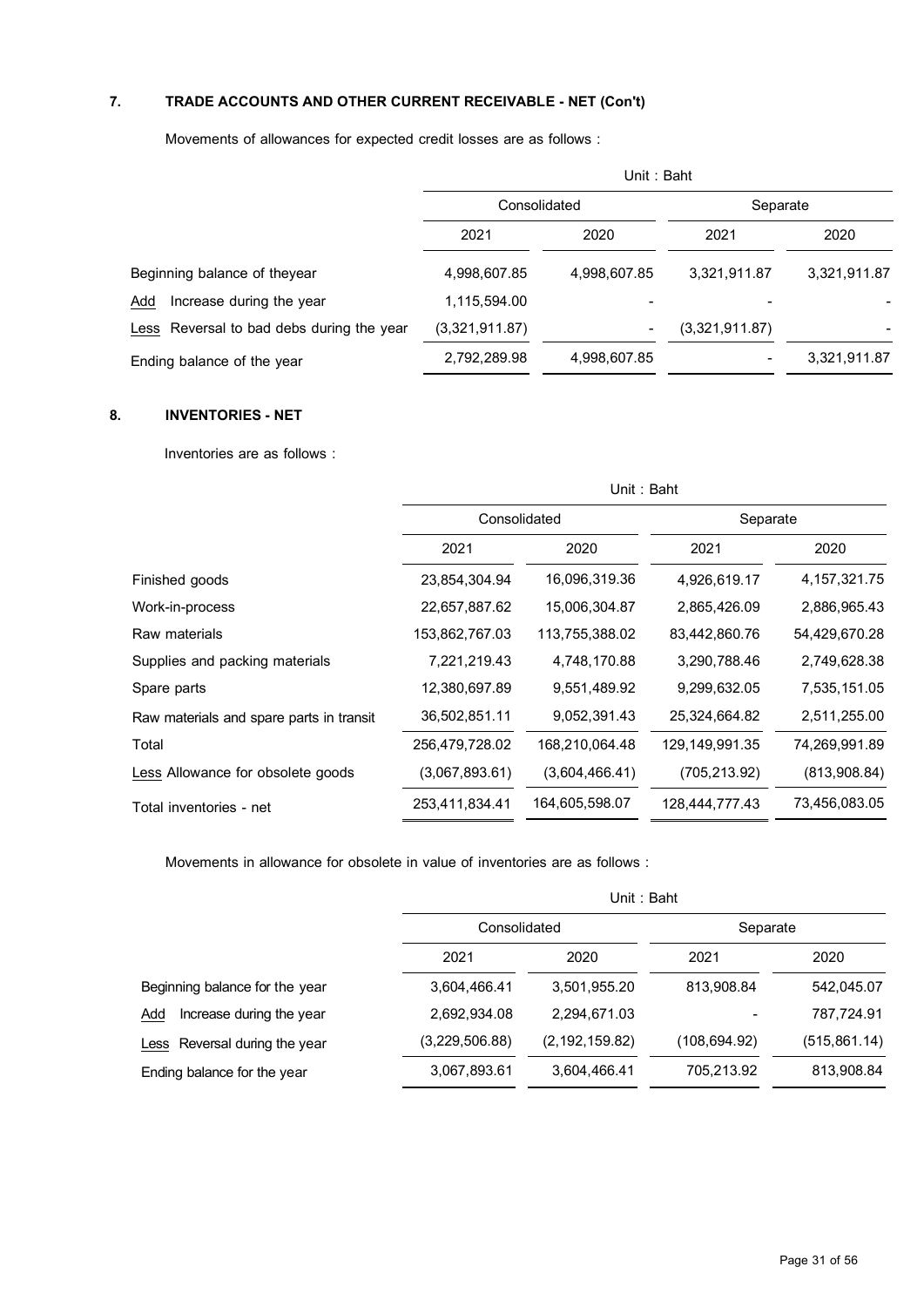## 7. TRADE ACCOUNTS AND OTHER CURRENT RECEIVABLE - NET (Con't)

Movements of allowances for expected credit losses are as follows :

| | Unit : Baht | | | |
|---|---|---|---|---|
| | Consolidated | | Separate | |
| | 2021 | 2020 | 2021 | 2020 |
| Beginning balance of theyear | 4,998,607.85 | 4,998,607.85 | 3,321,911.87 | 3,321,911.87 |
| Add Increase during the year | 1,115,594.00 | - | - | - |
| Less Reversal to bad debs during the year | (3,321,911.87) | - | (3,321,911.87) | - |
| Ending balance of the year | 2,792,289.98 | 4,998,607.85 | - | 3,321,911.87 |

## 8. INVENTORIES - NET

Inventories are as follows :

| | Unit : Baht | | | |
|---|---|---|---|---|
| | Consolidated | | Separate | |
| | 2021 | 2020 | 2021 | 2020 |
| Finished goods | 23,854,304.94 | 16,096,319.36 | 4,926,619.17 | 4,157,321.75 |
| Work-in-process | 22,657,887.62 | 15,006,304.87 | 2,865,426.09 | 2,886,965.43 |
| Raw materials | 153,862,767.03 | 113,755,388.02 | 83,442,860.76 | 54,429,670.28 |
| Supplies and packing materials | 7,221,219.43 | 4,748,170.88 | 3,290,788.46 | 2,749,628.38 |
| Spare parts | 12,380,697.89 | 9,551,489.92 | 9,299,632.05 | 7,535,151.05 |
| Raw materials and spare parts in transit | 36,502,851.11 | 9,052,391.43 | 25,324,664.82 | 2,511,255.00 |
| Total | 256,479,728.02 | 168,210,064.48 | 129,149,991.35 | 74,269,991.89 |
| Less Allowance for obsolete goods | (3,067,893.61) | (3,604,466.41) | (705,213.92) | (813,908.84) |
| Total inventories - net | 253,411,834.41 | 164,605,598.07 | 128,444,777.43 | 73,456,083.05 |

Movements in allowance for obsolete in value of inventories are as follows :

| | Unit : Baht | | | |
|---|---|---|---|---|
| | Consolidated | | Separate | |
| | 2021 | 2020 | 2021 | 2020 |
| Beginning balance for the year | 3,604,466.41 | 3,501,955.20 | 813,908.84 | 542,045.07 |
| Add Increase during the year | 2,692,934.08 | 2,294,671.03 | - | 787,724.91 |
| Less Reversal during the year | (3,229,506.88) | (2,192,159.82) | (108,694.92) | (515,861.14) |
| Ending balance for the year | 3,067,893.61 | 3,604,466.41 | 705,213.92 | 813,908.84 |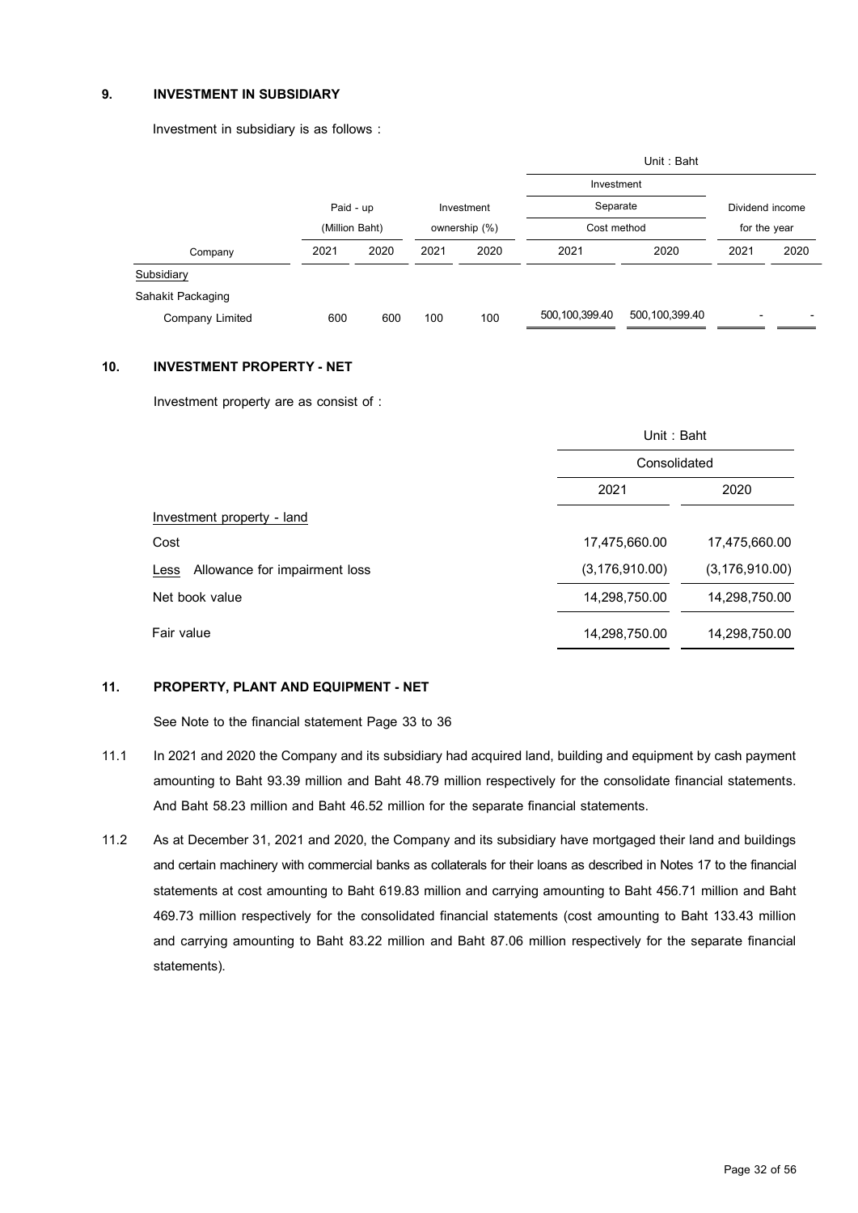## 9. INVESTMENT IN SUBSIDIARY

Investment in subsidiary is as follows :

| | | | | | Unit : Baht | | | |
|---|---|---|---|---|---|---|---|---|
| | | | | | Investment | | | |
| | Paid - up | | Investment | | Separate | | Dividend income | |
| | (Million Baht) | | ownership (%) | | Cost method | | for the year | |
| Company | 2021 | 2020 | 2021 | 2020 | 2021 | 2020 | 2021 | 2020 |
| Subsidiary | | | | | | | | |
| Sahakit Packaging | | | | | | | | |
| Company Limited | 600 | 600 | 100 | 100 | 500,100,399.40 | 500,100,399.40 | - | - |

## 10. INVESTMENT PROPERTY - NET

Investment property are as consist of :

| | Unit : Baht | |
|---|---|---|
| | Consolidated | |
| | 2021 | 2020 |
| Investment property - land | | |
| Cost | 17,475,660.00 | 17,475,660.00 |
| Less Allowance for impairment loss | (3,176,910.00) | (3,176,910.00) |
| Net book value | 14,298,750.00 | 14,298,750.00 |
| Fair value | 14,298,750.00 | 14,298,750.00 |

## 11. PROPERTY, PLANT AND EQUIPMENT - NET

See Note to the financial statement Page 33 to 36

11.1 In 2021 and 2020 the Company and its subsidiary had acquired land, building and equipment by cash payment amounting to Baht 93.39 million and Baht 48.79 million respectively for the consolidate financial statements. And Baht 58.23 million and Baht 46.52 million for the separate financial statements.

11.2 As at December 31, 2021 and 2020, the Company and its subsidiary have mortgaged their land and buildings and certain machinery with commercial banks as collaterals for their loans as described in Notes 17 to the financial statements at cost amounting to Baht 619.83 million and carrying amounting to Baht 456.71 million and Baht 469.73 million respectively for the consolidated financial statements (cost amounting to Baht 133.43 million and carrying amounting to Baht 83.22 million and Baht 87.06 million respectively for the separate financial statements).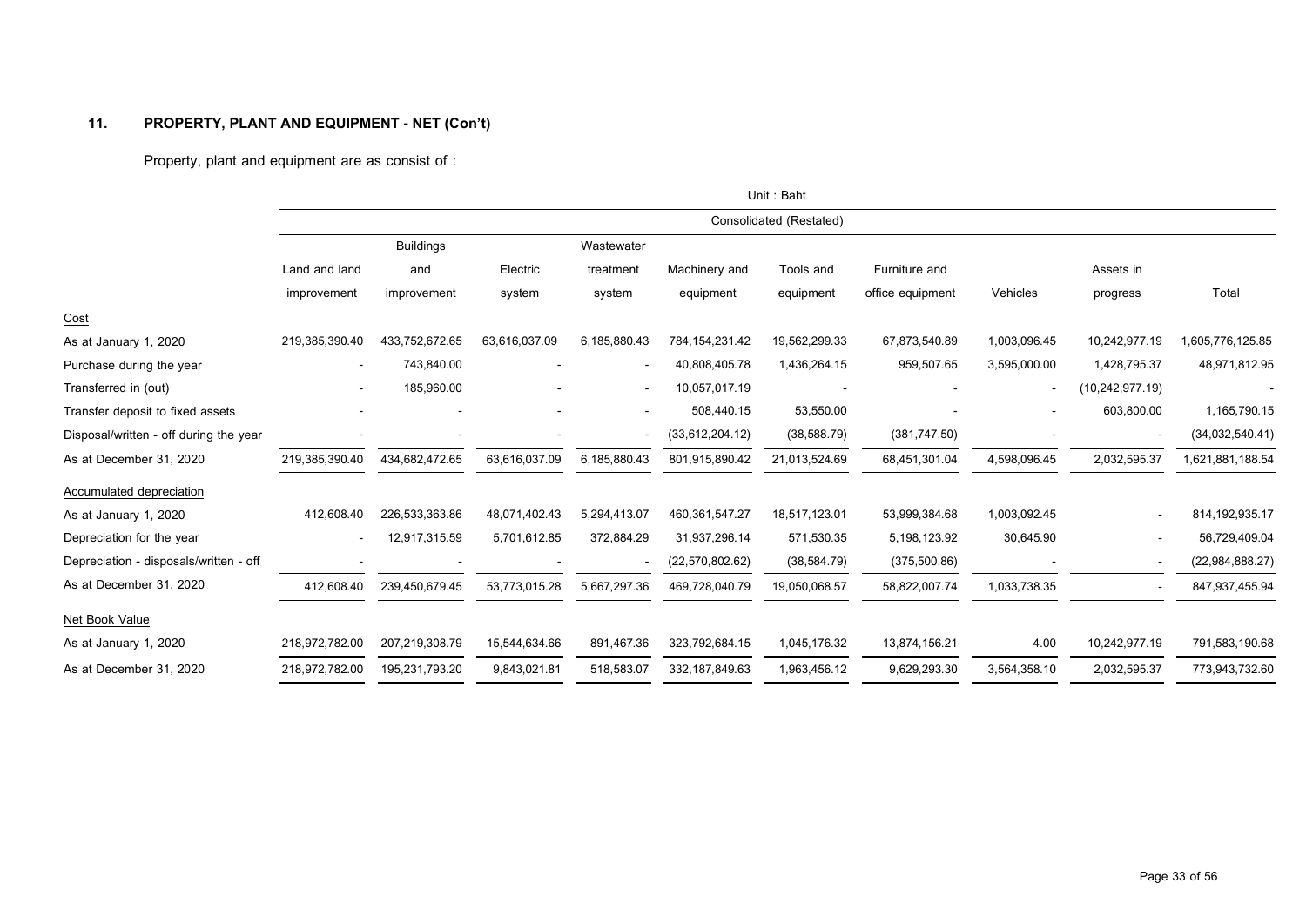## 11. PROPERTY, PLANT AND EQUIPMENT - NET (Con't)

Property, plant and equipment are as consist of :

| | Unit : Baht | | | | | | | | | |
|---|---|---|---|---|---|---|---|---|---|---|
| | Consolidated (Restated) | | | | | | | | | |
| | Land and land improvement | Buildings and improvement | Electric system | Wastewater treatment system | Machinery and equipment | Tools and equipment | Furniture and office equipment | Vehicles | Assets in progress | Total |
| Cost | | | | | | | | | | |
| As at January 1, 2020 | 219,385,390.40 | 433,752,672.65 | 63,616,037.09 | 6,185,880.43 | 784,154,231.42 | 19,562,299.33 | 67,873,540.89 | 1,003,096.45 | 10,242,977.19 | 1,605,776,125.85 |
| Purchase during the year | - | 743,840.00 | - | - | 40,808,405.78 | 1,436,264.15 | 959,507.65 | 3,595,000.00 | 1,428,795.37 | 48,971,812.95 |
| Transferred in (out) | - | 185,960.00 | - | - | 10,057,017.19 | - | - | - | (10,242,977.19) | - |
| Transfer deposit to fixed assets | - | - | - | - | 508,440.15 | 53,550.00 | - | - | 603,800.00 | 1,165,790.15 |
| Disposal/written - off during the year | - | - | - | - | (33,612,204.12) | (38,588.79) | (381,747.50) | - | - | (34,032,540.41) |
| As at December 31, 2020 | 219,385,390.40 | 434,682,472.65 | 63,616,037.09 | 6,185,880.43 | 801,915,890.42 | 21,013,524.69 | 68,451,301.04 | 4,598,096.45 | 2,032,595.37 | 1,621,881,188.54 |
| Accumulated depreciation | | | | | | | | | | |
| As at January 1, 2020 | 412,608.40 | 226,533,363.86 | 48,071,402.43 | 5,294,413.07 | 460,361,547.27 | 18,517,123.01 | 53,999,384.68 | 1,003,092.45 | - | 814,192,935.17 |
| Depreciation for the year | - | 12,917,315.59 | 5,701,612.85 | 372,884.29 | 31,937,296.14 | 571,530.35 | 5,198,123.92 | 30,645.90 | - | 56,729,409.04 |
| Depreciation - disposals/written - off | - | - | - | - | (22,570,802.62) | (38,584.79) | (375,500.86) | - | - | (22,984,888.27) |
| As at December 31, 2020 | 412,608.40 | 239,450,679.45 | 53,773,015.28 | 5,667,297.36 | 469,728,040.79 | 19,050,068.57 | 58,822,007.74 | 1,033,738.35 | - | 847,937,455.94 |
| Net Book Value | | | | | | | | | | |
| As at January 1, 2020 | 218,972,782.00 | 207,219,308.79 | 15,544,634.66 | 891,467.36 | 323,792,684.15 | 1,045,176.32 | 13,874,156.21 | 4.00 | 10,242,977.19 | 791,583,190.68 |
| As at December 31, 2020 | 218,972,782.00 | 195,231,793.20 | 9,843,021.81 | 518,583.07 | 332,187,849.63 | 1,963,456.12 | 9,629,293.30 | 3,564,358.10 | 2,032,595.37 | 773,943,732.60 |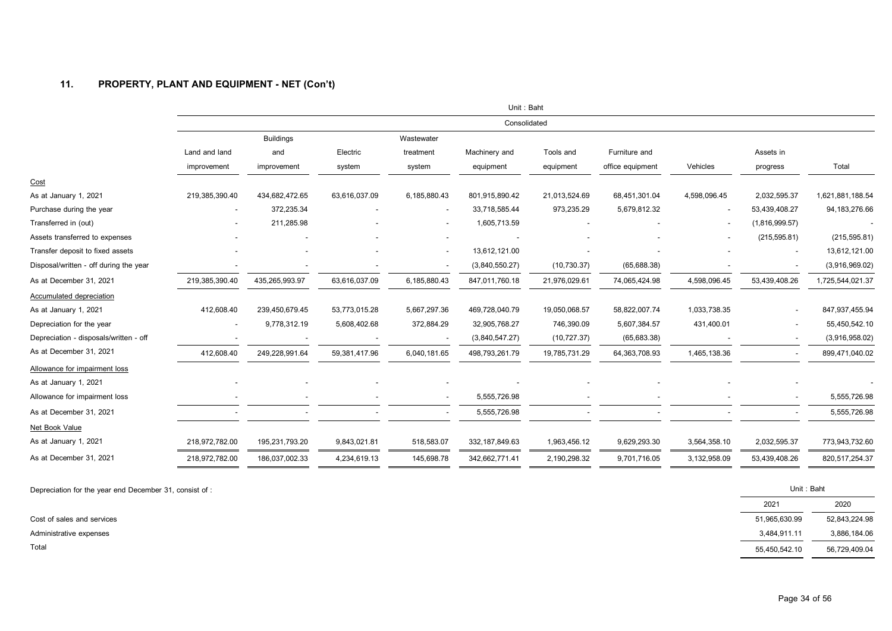## 11. PROPERTY, PLANT AND EQUIPMENT - NET (Con't)

Unit : Baht

| | Consolidated | | | | | | | | | |
|---|---|---|---|---|---|---|---|---|---|---|
| | Land and land improvement | Buildings and improvement | Electric system | Wastewater treatment system | Machinery and equipment | Tools and equipment | Furniture and office equipment | Vehicles | Assets in progress | Total |
| Cost | | | | | | | | | | |
| As at January 1, 2021 | 219,385,390.40 | 434,682,472.65 | 63,616,037.09 | 6,185,880.43 | 801,915,890.42 | 21,013,524.69 | 68,451,301.04 | 4,598,096.45 | 2,032,595.37 | 1,621,881,188.54 |
| Purchase during the year | - | 372,235.34 | - | - | 33,718,585.44 | 973,235.29 | 5,679,812.32 | - | 53,439,408.27 | 94,183,276.66 |
| Transferred in (out) | - | 211,285.98 | - | - | 1,605,713.59 | - | - | - | (1,816,999.57) | - |
| Assets transferred to expenses | - | - | - | - | - | - | - | - | (215,595.81) | (215,595.81) |
| Transfer deposit to fixed assets | - | - | - | - | 13,612,121.00 | - | - | - | - | 13,612,121.00 |
| Disposal/written - off during the year | - | - | - | - | (3,840,550.27) | (10,730.37) | (65,688.38) | - | - | (3,916,969.02) |
| As at December 31, 2021 | 219,385,390.40 | 435,265,993.97 | 63,616,037.09 | 6,185,880.43 | 847,011,760.18 | 21,976,029.61 | 74,065,424.98 | 4,598,096.45 | 53,439,408.26 | 1,725,544,021.37 |
| Accumulated depreciation | | | | | | | | | | |
| As at January 1, 2021 | 412,608.40 | 239,450,679.45 | 53,773,015.28 | 5,667,297.36 | 469,728,040.79 | 19,050,068.57 | 58,822,007.74 | 1,033,738.35 | - | 847,937,455.94 |
| Depreciation for the year | - | 9,778,312.19 | 5,608,402.68 | 372,884.29 | 32,905,768.27 | 746,390.09 | 5,607,384.57 | 431,400.01 | - | 55,450,542.10 |
| Depreciation - disposals/written - off | - | - | - | - | (3,840,547.27) | (10,727.37) | (65,683.38) | - | - | (3,916,958.02) |
| As at December 31, 2021 | 412,608.40 | 249,228,991.64 | 59,381,417.96 | 6,040,181.65 | 498,793,261.79 | 19,785,731.29 | 64,363,708.93 | 1,465,138.36 | - | 899,471,040.02 |
| Allowance for impairment loss | | | | | | | | | | |
| As at January 1, 2021 | - | - | - | - | - | - | - | - | - | - |
| Allowance for impairment loss | - | - | - | - | 5,555,726.98 | - | - | - | - | 5,555,726.98 |
| As at December 31, 2021 | - | - | - | - | 5,555,726.98 | - | - | - | - | 5,555,726.98 |
| Net Book Value | | | | | | | | | | |
| As at January 1, 2021 | 218,972,782.00 | 195,231,793.20 | 9,843,021.81 | 518,583.07 | 332,187,849.63 | 1,963,456.12 | 9,629,293.30 | 3,564,358.10 | 2,032,595.37 | 773,943,732.60 |
| As at December 31, 2021 | 218,972,782.00 | 186,037,002.33 | 4,234,619.13 | 145,698.78 | 342,662,771.41 | 2,190,298.32 | 9,701,716.05 | 3,132,958.09 | 53,439,408.26 | 820,517,254.37 |

Depreciation for the year end December 31, consist of :

Unit : Baht

| | 2021 | 2020 |
|---|---|---|
| Cost of sales and services | 51,965,630.99 | 52,843,224.98 |
| Administrative expenses | 3,484,911.11 | 3,886,184.06 |
| Total | 55,450,542.10 | 56,729,409.04 |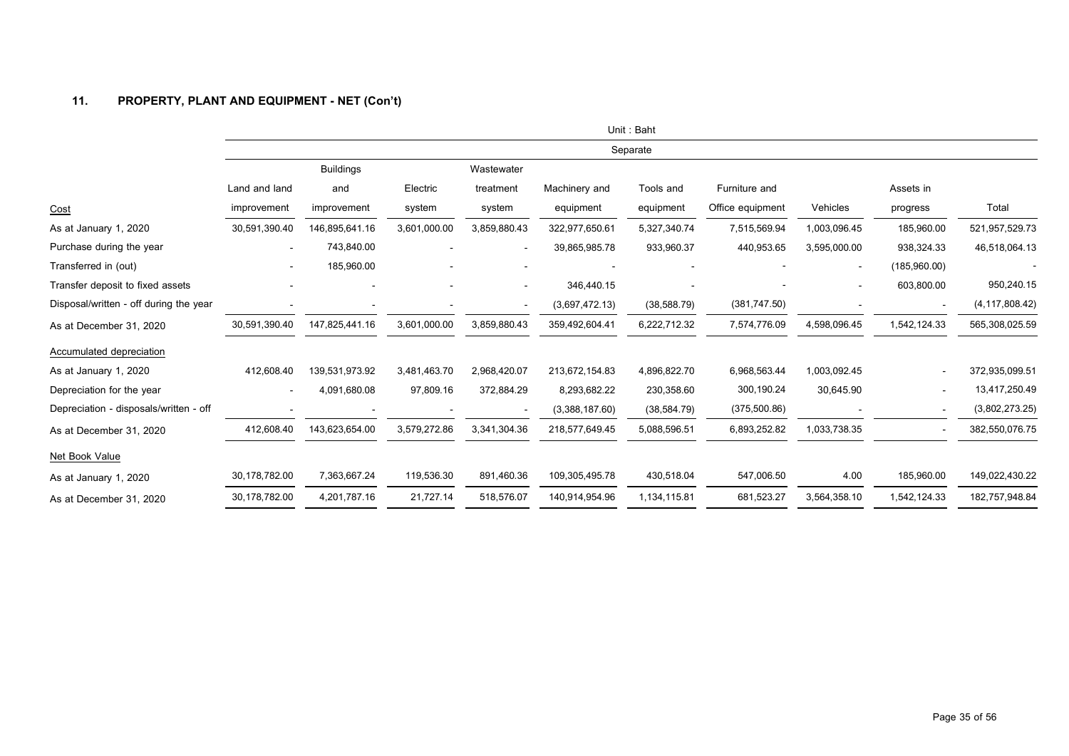## 11. PROPERTY, PLANT AND EQUIPMENT - NET (Con't)

Unit : Baht

| | Separate | | | | | | | | | |
|---|---|---|---|---|---|---|---|---|---|---|
| Cost | Land and land improvement | Buildings and improvement | Electric system | Wastewater treatment system | Machinery and equipment | Tools and equipment | Furniture and Office equipment | Vehicles | Assets in progress | Total |
| As at January 1, 2020 | 30,591,390.40 | 146,895,641.16 | 3,601,000.00 | 3,859,880.43 | 322,977,650.61 | 5,327,340.74 | 7,515,569.94 | 1,003,096.45 | 185,960.00 | 521,957,529.73 |
| Purchase during the year | - | 743,840.00 | - | - | 39,865,985.78 | 933,960.37 | 440,953.65 | 3,595,000.00 | 938,324.33 | 46,518,064.13 |
| Transferred in (out) | - | 185,960.00 | - | - | - | - | - | - | (185,960.00) | - |
| Transfer deposit to fixed assets | - | - | - | - | 346,440.15 | - | - | - | 603,800.00 | 950,240.15 |
| Disposal/written - off during the year | - | - | - | - | (3,697,472.13) | (38,588.79) | (381,747.50) | - | - | (4,117,808.42) |
| As at December 31, 2020 | 30,591,390.40 | 147,825,441.16 | 3,601,000.00 | 3,859,880.43 | 359,492,604.41 | 6,222,712.32 | 7,574,776.09 | 4,598,096.45 | 1,542,124.33 | 565,308,025.59 |
| Accumulated depreciation | | | | | | | | | | |
| As at January 1, 2020 | 412,608.40 | 139,531,973.92 | 3,481,463.70 | 2,968,420.07 | 213,672,154.83 | 4,896,822.70 | 6,968,563.44 | 1,003,092.45 | - | 372,935,099.51 |
| Depreciation for the year | - | 4,091,680.08 | 97,809.16 | 372,884.29 | 8,293,682.22 | 230,358.60 | 300,190.24 | 30,645.90 | - | 13,417,250.49 |
| Depreciation - disposals/written - off | - | - | - | - | (3,388,187.60) | (38,584.79) | (375,500.86) | - | - | (3,802,273.25) |
| As at December 31, 2020 | 412,608.40 | 143,623,654.00 | 3,579,272.86 | 3,341,304.36 | 218,577,649.45 | 5,088,596.51 | 6,893,252.82 | 1,033,738.35 | - | 382,550,076.75 |
| Net Book Value | | | | | | | | | | |
| As at January 1, 2020 | 30,178,782.00 | 7,363,667.24 | 119,536.30 | 891,460.36 | 109,305,495.78 | 430,518.04 | 547,006.50 | 4.00 | 185,960.00 | 149,022,430.22 |
| As at December 31, 2020 | 30,178,782.00 | 4,201,787.16 | 21,727.14 | 518,576.07 | 140,914,954.96 | 1,134,115.81 | 681,523.27 | 3,564,358.10 | 1,542,124.33 | 182,757,948.84 |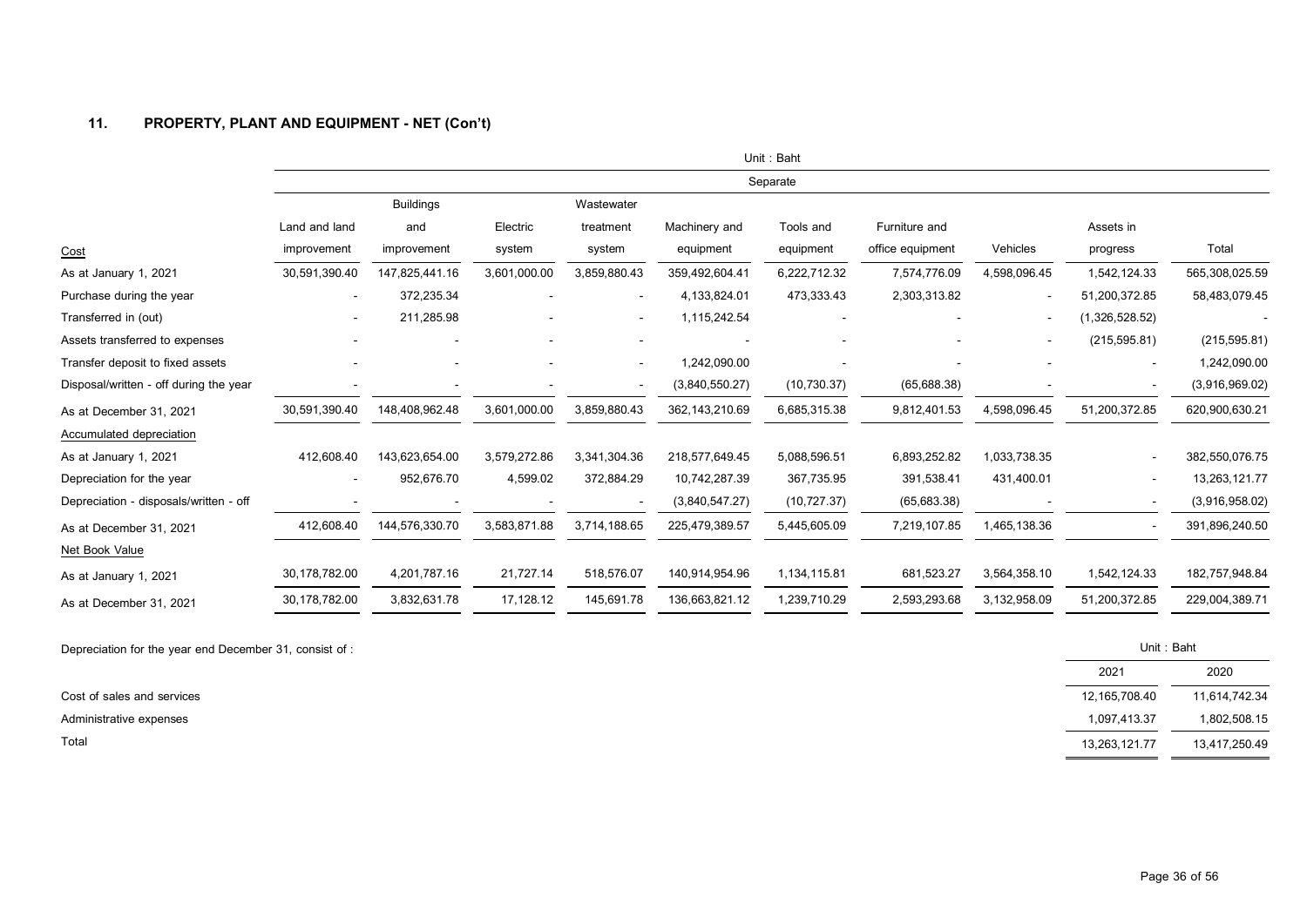## 11. PROPERTY, PLANT AND EQUIPMENT - NET (Con't)

Unit : Baht

| | Separate | | | | | | | | | |
|---|---|---|---|---|---|---|---|---|---|---|
| Cost | Land and land improvement | Buildings and improvement | Electric system | Wastewater treatment system | Machinery and equipment | Tools and equipment | Furniture and office equipment | Vehicles | Assets in progress | Total |
| As at January 1, 2021 | 30,591,390.40 | 147,825,441.16 | 3,601,000.00 | 3,859,880.43 | 359,492,604.41 | 6,222,712.32 | 7,574,776.09 | 4,598,096.45 | 1,542,124.33 | 565,308,025.59 |
| Purchase during the year | - | 372,235.34 | - | - | 4,133,824.01 | 473,333.43 | 2,303,313.82 | - | 51,200,372.85 | 58,483,079.45 |
| Transferred in (out) | - | 211,285.98 | - | - | 1,115,242.54 | - | - | - | (1,326,528.52) | - |
| Assets transferred to expenses | - | - | - | - | - | - | - | - | (215,595.81) | (215,595.81) |
| Transfer deposit to fixed assets | - | - | - | - | 1,242,090.00 | - | - | - | - | 1,242,090.00 |
| Disposal/written - off during the year | - | - | - | - | (3,840,550.27) | (10,730.37) | (65,688.38) | - | - | (3,916,969.02) |
| As at December 31, 2021 | 30,591,390.40 | 148,408,962.48 | 3,601,000.00 | 3,859,880.43 | 362,143,210.69 | 6,685,315.38 | 9,812,401.53 | 4,598,096.45 | 51,200,372.85 | 620,900,630.21 |
| Accumulated depreciation | | | | | | | | | | |
| As at January 1, 2021 | 412,608.40 | 143,623,654.00 | 3,579,272.86 | 3,341,304.36 | 218,577,649.45 | 5,088,596.51 | 6,893,252.82 | 1,033,738.35 | - | 382,550,076.75 |
| Depreciation for the year | - | 952,676.70 | 4,599.02 | 372,884.29 | 10,742,287.39 | 367,735.95 | 391,538.41 | 431,400.01 | - | 13,263,121.77 |
| Depreciation - disposals/written - off | - | - | - | - | (3,840,547.27) | (10,727.37) | (65,683.38) | - | - | (3,916,958.02) |
| As at December 31, 2021 | 412,608.40 | 144,576,330.70 | 3,583,871.88 | 3,714,188.65 | 225,479,389.57 | 5,445,605.09 | 7,219,107.85 | 1,465,138.36 | - | 391,896,240.50 |
| Net Book Value | | | | | | | | | | |
| As at January 1, 2021 | 30,178,782.00 | 4,201,787.16 | 21,727.14 | 518,576.07 | 140,914,954.96 | 1,134,115.81 | 681,523.27 | 3,564,358.10 | 1,542,124.33 | 182,757,948.84 |
| As at December 31, 2021 | 30,178,782.00 | 3,832,631.78 | 17,128.12 | 145,691.78 | 136,663,821.12 | 1,239,710.29 | 2,593,293.68 | 3,132,958.09 | 51,200,372.85 | 229,004,389.71 |

Depreciation for the year end December 31, consist of :

Unit : Baht

| | 2021 | 2020 |
|---|---|---|
| Cost of sales and services | 12,165,708.40 | 11,614,742.34 |
| Administrative expenses | 1,097,413.37 | 1,802,508.15 |
| Total | 13,263,121.77 | 13,417,250.49 |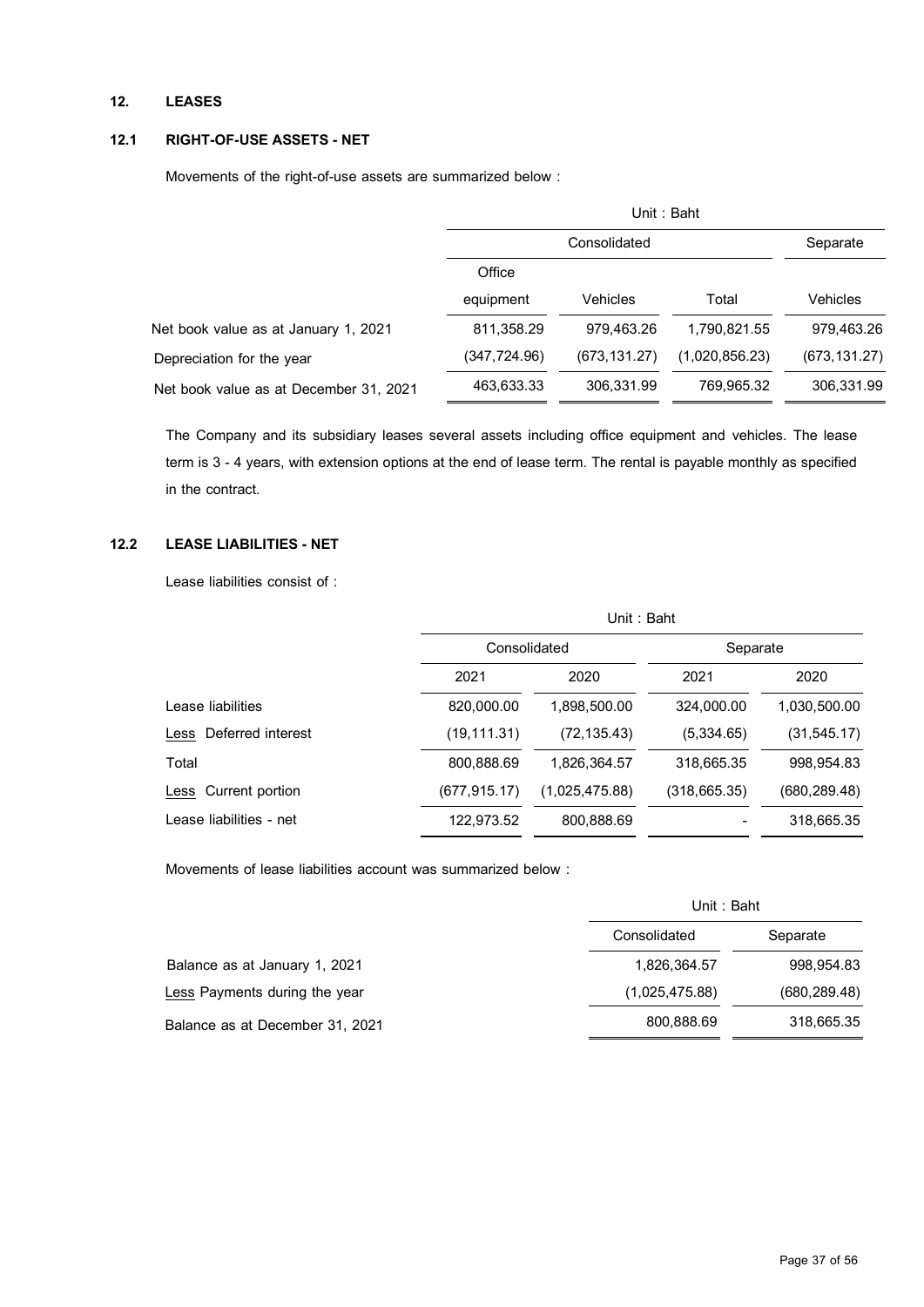## 12. LEASES

### 12.1 RIGHT-OF-USE ASSETS - NET

Movements of the right-of-use assets are summarized below :

| | Unit : Baht | | | |
|---|---|---|---|---|
| | Consolidated | | | Separate |
| | Office equipment | Vehicles | Total | Vehicles |
| Net book value as at January 1, 2021 | 811,358.29 | 979,463.26 | 1,790,821.55 | 979,463.26 |
| Depreciation for the year | (347,724.96) | (673,131.27) | (1,020,856.23) | (673,131.27) |
| Net book value as at December 31, 2021 | 463,633.33 | 306,331.99 | 769,965.32 | 306,331.99 |

The Company and its subsidiary leases several assets including office equipment and vehicles. The lease term is 3 - 4 years, with extension options at the end of lease term. The rental is payable monthly as specified in the contract.

### 12.2 LEASE LIABILITIES - NET

Lease liabilities consist of :

| | Unit : Baht | | | |
|---|---|---|---|---|
| | Consolidated | | Separate | |
| | 2021 | 2020 | 2021 | 2020 |
| Lease liabilities | 820,000.00 | 1,898,500.00 | 324,000.00 | 1,030,500.00 |
| Less Deferred interest | (19,111.31) | (72,135.43) | (5,334.65) | (31,545.17) |
| Total | 800,888.69 | 1,826,364.57 | 318,665.35 | 998,954.83 |
| Less Current portion | (677,915.17) | (1,025,475.88) | (318,665.35) | (680,289.48) |
| Lease liabilities - net | 122,973.52 | 800,888.69 | - | 318,665.35 |

Movements of lease liabilities account was summarized below :

| | Unit : Baht | |
|---|---|---|
| | Consolidated | Separate |
| Balance as at January 1, 2021 | 1,826,364.57 | 998,954.83 |
| Less Payments during the year | (1,025,475.88) | (680,289.48) |
| Balance as at December 31, 2021 | 800,888.69 | 318,665.35 |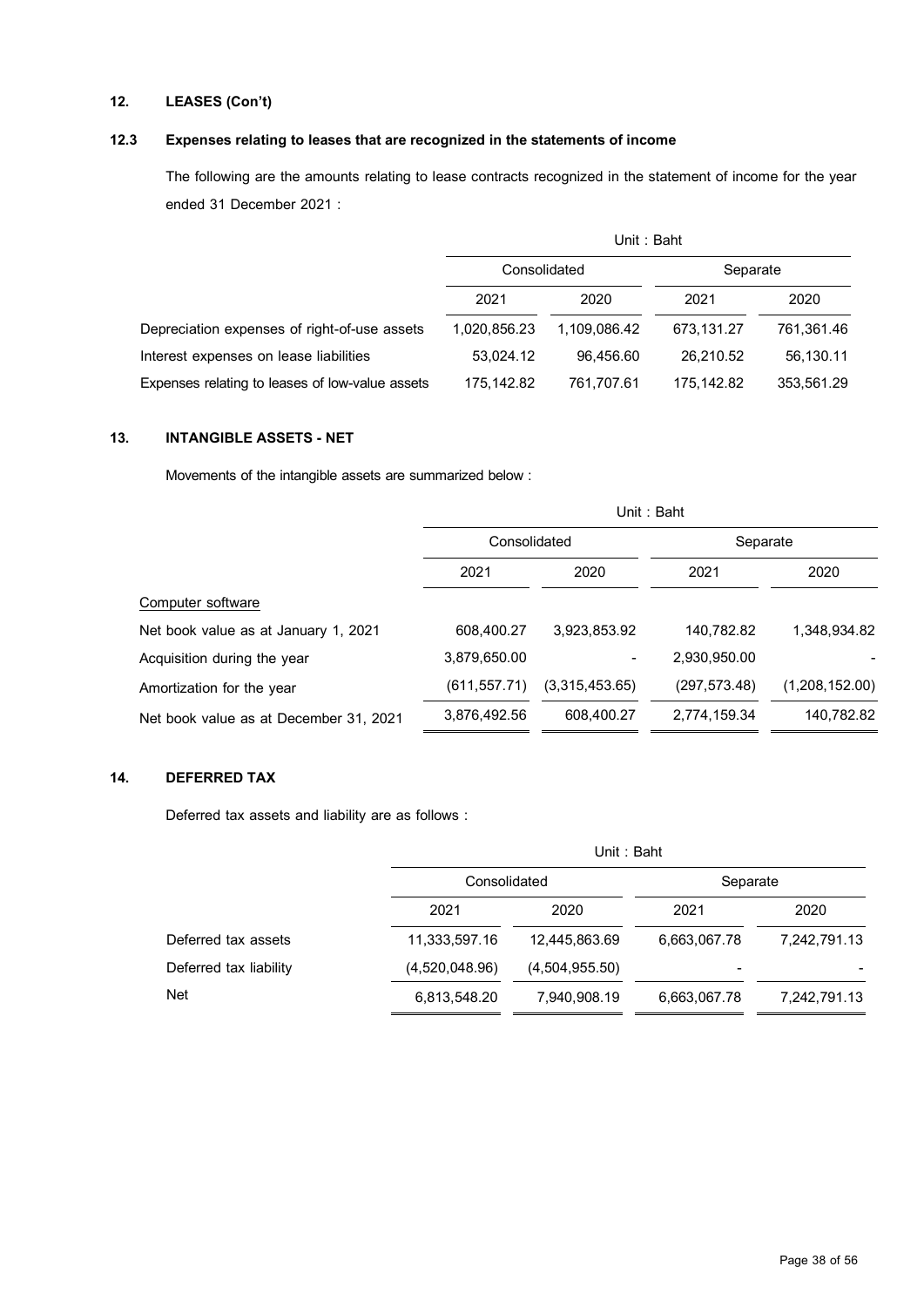## 12. LEASES (Con't)

### 12.3 Expenses relating to leases that are recognized in the statements of income

The following are the amounts relating to lease contracts recognized in the statement of income for the year ended 31 December 2021 :

| | Unit : Baht | | | |
|---|---|---|---|---|
| | Consolidated | | Separate | |
| | 2021 | 2020 | 2021 | 2020 |
| Depreciation expenses of right-of-use assets | 1,020,856.23 | 1,109,086.42 | 673,131.27 | 761,361.46 |
| Interest expenses on lease liabilities | 53,024.12 | 96,456.60 | 26,210.52 | 56,130.11 |
| Expenses relating to leases of low-value assets | 175,142.82 | 761,707.61 | 175,142.82 | 353,561.29 |

## 13. INTANGIBLE ASSETS - NET

Movements of the intangible assets are summarized below :

| | Unit : Baht | | | |
|---|---|---|---|---|
| | Consolidated | | Separate | |
| | 2021 | 2020 | 2021 | 2020 |
| Computer software | | | | |
| Net book value as at January 1, 2021 | 608,400.27 | 3,923,853.92 | 140,782.82 | 1,348,934.82 |
| Acquisition during the year | 3,879,650.00 | - | 2,930,950.00 | - |
| Amortization for the year | (611,557.71) | (3,315,453.65) | (297,573.48) | (1,208,152.00) |
| Net book value as at December 31, 2021 | 3,876,492.56 | 608,400.27 | 2,774,159.34 | 140,782.82 |

## 14. DEFERRED TAX

Deferred tax assets and liability are as follows :

| | Unit : Baht | | | |
|---|---|---|---|---|
| | Consolidated | | Separate | |
| | 2021 | 2020 | 2021 | 2020 |
| Deferred tax assets | 11,333,597.16 | 12,445,863.69 | 6,663,067.78 | 7,242,791.13 |
| Deferred tax liability | (4,520,048.96) | (4,504,955.50) | - | - |
| Net | 6,813,548.20 | 7,940,908.19 | 6,663,067.78 | 7,242,791.13 |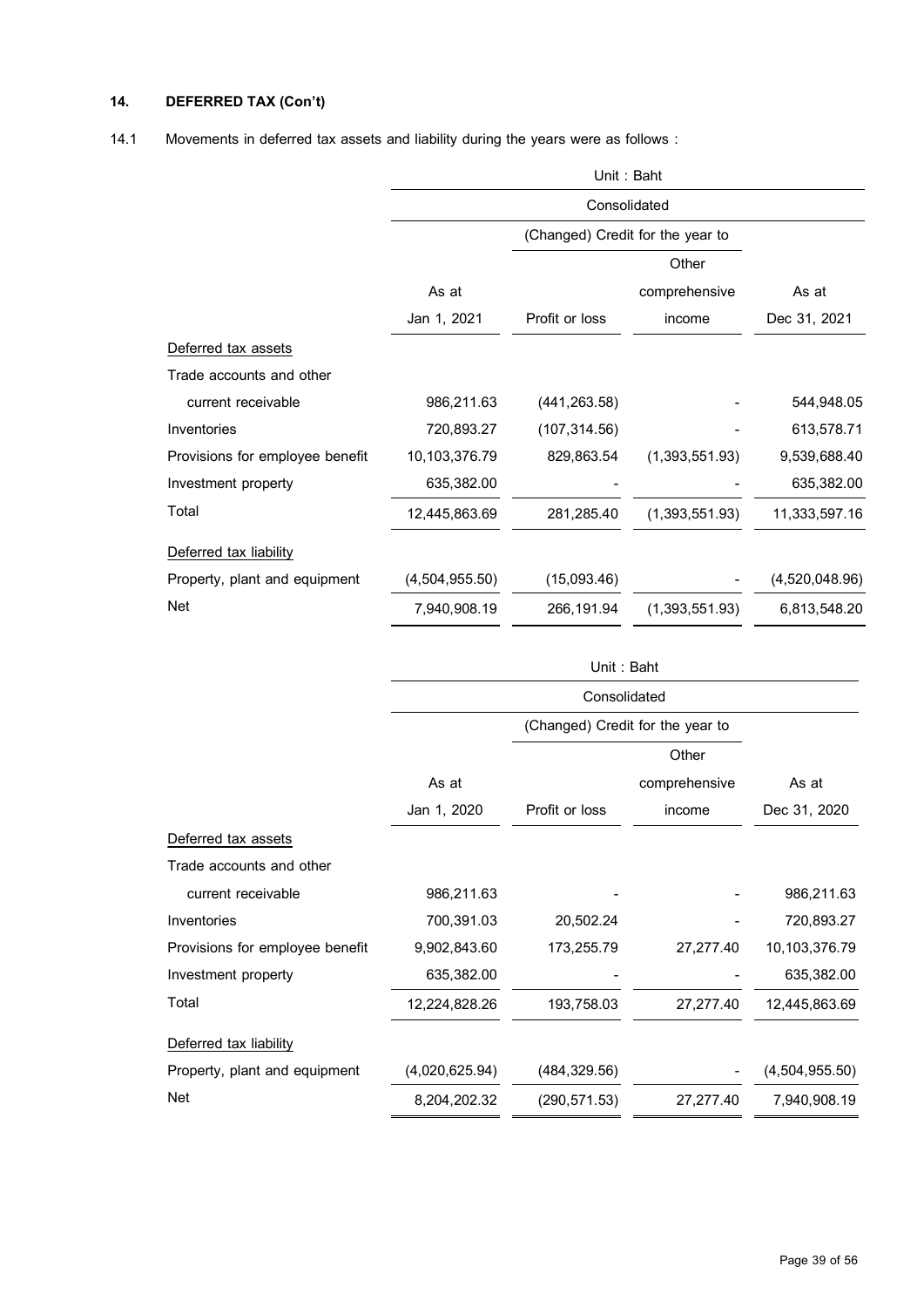## 14. DEFERRED TAX (Con't)

14.1 Movements in deferred tax assets and liability during the years were as follows :

| | Unit : Baht | | | |
|---|---|---|---|---|
| | Consolidated | | | |
| | | (Changed) Credit for the year to | | |
| | As at Jan 1, 2021 | Profit or loss | Other comprehensive income | As at Dec 31, 2021 |
| Deferred tax assets | | | | |
| Trade accounts and other current receivable | 986,211.63 | (441,263.58) | - | 544,948.05 |
| Inventories | 720,893.27 | (107,314.56) | - | 613,578.71 |
| Provisions for employee benefit | 10,103,376.79 | 829,863.54 | (1,393,551.93) | 9,539,688.40 |
| Investment property | 635,382.00 | - | - | 635,382.00 |
| Total | 12,445,863.69 | 281,285.40 | (1,393,551.93) | 11,333,597.16 |
| Deferred tax liability | | | | |
| Property, plant and equipment | (4,504,955.50) | (15,093.46) | - | (4,520,048.96) |
| Net | 7,940,908.19 | 266,191.94 | (1,393,551.93) | 6,813,548.20 |

| | Unit : Baht | | | |
|---|---|---|---|---|
| | Consolidated | | | |
| | | (Changed) Credit for the year to | | |
| | As at Jan 1, 2020 | Profit or loss | Other comprehensive income | As at Dec 31, 2020 |
| Deferred tax assets | | | | |
| Trade accounts and other current receivable | 986,211.63 | - | - | 986,211.63 |
| Inventories | 700,391.03 | 20,502.24 | - | 720,893.27 |
| Provisions for employee benefit | 9,902,843.60 | 173,255.79 | 27,277.40 | 10,103,376.79 |
| Investment property | 635,382.00 | - | - | 635,382.00 |
| Total | 12,224,828.26 | 193,758.03 | 27,277.40 | 12,445,863.69 |
| Deferred tax liability | | | | |
| Property, plant and equipment | (4,020,625.94) | (484,329.56) | - | (4,504,955.50) |
| Net | 8,204,202.32 | (290,571.53) | 27,277.40 | 7,940,908.19 |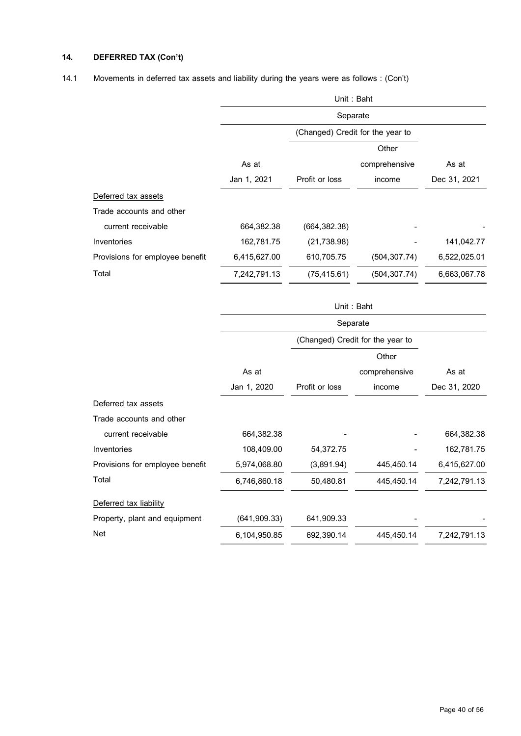**14. DEFERRED TAX (Con't)**

14.1 Movements in deferred tax assets and liability during the years were as follows : (Con't)

| | Unit : Baht | | | |
|---|---|---|---|---|
| | Separate | | | |
| | | (Changed) Credit for the year to | | |
| | As at Jan 1, 2021 | Profit or loss | Other comprehensive income | As at Dec 31, 2021 |
| Deferred tax assets | | | | |
| Trade accounts and other current receivable | 664,382.38 | (664,382.38) | - | - |
| Inventories | 162,781.75 | (21,738.98) | - | 141,042.77 |
| Provisions for employee benefit | 6,415,627.00 | 610,705.75 | (504,307.74) | 6,522,025.01 |
| Total | 7,242,791.13 | (75,415.61) | (504,307.74) | 6,663,067.78 |

| | Unit : Baht | | | |
|---|---|---|---|---|
| | Separate | | | |
| | | (Changed) Credit for the year to | | |
| | As at Jan 1, 2020 | Profit or loss | Other comprehensive income | As at Dec 31, 2020 |
| Deferred tax assets | | | | |
| Trade accounts and other current receivable | 664,382.38 | - | - | 664,382.38 |
| Inventories | 108,409.00 | 54,372.75 | - | 162,781.75 |
| Provisions for employee benefit | 5,974,068.80 | (3,891.94) | 445,450.14 | 6,415,627.00 |
| Total | 6,746,860.18 | 50,480.81 | 445,450.14 | 7,242,791.13 |
| Deferred tax liability | | | | |
| Property, plant and equipment | (641,909.33) | 641,909.33 | - | - |
| Net | 6,104,950.85 | 692,390.14 | 445,450.14 | 7,242,791.13 |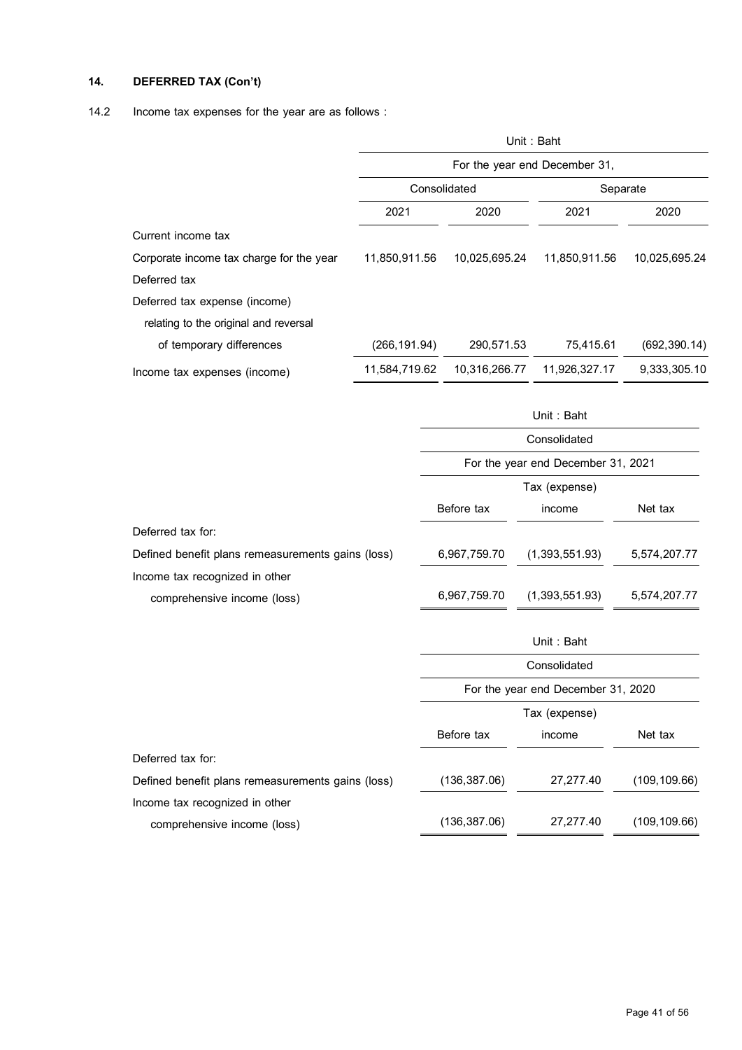## 14. DEFERRED TAX (Con't)

14.2 Income tax expenses for the year are as follows :

| | Unit : Baht | | | |
|---|---|---|---|---|
| | For the year end December 31, | | | |
| | Consolidated | | Separate | |
| | 2021 | 2020 | 2021 | 2020 |
| Current income tax | | | | |
| Corporate income tax charge for the year | 11,850,911.56 | 10,025,695.24 | 11,850,911.56 | 10,025,695.24 |
| Deferred tax | | | | |
| Deferred tax expense (income) relating to the original and reversal of temporary differences | (266,191.94) | 290,571.53 | 75,415.61 | (692,390.14) |
| Income tax expenses (income) | 11,584,719.62 | 10,316,266.77 | 11,926,327.17 | 9,333,305.10 |

| | Unit : Baht | | |
|---|---|---|---|
| | Consolidated | | |
| | For the year end December 31, 2021 | | |
| | Before tax | Tax (expense) income | Net tax |
| Deferred tax for: | | | |
| Defined benefit plans remeasurements gains (loss) | 6,967,759.70 | (1,393,551.93) | 5,574,207.77 |
| Income tax recognized in other comprehensive income (loss) | 6,967,759.70 | (1,393,551.93) | 5,574,207.77 |

| | Unit : Baht | | |
|---|---|---|---|
| | Consolidated | | |
| | For the year end December 31, 2020 | | |
| | Before tax | Tax (expense) income | Net tax |
| Deferred tax for: | | | |
| Defined benefit plans remeasurements gains (loss) | (136,387.06) | 27,277.40 | (109,109.66) |
| Income tax recognized in other comprehensive income (loss) | (136,387.06) | 27,277.40 | (109,109.66) |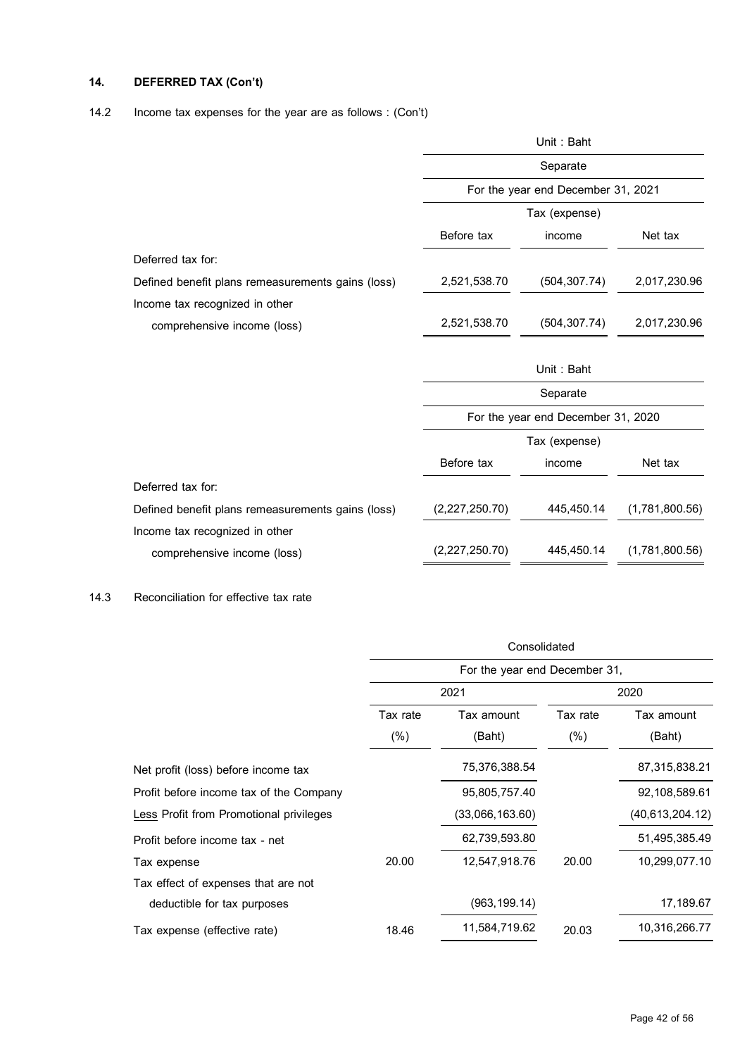## 14. DEFERRED TAX (Con't)

### 14.2 Income tax expenses for the year are as follows : (Con't)

| | Unit : Baht | | |
|---|---|---|---|
| | Separate | | |
| | For the year end December 31, 2021 | | |
| | Before tax | Tax (expense) income | Net tax |
| Deferred tax for: | | | |
| Defined benefit plans remeasurements gains (loss) | 2,521,538.70 | (504,307.74) | 2,017,230.96 |
| Income tax recognized in other comprehensive income (loss) | 2,521,538.70 | (504,307.74) | 2,017,230.96 |

| | Unit : Baht | | |
|---|---|---|---|
| | Separate | | |
| | For the year end December 31, 2020 | | |
| | Before tax | Tax (expense) income | Net tax |
| Deferred tax for: | | | |
| Defined benefit plans remeasurements gains (loss) | (2,227,250.70) | 445,450.14 | (1,781,800.56) |
| Income tax recognized in other comprehensive income (loss) | (2,227,250.70) | 445,450.14 | (1,781,800.56) |

### 14.3 Reconciliation for effective tax rate

| | Consolidated | | | |
|---|---|---|---|---|
| | For the year end December 31, | | | |
| | 2021 | | 2020 | |
| | Tax rate (%) | Tax amount (Baht) | Tax rate (%) | Tax amount (Baht) |
| Net profit (loss) before income tax | | 75,376,388.54 | | 87,315,838.21 |
| Profit before income tax of the Company | | 95,805,757.40 | | 92,108,589.61 |
| Less Profit from Promotional privileges | | (33,066,163.60) | | (40,613,204.12) |
| Profit before income tax - net | | 62,739,593.80 | | 51,495,385.49 |
| Tax expense | 20.00 | 12,547,918.76 | 20.00 | 10,299,077.10 |
| Tax effect of expenses that are not deductible for tax purposes | | (963,199.14) | | 17,189.67 |
| Tax expense (effective rate) | 18.46 | 11,584,719.62 | 20.03 | 10,316,266.77 |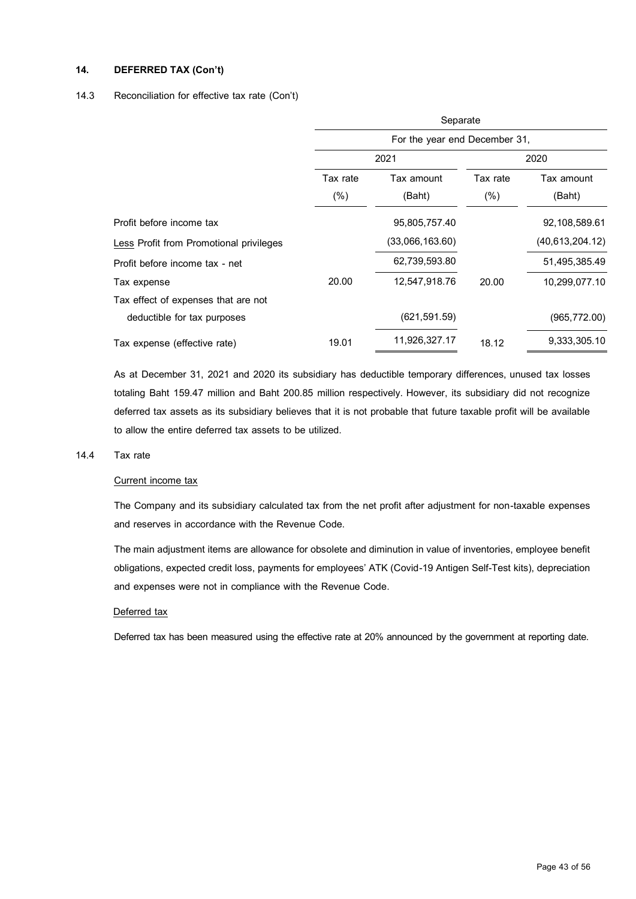**14. DEFERRED TAX (Con't)**

14.3 Reconciliation for effective tax rate (Con't)

| | Separate | | | |
|---|---|---|---|---|
| | For the year end December 31, | | | |
| | 2021 | | 2020 | |
| | Tax rate (%) | Tax amount (Baht) | Tax rate (%) | Tax amount (Baht) |
| Profit before income tax | | 95,805,757.40 | | 92,108,589.61 |
| Less Profit from Promotional privileges | | (33,066,163.60) | | (40,613,204.12) |
| Profit before income tax - net | | 62,739,593.80 | | 51,495,385.49 |
| Tax expense | 20.00 | 12,547,918.76 | 20.00 | 10,299,077.10 |
| Tax effect of expenses that are not deductible for tax purposes | | (621,591.59) | | (965,772.00) |
| Tax expense (effective rate) | 19.01 | 11,926,327.17 | 18.12 | 9,333,305.10 |

As at December 31, 2021 and 2020 its subsidiary has deductible temporary differences, unused tax losses totaling Baht 159.47 million and Baht 200.85 million respectively. However, its subsidiary did not recognize deferred tax assets as its subsidiary believes that it is not probable that future taxable profit will be available to allow the entire deferred tax assets to be utilized.

14.4 Tax rate

Current income tax

The Company and its subsidiary calculated tax from the net profit after adjustment for non-taxable expenses and reserves in accordance with the Revenue Code.

The main adjustment items are allowance for obsolete and diminution in value of inventories, employee benefit obligations, expected credit loss, payments for employees' ATK (Covid-19 Antigen Self-Test kits), depreciation and expenses were not in compliance with the Revenue Code.

Deferred tax

Deferred tax has been measured using the effective rate at 20% announced by the government at reporting date.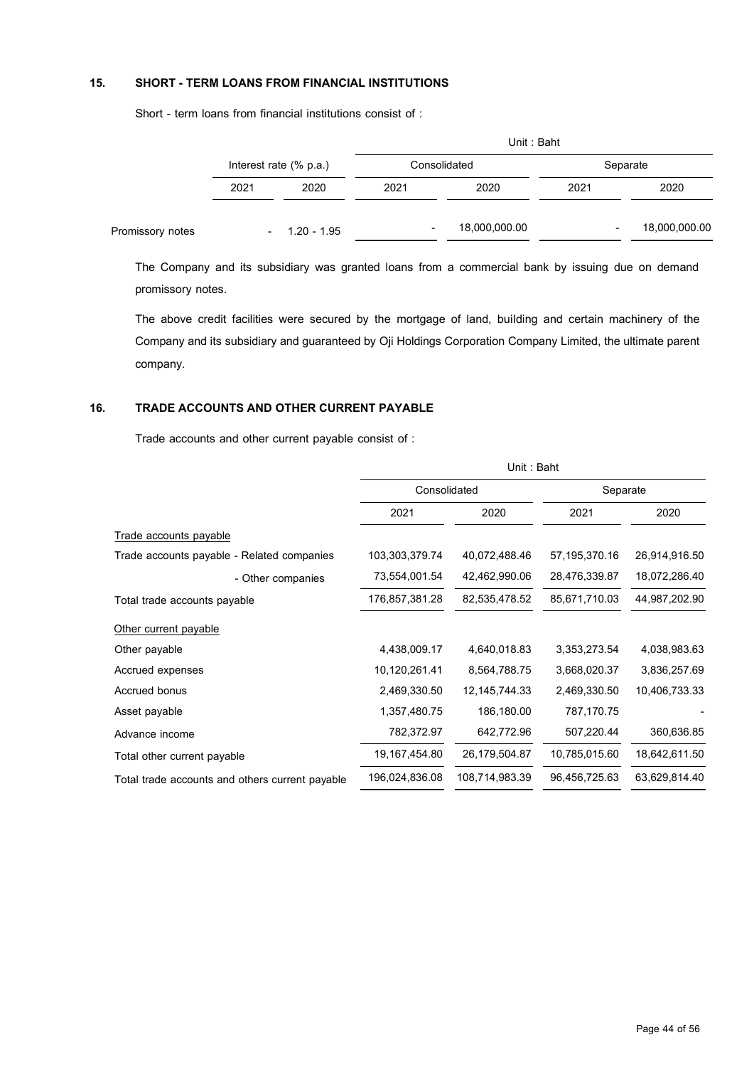## 15. SHORT - TERM LOANS FROM FINANCIAL INSTITUTIONS

Short - term loans from financial institutions consist of :

| | Interest rate (% p.a.) | | Unit : Baht | | | |
|---|---|---|---|---|---|---|
| | | | Consolidated | | Separate | |
| | 2021 | 2020 | 2021 | 2020 | 2021 | 2020 |
| Promissory notes | - | 1.20 - 1.95 | - | 18,000,000.00 | - | 18,000,000.00 |

The Company and its subsidiary was granted loans from a commercial bank by issuing due on demand promissory notes.

The above credit facilities were secured by the mortgage of land, building and certain machinery of the Company and its subsidiary and guaranteed by Oji Holdings Corporation Company Limited, the ultimate parent company.

## 16. TRADE ACCOUNTS AND OTHER CURRENT PAYABLE

Trade accounts and other current payable consist of :

| | Unit : Baht | | | |
|---|---|---|---|---|
| | Consolidated | | Separate | |
| | 2021 | 2020 | 2021 | 2020 |
| Trade accounts payable | | | | |
| Trade accounts payable - Related companies | 103,303,379.74 | 40,072,488.46 | 57,195,370.16 | 26,914,916.50 |
| - Other companies | 73,554,001.54 | 42,462,990.06 | 28,476,339.87 | 18,072,286.40 |
| Total trade accounts payable | 176,857,381.28 | 82,535,478.52 | 85,671,710.03 | 44,987,202.90 |
| Other current payable | | | | |
| Other payable | 4,438,009.17 | 4,640,018.83 | 3,353,273.54 | 4,038,983.63 |
| Accrued expenses | 10,120,261.41 | 8,564,788.75 | 3,668,020.37 | 3,836,257.69 |
| Accrued bonus | 2,469,330.50 | 12,145,744.33 | 2,469,330.50 | 10,406,733.33 |
| Asset payable | 1,357,480.75 | 186,180.00 | 787,170.75 | - |
| Advance income | 782,372.97 | 642,772.96 | 507,220.44 | 360,636.85 |
| Total other current payable | 19,167,454.80 | 26,179,504.87 | 10,785,015.60 | 18,642,611.50 |
| Total trade accounts and others current payable | 196,024,836.08 | 108,714,983.39 | 96,456,725.63 | 63,629,814.40 |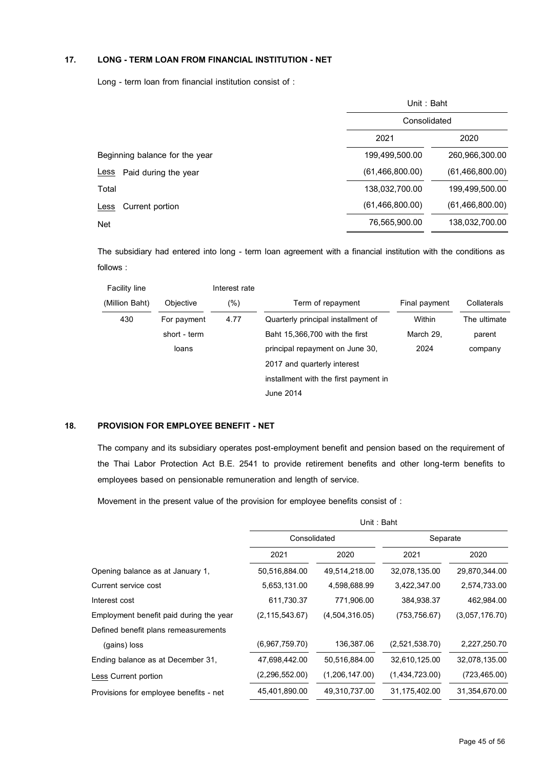## 17. LONG - TERM LOAN FROM FINANCIAL INSTITUTION - NET

Long - term loan from financial institution consist of :

| | Unit : Baht | |
|---|---|---|
| | Consolidated | |
| | 2021 | 2020 |
| Beginning balance for the year | 199,499,500.00 | 260,966,300.00 |
| Less Paid during the year | (61,466,800.00) | (61,466,800.00) |
| Total | 138,032,700.00 | 199,499,500.00 |
| Less Current portion | (61,466,800.00) | (61,466,800.00) |
| Net | 76,565,900.00 | 138,032,700.00 |

The subsidiary had entered into long - term loan agreement with a financial institution with the conditions as follows :

| Facility line (Million Baht) | Objective | Interest rate (%) | Term of repayment | Final payment | Collaterals |
|---|---|---|---|---|---|
| 430 | For payment short - term loans | 4.77 | Quarterly principal installment of Baht 15,366,700 with the first principal repayment on June 30, 2017 and quarterly interest installment with the first payment in June 2014 | Within March 29, 2024 | The ultimate parent company |

## 18. PROVISION FOR EMPLOYEE BENEFIT - NET

The company and its subsidiary operates post-employment benefit and pension based on the requirement of the Thai Labor Protection Act B.E. 2541 to provide retirement benefits and other long-term benefits to employees based on pensionable remuneration and length of service.

Movement in the present value of the provision for employee benefits consist of :

| | Unit : Baht | | | |
|---|---|---|---|---|
| | Consolidated | | Separate | |
| | 2021 | 2020 | 2021 | 2020 |
| Opening balance as at January 1, | 50,516,884.00 | 49,514,218.00 | 32,078,135.00 | 29,870,344.00 |
| Current service cost | 5,653,131.00 | 4,598,688.99 | 3,422,347.00 | 2,574,733.00 |
| Interest cost | 611,730.37 | 771,906.00 | 384,938.37 | 462,984.00 |
| Employment benefit paid during the year | (2,115,543.67) | (4,504,316.05) | (753,756.67) | (3,057,176.70) |
| Defined benefit plans remeasurements (gains) loss | (6,967,759.70) | 136,387.06 | (2,521,538.70) | 2,227,250.70 |
| Ending balance as at December 31, | 47,698,442.00 | 50,516,884.00 | 32,610,125.00 | 32,078,135.00 |
| Less Current portion | (2,296,552.00) | (1,206,147.00) | (1,434,723.00) | (723,465.00) |
| Provisions for employee benefits - net | 45,401,890.00 | 49,310,737.00 | 31,175,402.00 | 31,354,670.00 |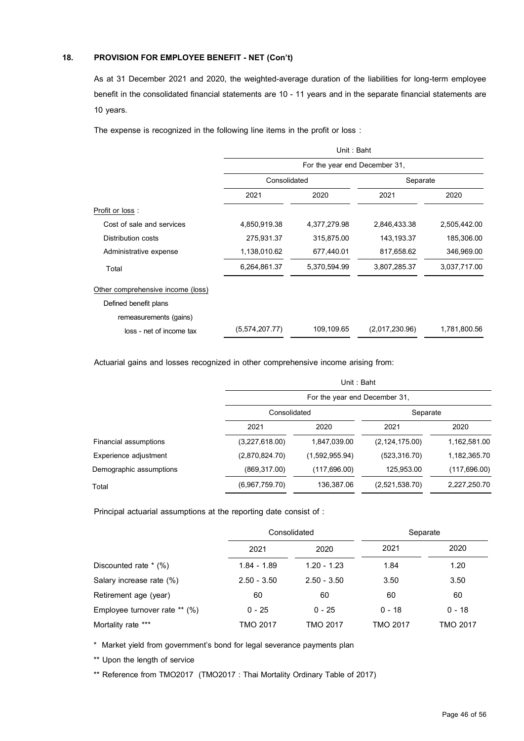## 18. PROVISION FOR EMPLOYEE BENEFIT - NET (Con't)

As at 31 December 2021 and 2020, the weighted-average duration of the liabilities for long-term employee benefit in the consolidated financial statements are 10 - 11 years and in the separate financial statements are 10 years.

The expense is recognized in the following line items in the profit or loss :

| | Unit : Baht | | | |
|---|---|---|---|---|
| | For the year end December 31, | | | |
| | Consolidated | | Separate | |
| | 2021 | 2020 | 2021 | 2020 |
| Profit or loss : | | | | |
| Cost of sale and services | 4,850,919.38 | 4,377,279.98 | 2,846,433.38 | 2,505,442.00 |
| Distribution costs | 275,931.37 | 315,875.00 | 143,193.37 | 185,306.00 |
| Administrative expense | 1,138,010.62 | 677,440.01 | 817,658.62 | 346,969.00 |
| Total | 6,264,861.37 | 5,370,594.99 | 3,807,285.37 | 3,037,717.00 |
| Other comprehensive income (loss) | | | | |
| Defined benefit plans remeasurements (gains) loss - net of income tax | (5,574,207.77) | 109,109.65 | (2,017,230.96) | 1,781,800.56 |

Actuarial gains and losses recognized in other comprehensive income arising from:

| | Unit : Baht | | | |
|---|---|---|---|---|
| | For the year end December 31, | | | |
| | Consolidated | | Separate | |
| | 2021 | 2020 | 2021 | 2020 |
| Financial assumptions | (3,227,618.00) | 1,847,039.00 | (2,124,175.00) | 1,162,581.00 |
| Experience adjustment | (2,870,824.70) | (1,592,955.94) | (523,316.70) | 1,182,365.70 |
| Demographic assumptions | (869,317.00) | (117,696.00) | 125,953.00 | (117,696.00) |
| Total | (6,967,759.70) | 136,387.06 | (2,521,538.70) | 2,227,250.70 |

Principal actuarial assumptions at the reporting date consist of :

| | Consolidated | | Separate | |
|---|---|---|---|---|
| | 2021 | 2020 | 2021 | 2020 |
| Discounted rate * (%) | 1.84 - 1.89 | 1.20 - 1.23 | 1.84 | 1.20 |
| Salary increase rate (%) | 2.50 - 3.50 | 2.50 - 3.50 | 3.50 | 3.50 |
| Retirement age (year) | 60 | 60 | 60 | 60 |
| Employee turnover rate ** (%) | 0 - 25 | 0 - 25 | 0 - 18 | 0 - 18 |
| Mortality rate *** | TMO 2017 | TMO 2017 | TMO 2017 | TMO 2017 |

\* Market yield from government's bond for legal severance payments plan

** Upon the length of service

** Reference from TMO2017 (TMO2017 : Thai Mortality Ordinary Table of 2017)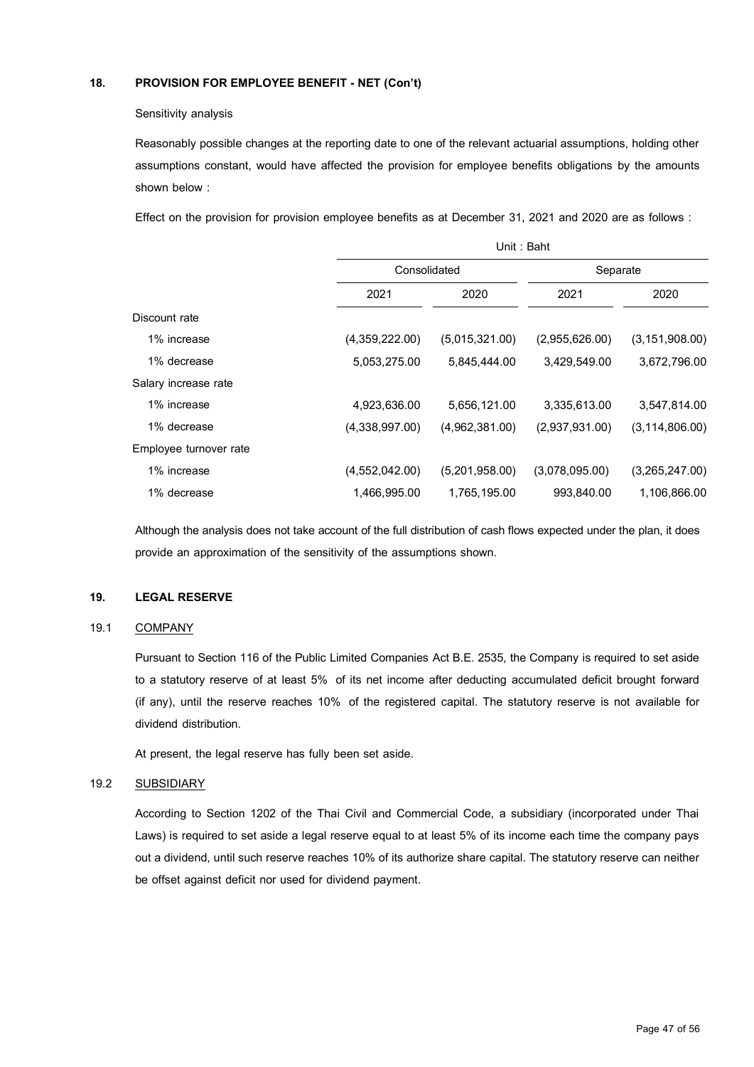## 18. PROVISION FOR EMPLOYEE BENEFIT - NET (Con't)

Sensitivity analysis

Reasonably possible changes at the reporting date to one of the relevant actuarial assumptions, holding other assumptions constant, would have affected the provision for employee benefits obligations by the amounts shown below :

Effect on the provision for provision employee benefits as at December 31, 2021 and 2020 are as follows :

| | Unit : Baht | | | |
|---|---|---|---|---|
| | Consolidated | | Separate | |
| | 2021 | 2020 | 2021 | 2020 |
| Discount rate | | | | |
| 1% increase | (4,359,222.00) | (5,015,321.00) | (2,955,626.00) | (3,151,908.00) |
| 1% decrease | 5,053,275.00 | 5,845,444.00 | 3,429,549.00 | 3,672,796.00 |
| Salary increase rate | | | | |
| 1% increase | 4,923,636.00 | 5,656,121.00 | 3,335,613.00 | 3,547,814.00 |
| 1% decrease | (4,338,997.00) | (4,962,381.00) | (2,937,931.00) | (3,114,806.00) |
| Employee turnover rate | | | | |
| 1% increase | (4,552,042.00) | (5,201,958.00) | (3,078,095.00) | (3,265,247.00) |
| 1% decrease | 1,466,995.00 | 1,765,195.00 | 993,840.00 | 1,106,866.00 |

Although the analysis does not take account of the full distribution of cash flows expected under the plan, it does provide an approximation of the sensitivity of the assumptions shown.

## 19. LEGAL RESERVE

### 19.1 COMPANY

Pursuant to Section 116 of the Public Limited Companies Act B.E. 2535, the Company is required to set aside to a statutory reserve of at least 5% of its net income after deducting accumulated deficit brought forward (if any), until the reserve reaches 10% of the registered capital. The statutory reserve is not available for dividend distribution.

At present, the legal reserve has fully been set aside.

### 19.2 SUBSIDIARY

According to Section 1202 of the Thai Civil and Commercial Code, a subsidiary (incorporated under Thai Laws) is required to set aside a legal reserve equal to at least 5% of its income each time the company pays out a dividend, until such reserve reaches 10% of its authorize share capital. The statutory reserve can neither be offset against deficit nor used for dividend payment.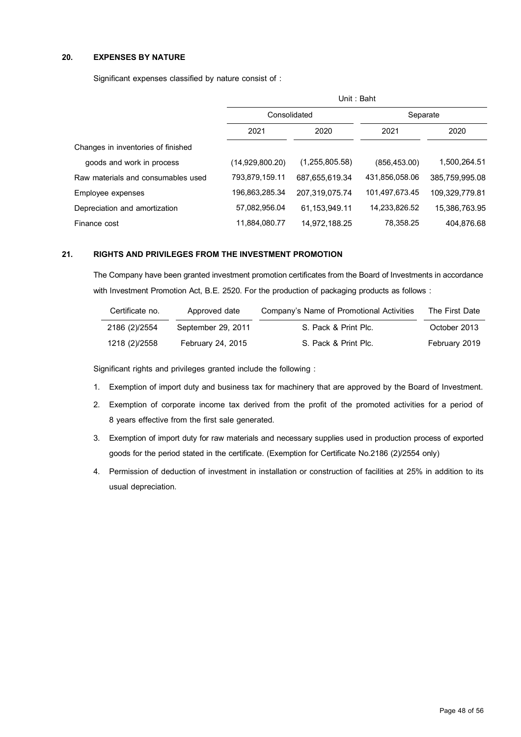## 20. EXPENSES BY NATURE

Significant expenses classified by nature consist of :

| | Unit : Baht | | | |
|---|---|---|---|---|
| | Consolidated | | Separate | |
| | 2021 | 2020 | 2021 | 2020 |
| Changes in inventories of finished goods and work in process | (14,929,800.20) | (1,255,805.58) | (856,453.00) | 1,500,264.51 |
| Raw materials and consumables used | 793,879,159.11 | 687,655,619.34 | 431,856,058.06 | 385,759,995.08 |
| Employee expenses | 196,863,285.34 | 207,319,075.74 | 101,497,673.45 | 109,329,779.81 |
| Depreciation and amortization | 57,082,956.04 | 61,153,949.11 | 14,233,826.52 | 15,386,763.95 |
| Finance cost | 11,884,080.77 | 14,972,188.25 | 78,358.25 | 404,876.68 |

## 21. RIGHTS AND PRIVILEGES FROM THE INVESTMENT PROMOTION

The Company have been granted investment promotion certificates from the Board of Investments in accordance with Investment Promotion Act, B.E. 2520. For the production of packaging products as follows :

| Certificate no. | Approved date | Company's Name of Promotional Activities | The First Date |
|---|---|---|---|
| 2186 (2)/2554 | September 29, 2011 | S. Pack & Print Plc. | October 2013 |
| 1218 (2)/2558 | February 24, 2015 | S. Pack & Print Plc. | February 2019 |

Significant rights and privileges granted include the following :

1. Exemption of import duty and business tax for machinery that are approved by the Board of Investment.
2. Exemption of corporate income tax derived from the profit of the promoted activities for a period of 8 years effective from the first sale generated.
3. Exemption of import duty for raw materials and necessary supplies used in production process of exported goods for the period stated in the certificate. (Exemption for Certificate No.2186 (2)/2554 only)
4. Permission of deduction of investment in installation or construction of facilities at 25% in addition to its usual depreciation.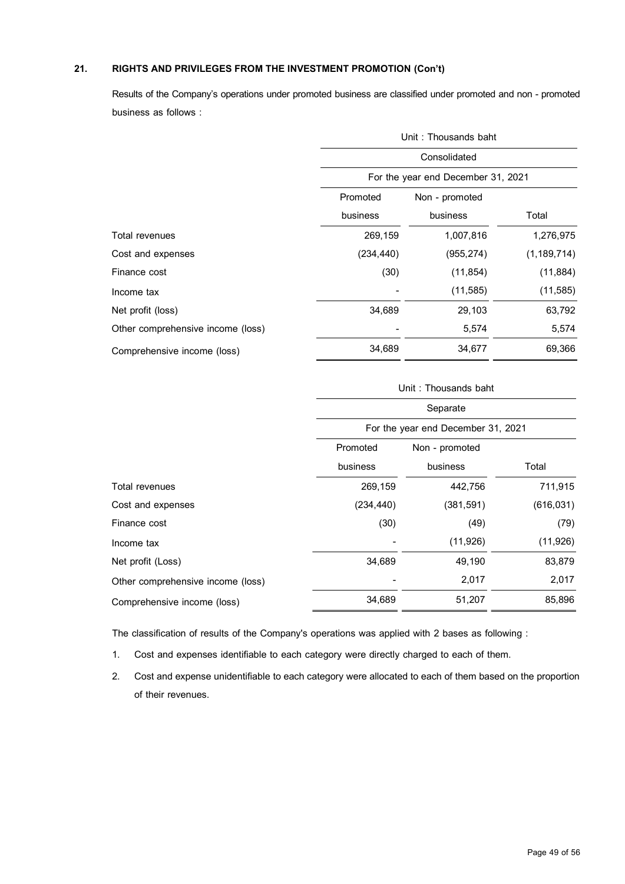## 21. RIGHTS AND PRIVILEGES FROM THE INVESTMENT PROMOTION (Con't)

Results of the Company's operations under promoted business are classified under promoted and non - promoted business as follows :

| | Unit : Thousands baht | | |
|---|---|---|---|
| | Consolidated | | |
| | For the year end December 31, 2021 | | |
| | Promoted business | Non - promoted business | Total |
| Total revenues | 269,159 | 1,007,816 | 1,276,975 |
| Cost and expenses | (234,440) | (955,274) | (1,189,714) |
| Finance cost | (30) | (11,854) | (11,884) |
| Income tax | - | (11,585) | (11,585) |
| Net profit (loss) | 34,689 | 29,103 | 63,792 |
| Other comprehensive income (loss) | - | 5,574 | 5,574 |
| Comprehensive income (loss) | 34,689 | 34,677 | 69,366 |

| | Unit : Thousands baht | | |
|---|---|---|---|
| | Separate | | |
| | For the year end December 31, 2021 | | |
| | Promoted business | Non - promoted business | Total |
| Total revenues | 269,159 | 442,756 | 711,915 |
| Cost and expenses | (234,440) | (381,591) | (616,031) |
| Finance cost | (30) | (49) | (79) |
| Income tax | - | (11,926) | (11,926) |
| Net profit (Loss) | 34,689 | 49,190 | 83,879 |
| Other comprehensive income (loss) | - | 2,017 | 2,017 |
| Comprehensive income (loss) | 34,689 | 51,207 | 85,896 |

The classification of results of the Company's operations was applied with 2 bases as following :

1. Cost and expenses identifiable to each category were directly charged to each of them.
2. Cost and expense unidentifiable to each category were allocated to each of them based on the proportion of their revenues.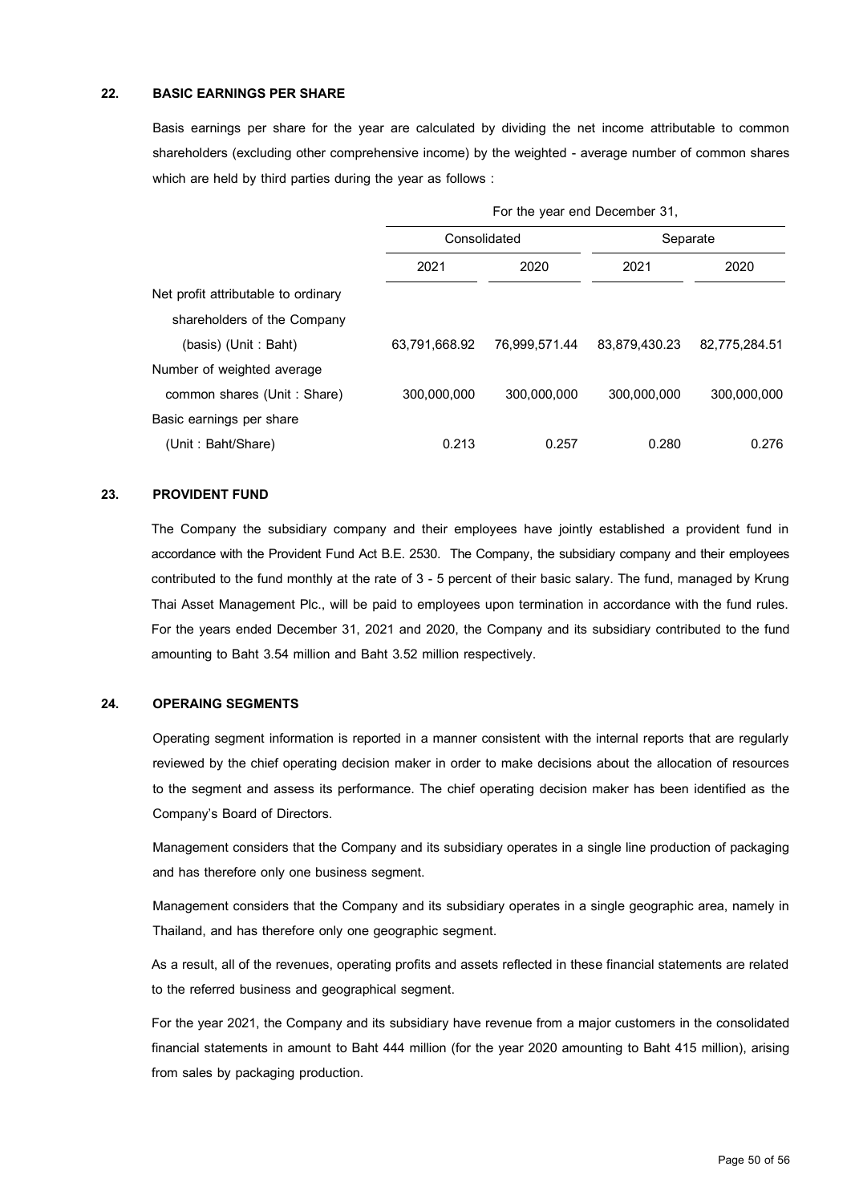## 22. BASIC EARNINGS PER SHARE

Basis earnings per share for the year are calculated by dividing the net income attributable to common shareholders (excluding other comprehensive income) by the weighted - average number of common shares which are held by third parties during the year as follows :

| | For the year end December 31, | | | |
|---|---|---|---|---|
| | Consolidated | | Separate | |
| | 2021 | 2020 | 2021 | 2020 |
| Net profit attributable to ordinary shareholders of the Company (basis) (Unit : Baht) | 63,791,668.92 | 76,999,571.44 | 83,879,430.23 | 82,775,284.51 |
| Number of weighted average common shares (Unit : Share) | 300,000,000 | 300,000,000 | 300,000,000 | 300,000,000 |
| Basic earnings per share (Unit : Baht/Share) | 0.213 | 0.257 | 0.280 | 0.276 |

## 23. PROVIDENT FUND

The Company the subsidiary company and their employees have jointly established a provident fund in accordance with the Provident Fund Act B.E. 2530. The Company, the subsidiary company and their employees contributed to the fund monthly at the rate of 3 - 5 percent of their basic salary. The fund, managed by Krung Thai Asset Management Plc., will be paid to employees upon termination in accordance with the fund rules. For the years ended December 31, 2021 and 2020, the Company and its subsidiary contributed to the fund amounting to Baht 3.54 million and Baht 3.52 million respectively.

## 24. OPERAING SEGMENTS

Operating segment information is reported in a manner consistent with the internal reports that are regularly reviewed by the chief operating decision maker in order to make decisions about the allocation of resources to the segment and assess its performance. The chief operating decision maker has been identified as the Company's Board of Directors.

Management considers that the Company and its subsidiary operates in a single line production of packaging and has therefore only one business segment.

Management considers that the Company and its subsidiary operates in a single geographic area, namely in Thailand, and has therefore only one geographic segment.

As a result, all of the revenues, operating profits and assets reflected in these financial statements are related to the referred business and geographical segment.

For the year 2021, the Company and its subsidiary have revenue from a major customers in the consolidated financial statements in amount to Baht 444 million (for the year 2020 amounting to Baht 415 million), arising from sales by packaging production.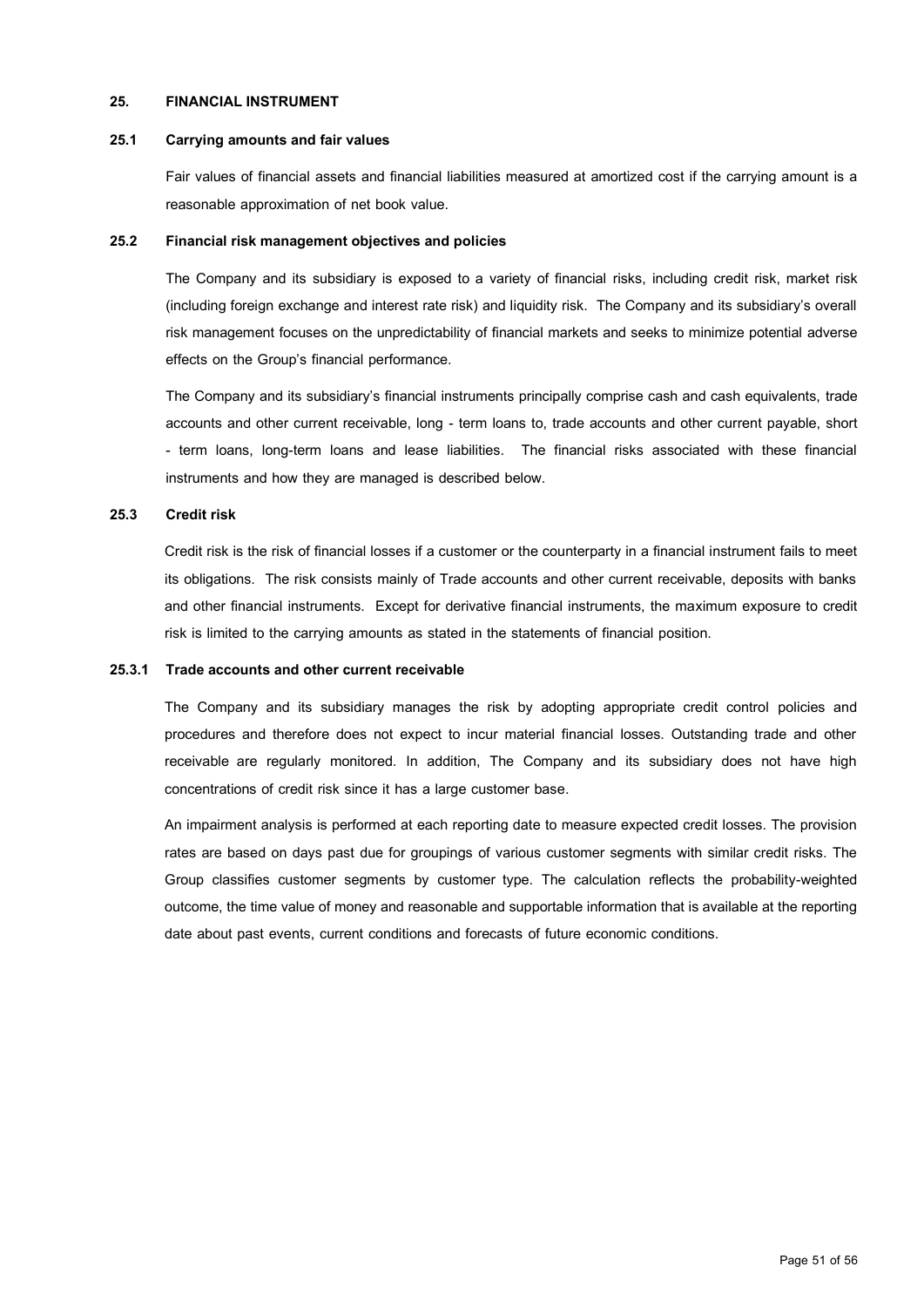## 25. FINANCIAL INSTRUMENT

### 25.1 Carrying amounts and fair values

Fair values of financial assets and financial liabilities measured at amortized cost if the carrying amount is a reasonable approximation of net book value.

### 25.2 Financial risk management objectives and policies

The Company and its subsidiary is exposed to a variety of financial risks, including credit risk, market risk (including foreign exchange and interest rate risk) and liquidity risk. The Company and its subsidiary's overall risk management focuses on the unpredictability of financial markets and seeks to minimize potential adverse effects on the Group's financial performance.

The Company and its subsidiary's financial instruments principally comprise cash and cash equivalents, trade accounts and other current receivable, long - term loans to, trade accounts and other current payable, short - term loans, long-term loans and lease liabilities. The financial risks associated with these financial instruments and how they are managed is described below.

### 25.3 Credit risk

Credit risk is the risk of financial losses if a customer or the counterparty in a financial instrument fails to meet its obligations. The risk consists mainly of Trade accounts and other current receivable, deposits with banks and other financial instruments. Except for derivative financial instruments, the maximum exposure to credit risk is limited to the carrying amounts as stated in the statements of financial position.

#### 25.3.1 Trade accounts and other current receivable

The Company and its subsidiary manages the risk by adopting appropriate credit control policies and procedures and therefore does not expect to incur material financial losses. Outstanding trade and other receivable are regularly monitored. In addition, The Company and its subsidiary does not have high concentrations of credit risk since it has a large customer base.

An impairment analysis is performed at each reporting date to measure expected credit losses. The provision rates are based on days past due for groupings of various customer segments with similar credit risks. The Group classifies customer segments by customer type. The calculation reflects the probability-weighted outcome, the time value of money and reasonable and supportable information that is available at the reporting date about past events, current conditions and forecasts of future economic conditions.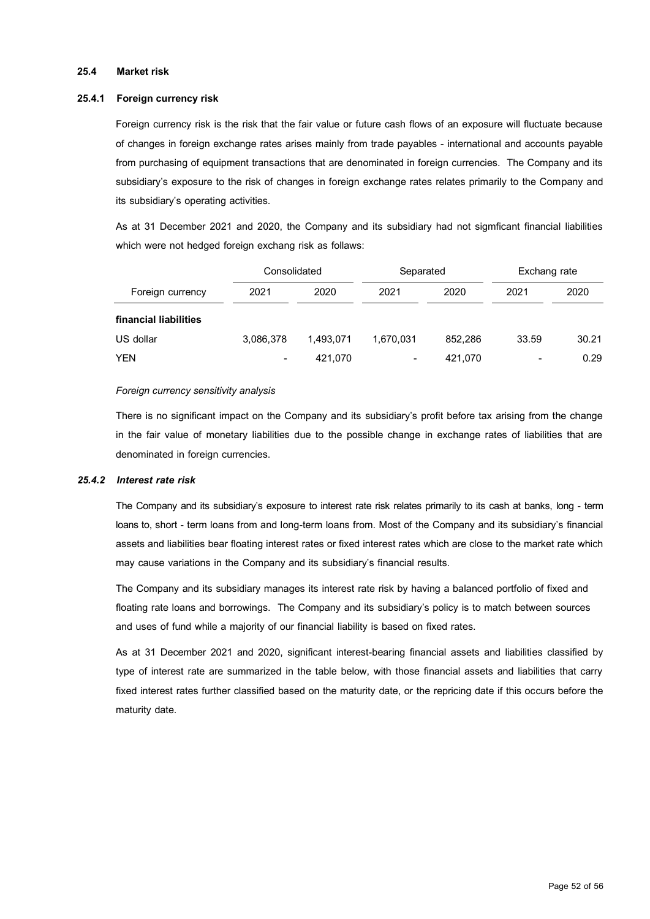### 25.4 Market risk

#### 25.4.1 Foreign currency risk

Foreign currency risk is the risk that the fair value or future cash flows of an exposure will fluctuate because of changes in foreign exchange rates arises mainly from trade payables - international and accounts payable from purchasing of equipment transactions that are denominated in foreign currencies. The Company and its subsidiary's exposure to the risk of changes in foreign exchange rates relates primarily to the Company and its subsidiary's operating activities.

As at 31 December 2021 and 2020, the Company and its subsidiary had not sigmficant financial liabilities which were not hedged foreign exchang risk as follaws:

| | Consolidated | | Separated | | Exchang rate | |
|---|---|---|---|---|---|---|
| Foreign currency | 2021 | 2020 | 2021 | 2020 | 2021 | 2020 |
| **financial liabilities** | | | | | | |
| US dollar | 3,086,378 | 1,493,071 | 1,670,031 | 852,286 | 33.59 | 30.21 |
| YEN | - | 421,070 | - | 421,070 | - | 0.29 |

*Foreign currency sensitivity analysis*

There is no significant impact on the Company and its subsidiary's profit before tax arising from the change in the fair value of monetary liabilities due to the possible change in exchange rates of liabilities that are denominated in foreign currencies.

#### *25.4.2 Interest rate risk*

The Company and its subsidiary's exposure to interest rate risk relates primarily to its cash at banks, long - term loans to, short - term loans from and long-term loans from. Most of the Company and its subsidiary's financial assets and liabilities bear floating interest rates or fixed interest rates which are close to the market rate which may cause variations in the Company and its subsidiary's financial results.

The Company and its subsidiary manages its interest rate risk by having a balanced portfolio of fixed and floating rate loans and borrowings. The Company and its subsidiary's policy is to match between sources and uses of fund while a majority of our financial liability is based on fixed rates.

As at 31 December 2021 and 2020, significant interest-bearing financial assets and liabilities classified by type of interest rate are summarized in the table below, with those financial assets and liabilities that carry fixed interest rates further classified based on the maturity date, or the repricing date if this occurs before the maturity date.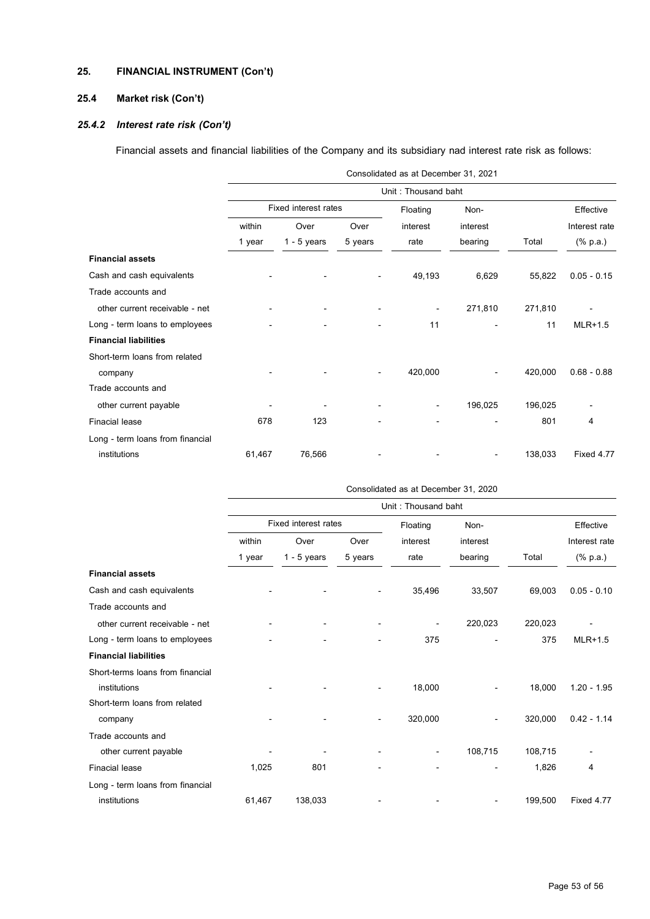## 25. FINANCIAL INSTRUMENT (Con't)

### 25.4 Market risk (Con't)

#### *25.4.2 Interest rate risk (Con't)*

Financial assets and financial liabilities of the Company and its subsidiary nad interest rate risk as follows:

| | Consolidated as at December 31, 2021 | | | | | | |
|---|---|---|---|---|---|---|---|
| | Unit : Thousand baht | | | | | | |
| | Fixed interest rates | | | Floating | Non- | | Effective |
| | within 1 year | Over 1 - 5 years | Over 5 years | interest rate | interest bearing | Total | Interest rate (% p.a.) |
| **Financial assets** | | | | | | | |
| Cash and cash equivalents | - | - | - | 49,193 | 6,629 | 55,822 | 0.05 - 0.15 |
| Trade accounts and other current receivable - net | - | - | - | - | 271,810 | 271,810 | - |
| Long - term loans to employees | - | - | - | 11 | - | 11 | MLR+1.5 |
| **Financial liabilities** | | | | | | | |
| Short-term loans from related company | - | - | - | 420,000 | - | 420,000 | 0.68 - 0.88 |
| Trade accounts and other current payable | - | - | - | - | 196,025 | 196,025 | - |
| Finacial lease | 678 | 123 | - | - | - | 801 | 4 |
| Long - term loans from financial institutions | 61,467 | 76,566 | - | - | - | 138,033 | Fixed 4.77 |

| | Consolidated as at December 31, 2020 | | | | | | |
|---|---|---|---|---|---|---|---|
| | Unit : Thousand baht | | | | | | |
| | Fixed interest rates | | | Floating | Non- | | Effective |
| | within 1 year | Over 1 - 5 years | Over 5 years | interest rate | interest bearing | Total | Interest rate (% p.a.) |
| **Financial assets** | | | | | | | |
| Cash and cash equivalents | - | - | - | 35,496 | 33,507 | 69,003 | 0.05 - 0.10 |
| Trade accounts and other current receivable - net | - | - | - | - | 220,023 | 220,023 | - |
| Long - term loans to employees | - | - | - | 375 | - | 375 | MLR+1.5 |
| **Financial liabilities** | | | | | | | |
| Short-terms loans from financial institutions | - | - | - | 18,000 | - | 18,000 | 1.20 - 1.95 |
| Short-term loans from related company | - | - | - | 320,000 | - | 320,000 | 0.42 - 1.14 |
| Trade accounts and other current payable | - | - | - | - | 108,715 | 108,715 | - |
| Finacial lease | 1,025 | 801 | - | - | - | 1,826 | 4 |
| Long - term loans from financial institutions | 61,467 | 138,033 | - | - | - | 199,500 | Fixed 4.77 |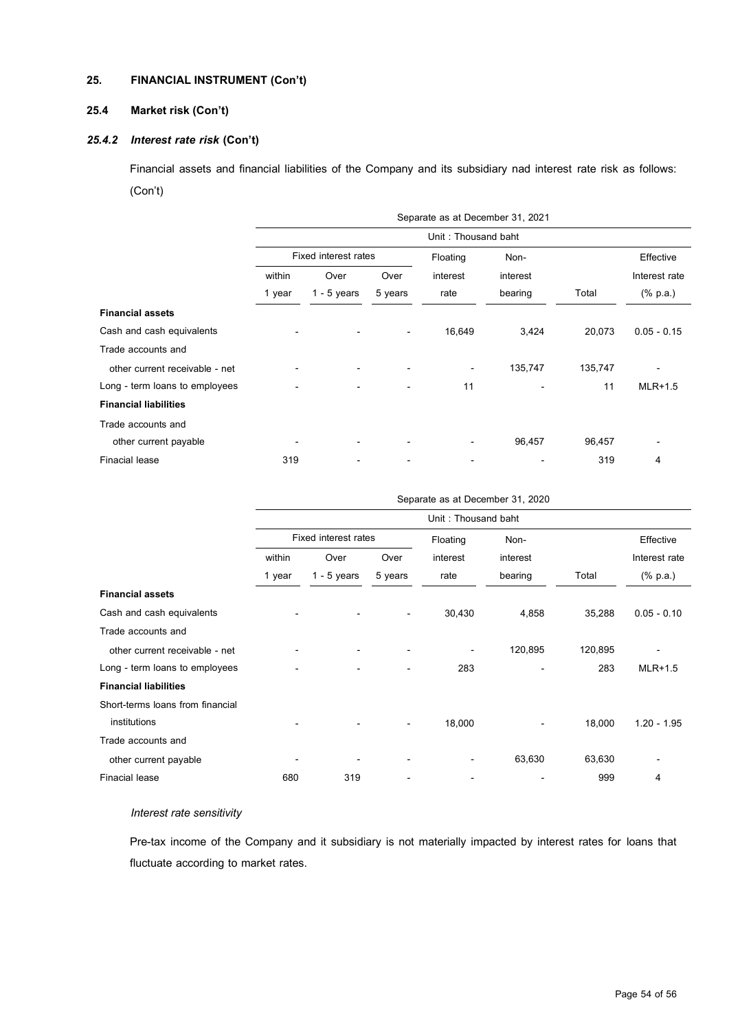## 25. FINANCIAL INSTRUMENT (Con't)

### 25.4 Market risk (Con't)

#### *25.4.2 Interest rate risk* (Con't)

Financial assets and financial liabilities of the Company and its subsidiary nad interest rate risk as follows: (Con't)

| | Separate as at December 31, 2021 | | | | | | |
|---|---|---|---|---|---|---|---|
| | Unit : Thousand baht | | | | | | |
| | Fixed interest rates | | | Floating | Non- | | Effective |
| | within 1 year | Over 1 - 5 years | Over 5 years | interest rate | interest bearing | Total | Interest rate (% p.a.) |
| **Financial assets** | | | | | | | |
| Cash and cash equivalents | - | - | - | 16,649 | 3,424 | 20,073 | 0.05 - 0.15 |
| Trade accounts and other current receivable - net | - | - | - | - | 135,747 | 135,747 | - |
| Long - term loans to employees | - | - | - | 11 | - | 11 | MLR+1.5 |
| **Financial liabilities** | | | | | | | |
| Trade accounts and other current payable | - | - | - | - | 96,457 | 96,457 | - |
| Finacial lease | 319 | - | - | - | - | 319 | 4 |

| | Separate as at December 31, 2020 | | | | | | |
|---|---|---|---|---|---|---|---|
| | Unit : Thousand baht | | | | | | |
| | Fixed interest rates | | | Floating | Non- | | Effective |
| | within 1 year | Over 1 - 5 years | Over 5 years | interest rate | interest bearing | Total | Interest rate (% p.a.) |
| **Financial assets** | | | | | | | |
| Cash and cash equivalents | - | - | - | 30,430 | 4,858 | 35,288 | 0.05 - 0.10 |
| Trade accounts and other current receivable - net | - | - | - | - | 120,895 | 120,895 | - |
| Long - term loans to employees | - | - | - | 283 | - | 283 | MLR+1.5 |
| **Financial liabilities** | | | | | | | |
| Short-terms loans from financial institutions | - | - | - | 18,000 | - | 18,000 | 1.20 - 1.95 |
| Trade accounts and other current payable | - | - | - | - | 63,630 | 63,630 | - |
| Finacial lease | 680 | 319 | - | - | - | 999 | 4 |

*Interest rate sensitivity*

Pre-tax income of the Company and it subsidiary is not materially impacted by interest rates for loans that fluctuate according to market rates.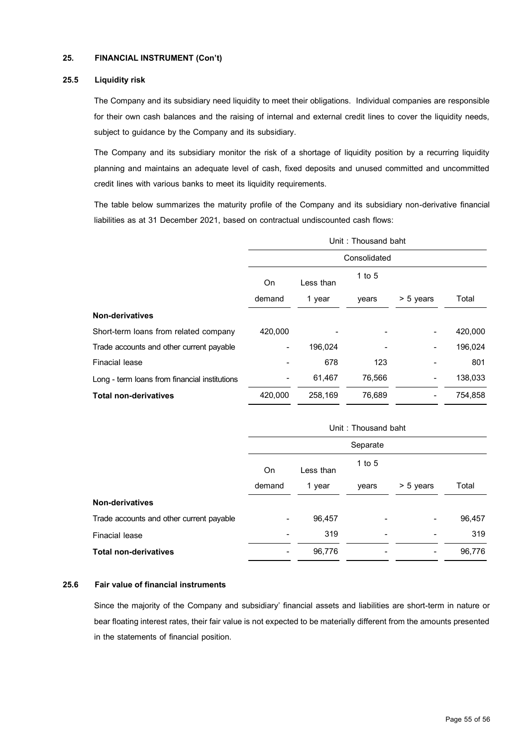### 25. FINANCIAL INSTRUMENT (Con't)

#### 25.5 Liquidity risk

The Company and its subsidiary need liquidity to meet their obligations. Individual companies are responsible for their own cash balances and the raising of internal and external credit lines to cover the liquidity needs, subject to guidance by the Company and its subsidiary.

The Company and its subsidiary monitor the risk of a shortage of liquidity position by a recurring liquidity planning and maintains an adequate level of cash, fixed deposits and unused committed and uncommitted credit lines with various banks to meet its liquidity requirements.

The table below summarizes the maturity profile of the Company and its subsidiary non-derivative financial liabilities as at 31 December 2021, based on contractual undiscounted cash flows:

| | Unit : Thousand baht | | | | |
|---|---|---|---|---|---|
| | Consolidated | | | | |
| | On demand | Less than 1 year | 1 to 5 years | > 5 years | Total |
| **Non-derivatives** | | | | | |
| Short-term loans from related company | 420,000 | - | - | - | 420,000 |
| Trade accounts and other current payable | - | 196,024 | - | - | 196,024 |
| Finacial lease | - | 678 | 123 | - | 801 |
| Long - term loans from financial institutions | - | 61,467 | 76,566 | - | 138,033 |
| **Total non-derivatives** | 420,000 | 258,169 | 76,689 | - | 754,858 |

| | Unit : Thousand baht | | | | |
|---|---|---|---|---|---|
| | Separate | | | | |
| | On demand | Less than 1 year | 1 to 5 years | > 5 years | Total |
| **Non-derivatives** | | | | | |
| Trade accounts and other current payable | - | 96,457 | - | - | 96,457 |
| Finacial lease | - | 319 | - | - | 319 |
| **Total non-derivatives** | - | 96,776 | - | - | 96,776 |

#### 25.6 Fair value of financial instruments

Since the majority of the Company and subsidiary' financial assets and liabilities are short-term in nature or bear floating interest rates, their fair value is not expected to be materially different from the amounts presented in the statements of financial position.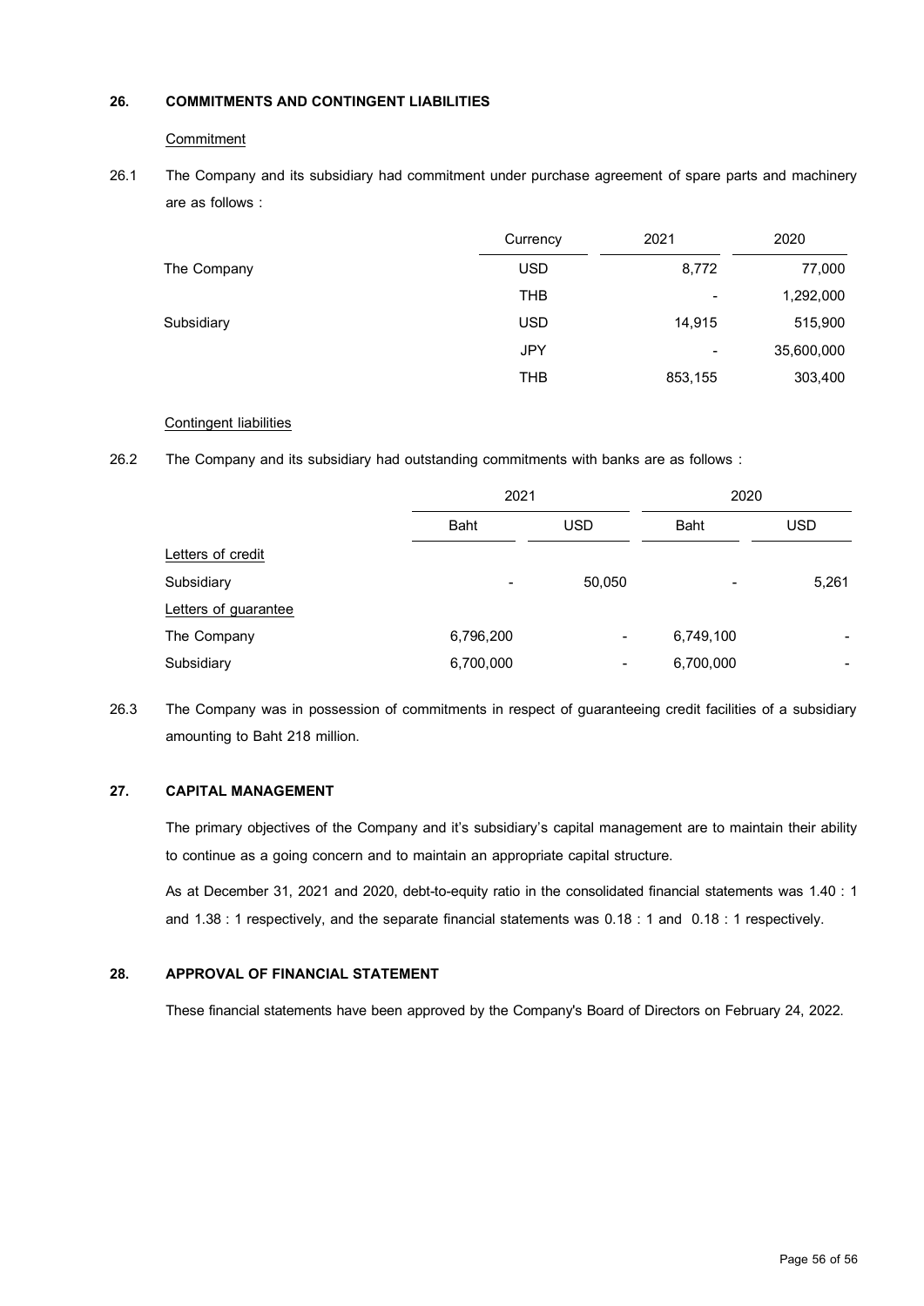## 26. COMMITMENTS AND CONTINGENT LIABILITIES

Commitment

26.1 The Company and its subsidiary had commitment under purchase agreement of spare parts and machinery are as follows :

| | Currency | 2021 | 2020 |
|---|---|---|---|
| The Company | USD | 8,772 | 77,000 |
| | THB | - | 1,292,000 |
| Subsidiary | USD | 14,915 | 515,900 |
| | JPY | - | 35,600,000 |
| | THB | 853,155 | 303,400 |

Contingent liabilities

26.2 The Company and its subsidiary had outstanding commitments with banks are as follows :

| | 2021 | | 2020 | |
|---|---|---|---|---|
| | Baht | USD | Baht | USD |
| Letters of credit | | | | |
| Subsidiary | - | 50,050 | - | 5,261 |
| Letters of guarantee | | | | |
| The Company | 6,796,200 | - | 6,749,100 | - |
| Subsidiary | 6,700,000 | - | 6,700,000 | - |

26.3 The Company was in possession of commitments in respect of guaranteeing credit facilities of a subsidiary amounting to Baht 218 million.

## 27. CAPITAL MANAGEMENT

The primary objectives of the Company and it's subsidiary's capital management are to maintain their ability to continue as a going concern and to maintain an appropriate capital structure.

As at December 31, 2021 and 2020, debt-to-equity ratio in the consolidated financial statements was 1.40 : 1 and 1.38 : 1 respectively, and the separate financial statements was 0.18 : 1 and 0.18 : 1 respectively.

## 28. APPROVAL OF FINANCIAL STATEMENT

These financial statements have been approved by the Company's Board of Directors on February 24, 2022.